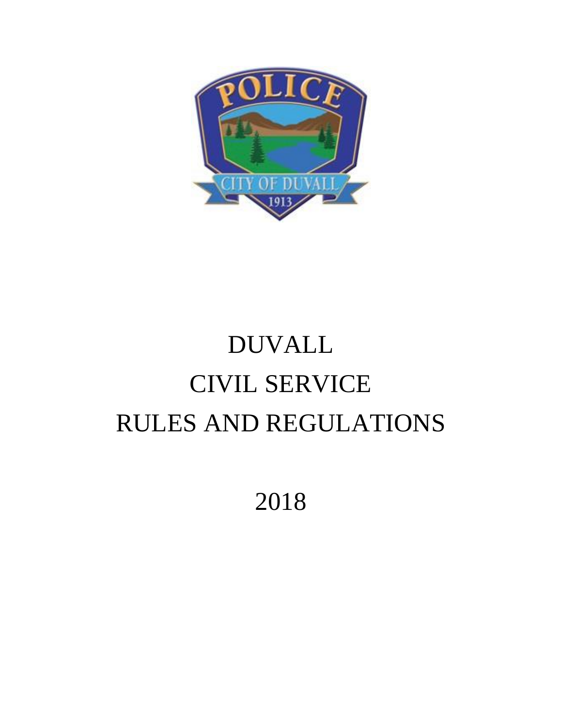# DUVALL
# CIVIL SERVICE
# RULES AND REGULATIONS

2018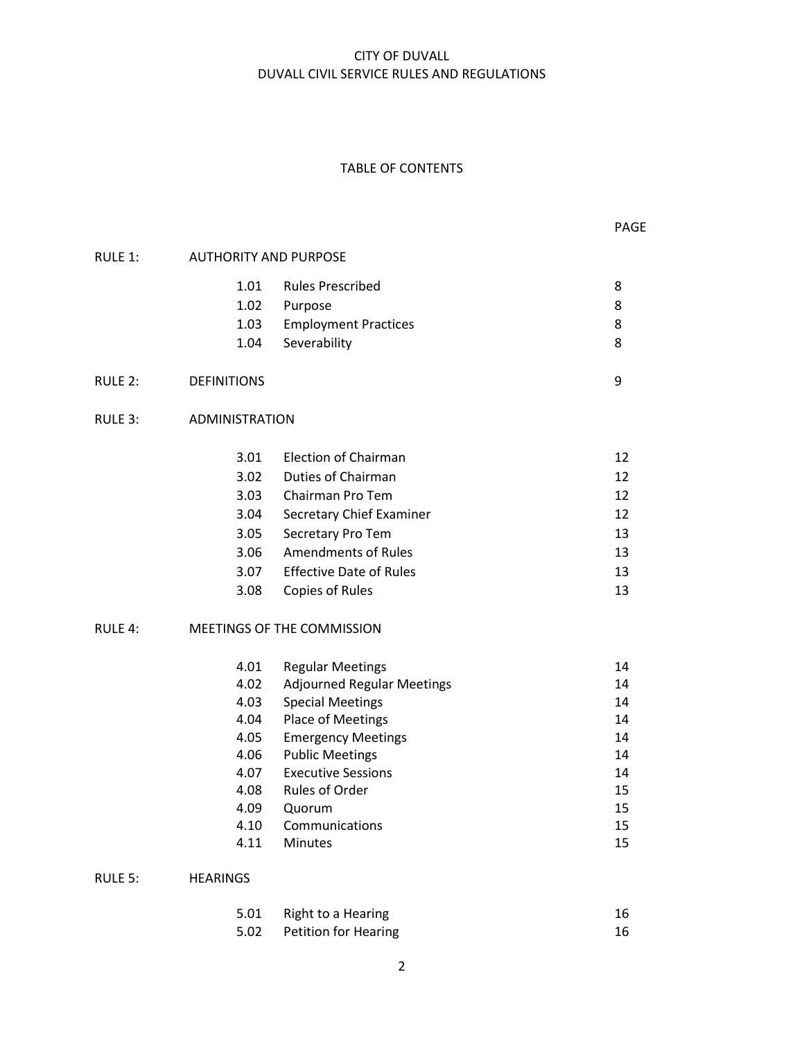CITY OF DUVALL
DUVALL CIVIL SERVICE RULES AND REGULATIONS

TABLE OF CONTENTS

| | | | PAGE |
|---|---|---|---|
| RULE 1: | AUTHORITY AND PURPOSE | | |
| | 1.01 | Rules Prescribed | 8 |
| | 1.02 | Purpose | 8 |
| | 1.03 | Employment Practices | 8 |
| | 1.04 | Severability | 8 |
| RULE 2: | DEFINITIONS | | 9 |
| RULE 3: | ADMINISTRATION | | |
| | 3.01 | Election of Chairman | 12 |
| | 3.02 | Duties of Chairman | 12 |
| | 3.03 | Chairman Pro Tem | 12 |
| | 3.04 | Secretary Chief Examiner | 12 |
| | 3.05 | Secretary Pro Tem | 13 |
| | 3.06 | Amendments of Rules | 13 |
| | 3.07 | Effective Date of Rules | 13 |
| | 3.08 | Copies of Rules | 13 |
| RULE 4: | MEETINGS OF THE COMMISSION | | |
| | 4.01 | Regular Meetings | 14 |
| | 4.02 | Adjourned Regular Meetings | 14 |
| | 4.03 | Special Meetings | 14 |
| | 4.04 | Place of Meetings | 14 |
| | 4.05 | Emergency Meetings | 14 |
| | 4.06 | Public Meetings | 14 |
| | 4.07 | Executive Sessions | 14 |
| | 4.08 | Rules of Order | 15 |
| | 4.09 | Quorum | 15 |
| | 4.10 | Communications | 15 |
| | 4.11 | Minutes | 15 |
| RULE 5: | HEARINGS | | |
| | 5.01 | Right to a Hearing | 16 |
| | 5.02 | Petition for Hearing | 16 |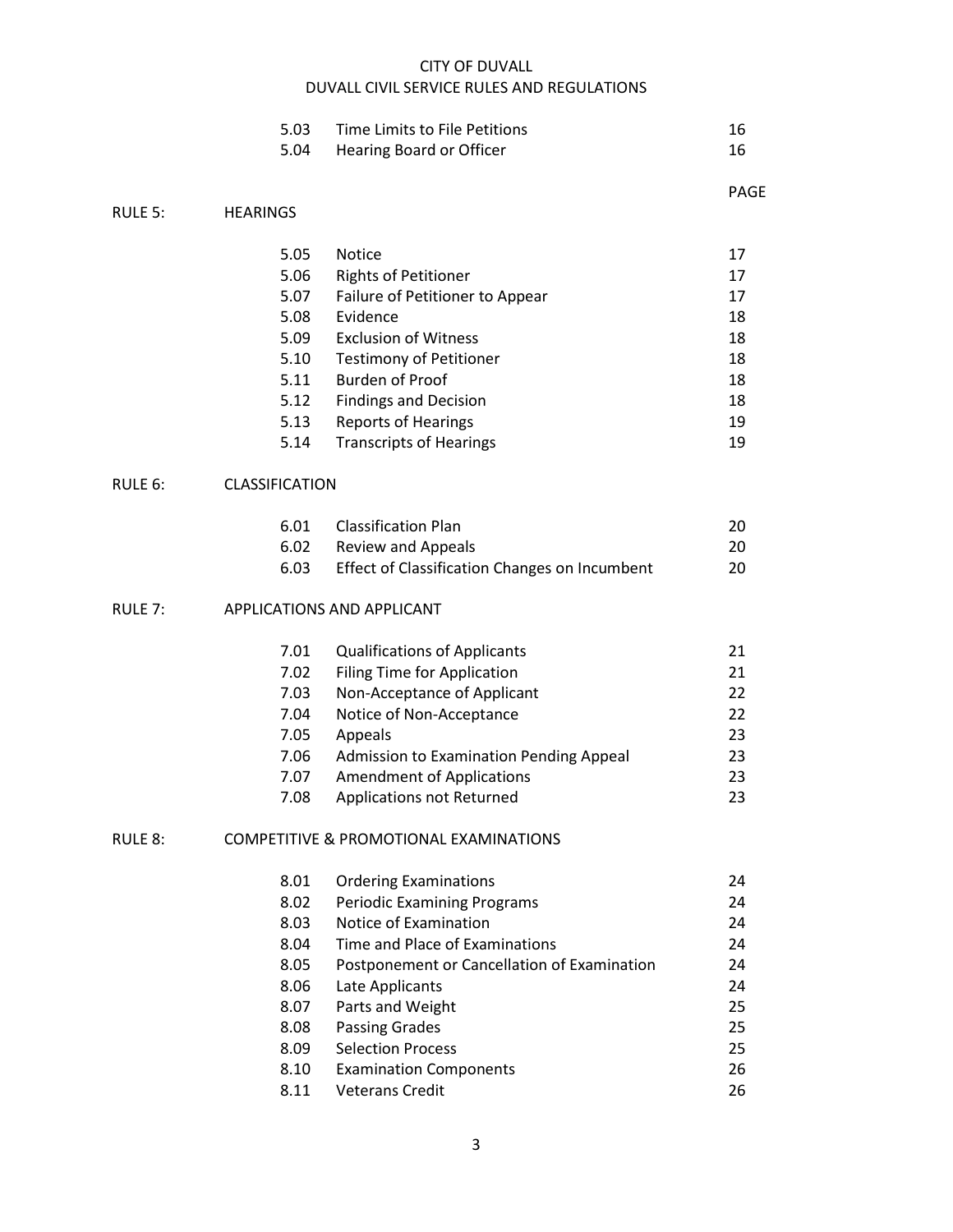| | | | PAGE |
|---|---|---|---|
| | 5.03 | Time Limits to File Petitions | 16 |
| | 5.04 | Hearing Board or Officer | 16 |
| RULE 5: | HEARINGS | | |
| | 5.05 | Notice | 17 |
| | 5.06 | Rights of Petitioner | 17 |
| | 5.07 | Failure of Petitioner to Appear | 17 |
| | 5.08 | Evidence | 18 |
| | 5.09 | Exclusion of Witness | 18 |
| | 5.10 | Testimony of Petitioner | 18 |
| | 5.11 | Burden of Proof | 18 |
| | 5.12 | Findings and Decision | 18 |
| | 5.13 | Reports of Hearings | 19 |
| | 5.14 | Transcripts of Hearings | 19 |
| RULE 6: | CLASSIFICATION | | |
| | 6.01 | Classification Plan | 20 |
| | 6.02 | Review and Appeals | 20 |
| | 6.03 | Effect of Classification Changes on Incumbent | 20 |
| RULE 7: | APPLICATIONS AND APPLICANT | | |
| | 7.01 | Qualifications of Applicants | 21 |
| | 7.02 | Filing Time for Application | 21 |
| | 7.03 | Non-Acceptance of Applicant | 22 |
| | 7.04 | Notice of Non-Acceptance | 22 |
| | 7.05 | Appeals | 23 |
| | 7.06 | Admission to Examination Pending Appeal | 23 |
| | 7.07 | Amendment of Applications | 23 |
| | 7.08 | Applications not Returned | 23 |
| RULE 8: | COMPETITIVE & PROMOTIONAL EXAMINATIONS | | |
| | 8.01 | Ordering Examinations | 24 |
| | 8.02 | Periodic Examining Programs | 24 |
| | 8.03 | Notice of Examination | 24 |
| | 8.04 | Time and Place of Examinations | 24 |
| | 8.05 | Postponement or Cancellation of Examination | 24 |
| | 8.06 | Late Applicants | 24 |
| | 8.07 | Parts and Weight | 25 |
| | 8.08 | Passing Grades | 25 |
| | 8.09 | Selection Process | 25 |
| | 8.10 | Examination Components | 26 |
| | 8.11 | Veterans Credit | 26 |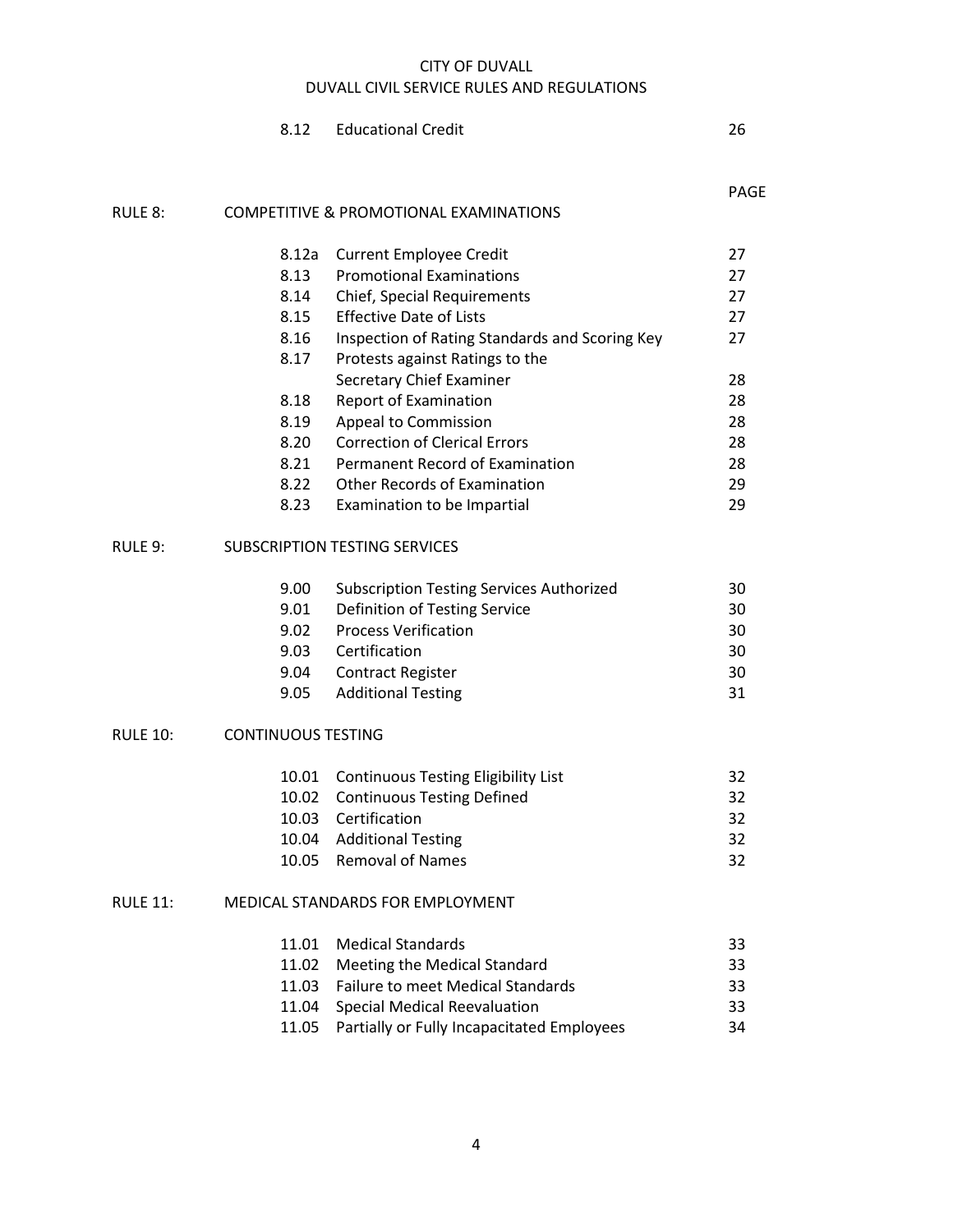| | | | |
|---|---|---|---|
| | 8.12 | Educational Credit | 26 |
| | | | PAGE |
| RULE 8: | COMPETITIVE & PROMOTIONAL EXAMINATIONS | | |
| | 8.12a | Current Employee Credit | 27 |
| | 8.13 | Promotional Examinations | 27 |
| | 8.14 | Chief, Special Requirements | 27 |
| | 8.15 | Effective Date of Lists | 27 |
| | 8.16 | Inspection of Rating Standards and Scoring Key | 27 |
| | 8.17 | Protests against Ratings to the Secretary Chief Examiner | 28 |
| | 8.18 | Report of Examination | 28 |
| | 8.19 | Appeal to Commission | 28 |
| | 8.20 | Correction of Clerical Errors | 28 |
| | 8.21 | Permanent Record of Examination | 28 |
| | 8.22 | Other Records of Examination | 29 |
| | 8.23 | Examination to be Impartial | 29 |
| RULE 9: | SUBSCRIPTION TESTING SERVICES | | |
| | 9.00 | Subscription Testing Services Authorized | 30 |
| | 9.01 | Definition of Testing Service | 30 |
| | 9.02 | Process Verification | 30 |
| | 9.03 | Certification | 30 |
| | 9.04 | Contract Register | 30 |
| | 9.05 | Additional Testing | 31 |
| RULE 10: | CONTINUOUS TESTING | | |
| | 10.01 | Continuous Testing Eligibility List | 32 |
| | 10.02 | Continuous Testing Defined | 32 |
| | 10.03 | Certification | 32 |
| | 10.04 | Additional Testing | 32 |
| | 10.05 | Removal of Names | 32 |
| RULE 11: | MEDICAL STANDARDS FOR EMPLOYMENT | | |
| | 11.01 | Medical Standards | 33 |
| | 11.02 | Meeting the Medical Standard | 33 |
| | 11.03 | Failure to meet Medical Standards | 33 |
| | 11.04 | Special Medical Reevaluation | 33 |
| | 11.05 | Partially or Fully Incapacitated Employees | 34 |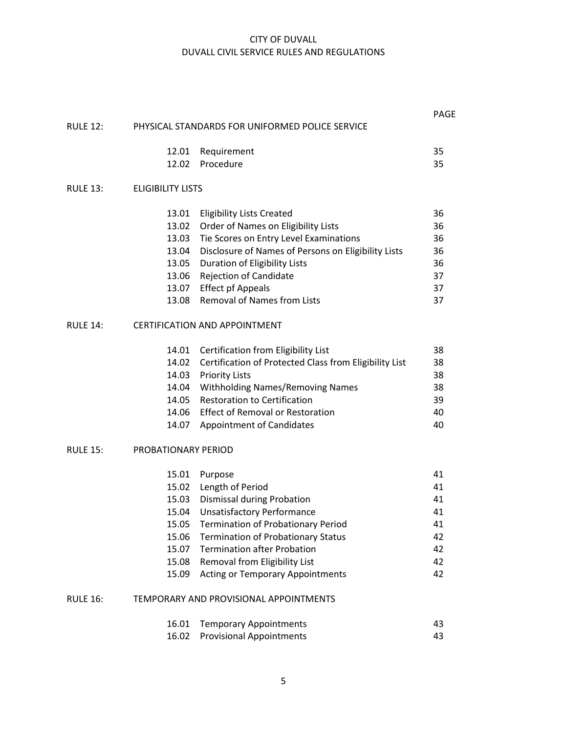CITY OF DUVALL
DUVALL CIVIL SERVICE RULES AND REGULATIONS

| | | | PAGE |
|---|---|---|---|
| RULE 12: | PHYSICAL STANDARDS FOR UNIFORMED POLICE SERVICE | | |
| | 12.01 | Requirement | 35 |
| | 12.02 | Procedure | 35 |
| RULE 13: | ELIGIBILITY LISTS | | |
| | 13.01 | Eligibility Lists Created | 36 |
| | 13.02 | Order of Names on Eligibility Lists | 36 |
| | 13.03 | Tie Scores on Entry Level Examinations | 36 |
| | 13.04 | Disclosure of Names of Persons on Eligibility Lists | 36 |
| | 13.05 | Duration of Eligibility Lists | 36 |
| | 13.06 | Rejection of Candidate | 37 |
| | 13.07 | Effect pf Appeals | 37 |
| | 13.08 | Removal of Names from Lists | 37 |
| RULE 14: | CERTIFICATION AND APPOINTMENT | | |
| | 14.01 | Certification from Eligibility List | 38 |
| | 14.02 | Certification of Protected Class from Eligibility List | 38 |
| | 14.03 | Priority Lists | 38 |
| | 14.04 | Withholding Names/Removing Names | 38 |
| | 14.05 | Restoration to Certification | 39 |
| | 14.06 | Effect of Removal or Restoration | 40 |
| | 14.07 | Appointment of Candidates | 40 |
| RULE 15: | PROBATIONARY PERIOD | | |
| | 15.01 | Purpose | 41 |
| | 15.02 | Length of Period | 41 |
| | 15.03 | Dismissal during Probation | 41 |
| | 15.04 | Unsatisfactory Performance | 41 |
| | 15.05 | Termination of Probationary Period | 41 |
| | 15.06 | Termination of Probationary Status | 42 |
| | 15.07 | Termination after Probation | 42 |
| | 15.08 | Removal from Eligibility List | 42 |
| | 15.09 | Acting or Temporary Appointments | 42 |
| RULE 16: | TEMPORARY AND PROVISIONAL APPOINTMENTS | | |
| | 16.01 | Temporary Appointments | 43 |
| | 16.02 | Provisional Appointments | 43 |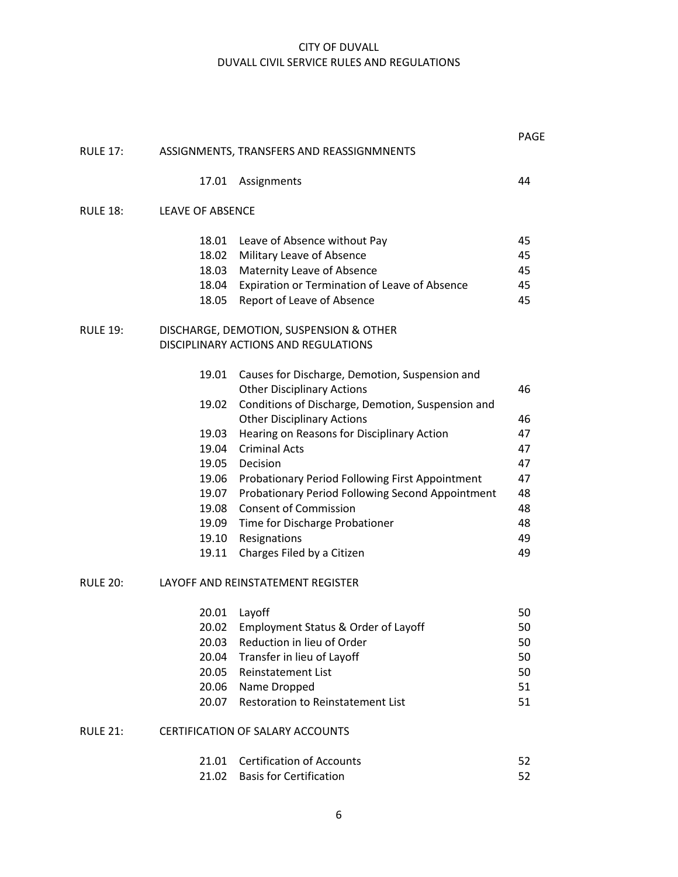CITY OF DUVALL
DUVALL CIVIL SERVICE RULES AND REGULATIONS

| | | | PAGE |
|---|---|---|---|
| RULE 17: | ASSIGNMENTS, TRANSFERS AND REASSIGNMNENTS | | |
| | 17.01 | Assignments | 44 |
| RULE 18: | LEAVE OF ABSENCE | | |
| | 18.01 | Leave of Absence without Pay | 45 |
| | 18.02 | Military Leave of Absence | 45 |
| | 18.03 | Maternity Leave of Absence | 45 |
| | 18.04 | Expiration or Termination of Leave of Absence | 45 |
| | 18.05 | Report of Leave of Absence | 45 |
| RULE 19: | DISCHARGE, DEMOTION, SUSPENSION & OTHER DISCIPLINARY ACTIONS AND REGULATIONS | | |
| | 19.01 | Causes for Discharge, Demotion, Suspension and Other Disciplinary Actions | 46 |
| | 19.02 | Conditions of Discharge, Demotion, Suspension and Other Disciplinary Actions | 46 |
| | 19.03 | Hearing on Reasons for Disciplinary Action | 47 |
| | 19.04 | Criminal Acts | 47 |
| | 19.05 | Decision | 47 |
| | 19.06 | Probationary Period Following First Appointment | 47 |
| | 19.07 | Probationary Period Following Second Appointment | 48 |
| | 19.08 | Consent of Commission | 48 |
| | 19.09 | Time for Discharge Probationer | 48 |
| | 19.10 | Resignations | 49 |
| | 19.11 | Charges Filed by a Citizen | 49 |
| RULE 20: | LAYOFF AND REINSTATEMENT REGISTER | | |
| | 20.01 | Layoff | 50 |
| | 20.02 | Employment Status & Order of Layoff | 50 |
| | 20.03 | Reduction in lieu of Order | 50 |
| | 20.04 | Transfer in lieu of Layoff | 50 |
| | 20.05 | Reinstatement List | 50 |
| | 20.06 | Name Dropped | 51 |
| | 20.07 | Restoration to Reinstatement List | 51 |
| RULE 21: | CERTIFICATION OF SALARY ACCOUNTS | | |
| | 21.01 | Certification of Accounts | 52 |
| | 21.02 | Basis for Certification | 52 |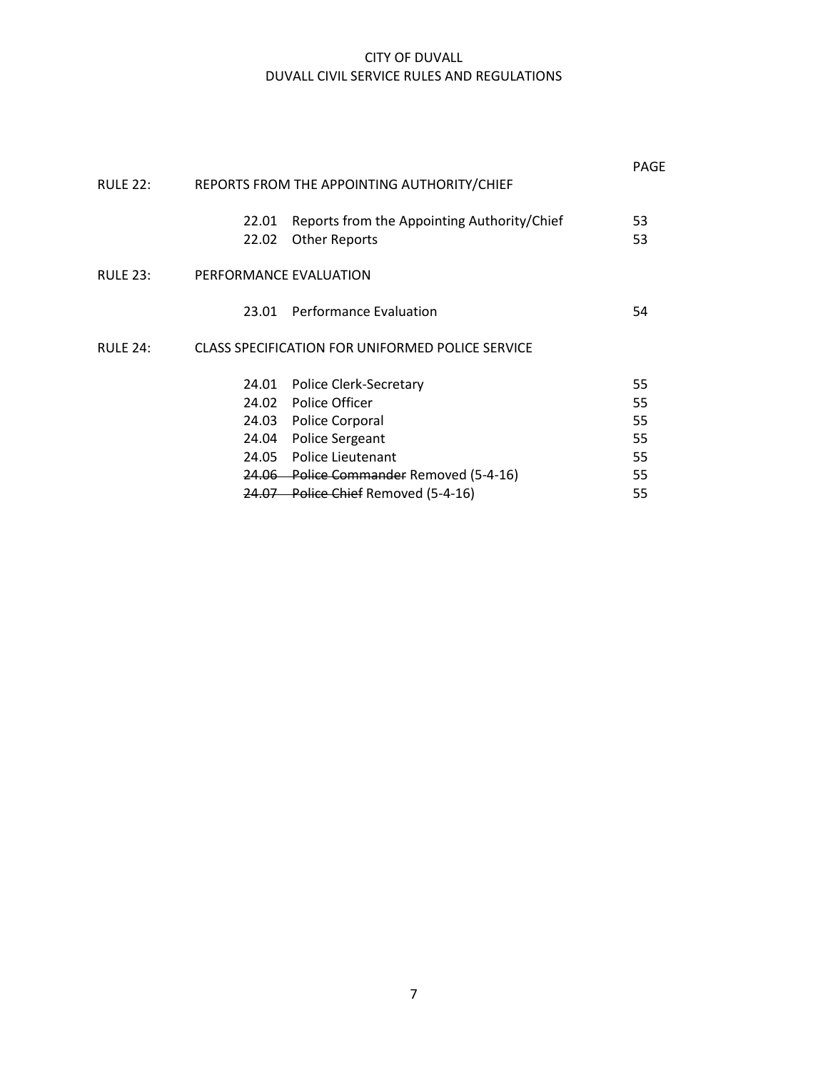| | | | PAGE |
|---|---|---|---|
| RULE 22: | REPORTS FROM THE APPOINTING AUTHORITY/CHIEF | | |
| | 22.01 | Reports from the Appointing Authority/Chief | 53 |
| | 22.02 | Other Reports | 53 |
| RULE 23: | PERFORMANCE EVALUATION | | |
| | 23.01 | Performance Evaluation | 54 |
| RULE 24: | CLASS SPECIFICATION FOR UNIFORMED POLICE SERVICE | | |
| | 24.01 | Police Clerk-Secretary | 55 |
| | 24.02 | Police Officer | 55 |
| | 24.03 | Police Corporal | 55 |
| | 24.04 | Police Sergeant | 55 |
| | 24.05 | Police Lieutenant | 55 |
| | ~~24.06~~ | ~~Police Commander~~ Removed (5-4-16) | 55 |
| | ~~24.07~~ | ~~Police Chief~~ Removed (5-4-16) | 55 |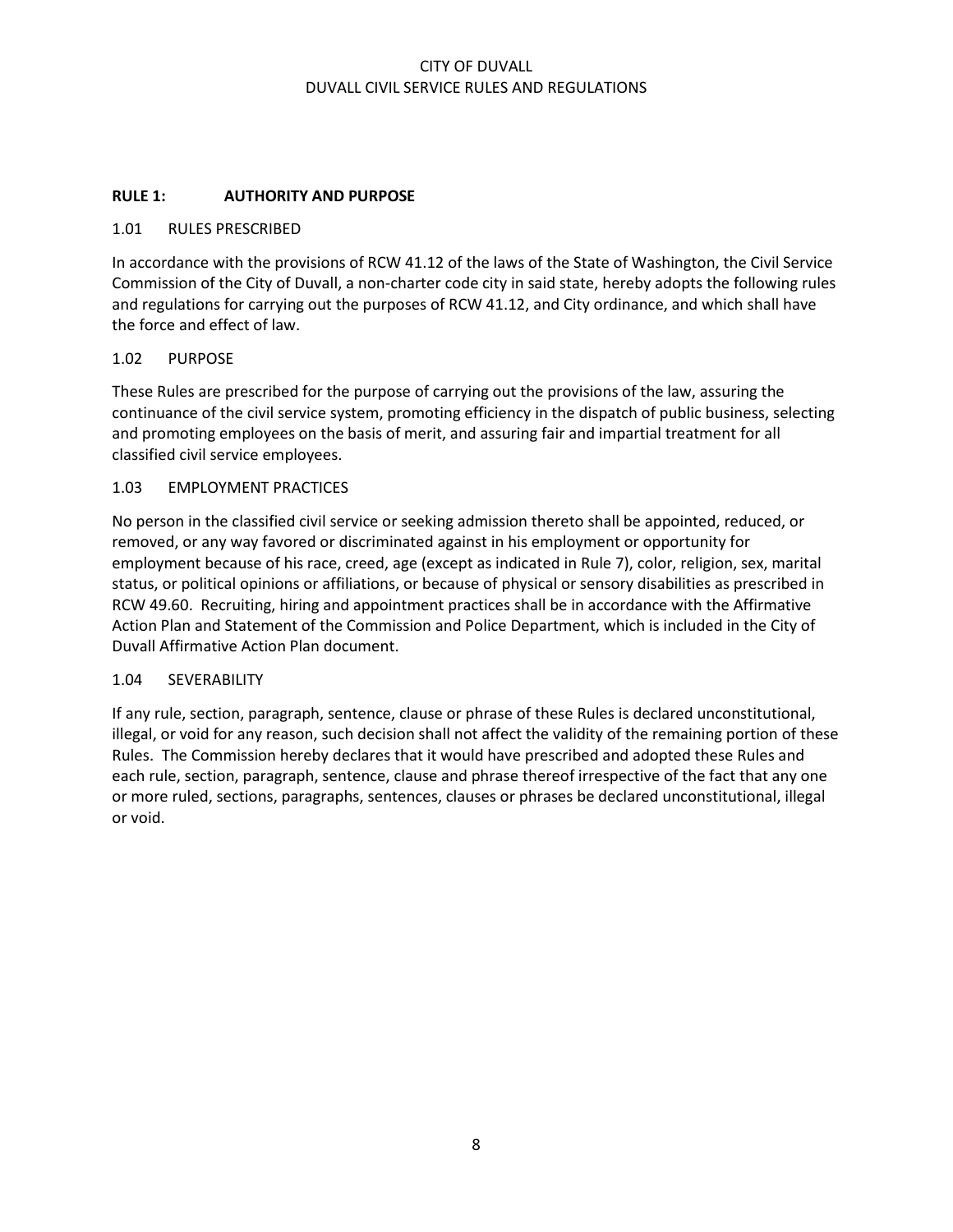## RULE 1: AUTHORITY AND PURPOSE

### 1.01 RULES PRESCRIBED

In accordance with the provisions of RCW 41.12 of the laws of the State of Washington, the Civil Service Commission of the City of Duvall, a non-charter code city in said state, hereby adopts the following rules and regulations for carrying out the purposes of RCW 41.12, and City ordinance, and which shall have the force and effect of law.

### 1.02 PURPOSE

These Rules are prescribed for the purpose of carrying out the provisions of the law, assuring the continuance of the civil service system, promoting efficiency in the dispatch of public business, selecting and promoting employees on the basis of merit, and assuring fair and impartial treatment for all classified civil service employees.

### 1.03 EMPLOYMENT PRACTICES

No person in the classified civil service or seeking admission thereto shall be appointed, reduced, or removed, or any way favored or discriminated against in his employment or opportunity for employment because of his race, creed, age (except as indicated in Rule 7), color, religion, sex, marital status, or political opinions or affiliations, or because of physical or sensory disabilities as prescribed in RCW 49.60. Recruiting, hiring and appointment practices shall be in accordance with the Affirmative Action Plan and Statement of the Commission and Police Department, which is included in the City of Duvall Affirmative Action Plan document.

### 1.04 SEVERABILITY

If any rule, section, paragraph, sentence, clause or phrase of these Rules is declared unconstitutional, illegal, or void for any reason, such decision shall not affect the validity of the remaining portion of these Rules. The Commission hereby declares that it would have prescribed and adopted these Rules and each rule, section, paragraph, sentence, clause and phrase thereof irrespective of the fact that any one or more ruled, sections, paragraphs, sentences, clauses or phrases be declared unconstitutional, illegal or void.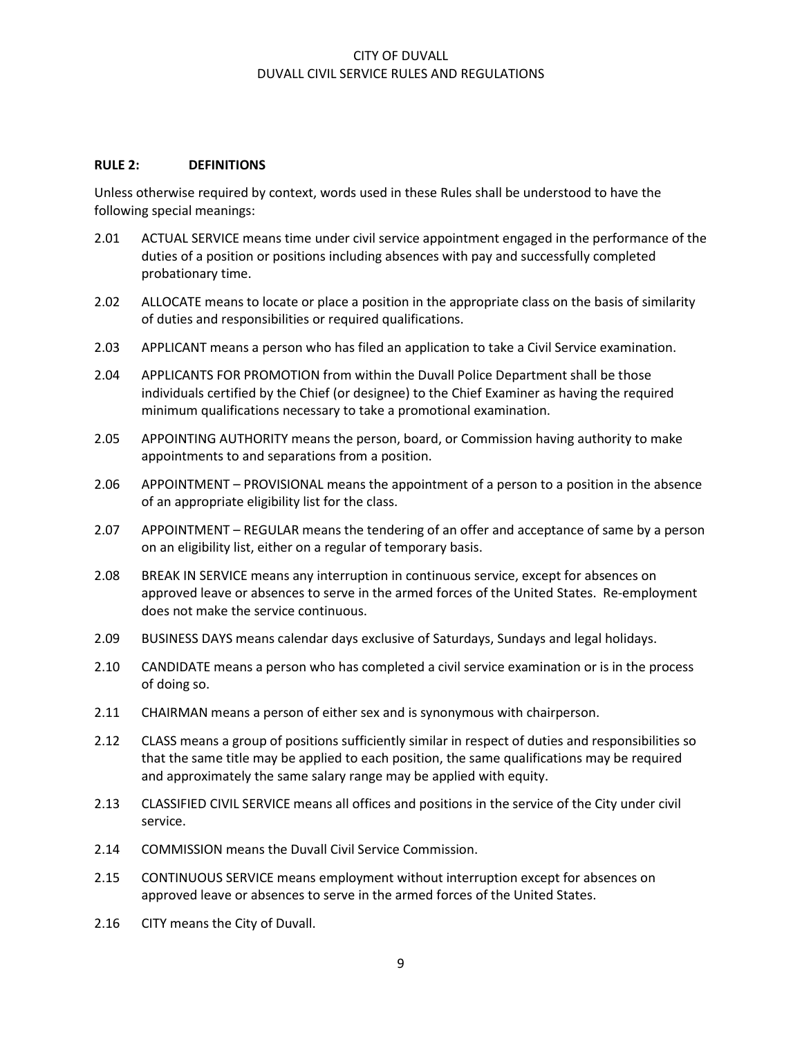## RULE 2: DEFINITIONS

Unless otherwise required by context, words used in these Rules shall be understood to have the following special meanings:

2.01 ACTUAL SERVICE means time under civil service appointment engaged in the performance of the duties of a position or positions including absences with pay and successfully completed probationary time.

2.02 ALLOCATE means to locate or place a position in the appropriate class on the basis of similarity of duties and responsibilities or required qualifications.

2.03 APPLICANT means a person who has filed an application to take a Civil Service examination.

2.04 APPLICANTS FOR PROMOTION from within the Duvall Police Department shall be those individuals certified by the Chief (or designee) to the Chief Examiner as having the required minimum qualifications necessary to take a promotional examination.

2.05 APPOINTING AUTHORITY means the person, board, or Commission having authority to make appointments to and separations from a position.

2.06 APPOINTMENT – PROVISIONAL means the appointment of a person to a position in the absence of an appropriate eligibility list for the class.

2.07 APPOINTMENT – REGULAR means the tendering of an offer and acceptance of same by a person on an eligibility list, either on a regular of temporary basis.

2.08 BREAK IN SERVICE means any interruption in continuous service, except for absences on approved leave or absences to serve in the armed forces of the United States. Re-employment does not make the service continuous.

2.09 BUSINESS DAYS means calendar days exclusive of Saturdays, Sundays and legal holidays.

2.10 CANDIDATE means a person who has completed a civil service examination or is in the process of doing so.

2.11 CHAIRMAN means a person of either sex and is synonymous with chairperson.

2.12 CLASS means a group of positions sufficiently similar in respect of duties and responsibilities so that the same title may be applied to each position, the same qualifications may be required and approximately the same salary range may be applied with equity.

2.13 CLASSIFIED CIVIL SERVICE means all offices and positions in the service of the City under civil service.

2.14 COMMISSION means the Duvall Civil Service Commission.

2.15 CONTINUOUS SERVICE means employment without interruption except for absences on approved leave or absences to serve in the armed forces of the United States.

2.16 CITY means the City of Duvall.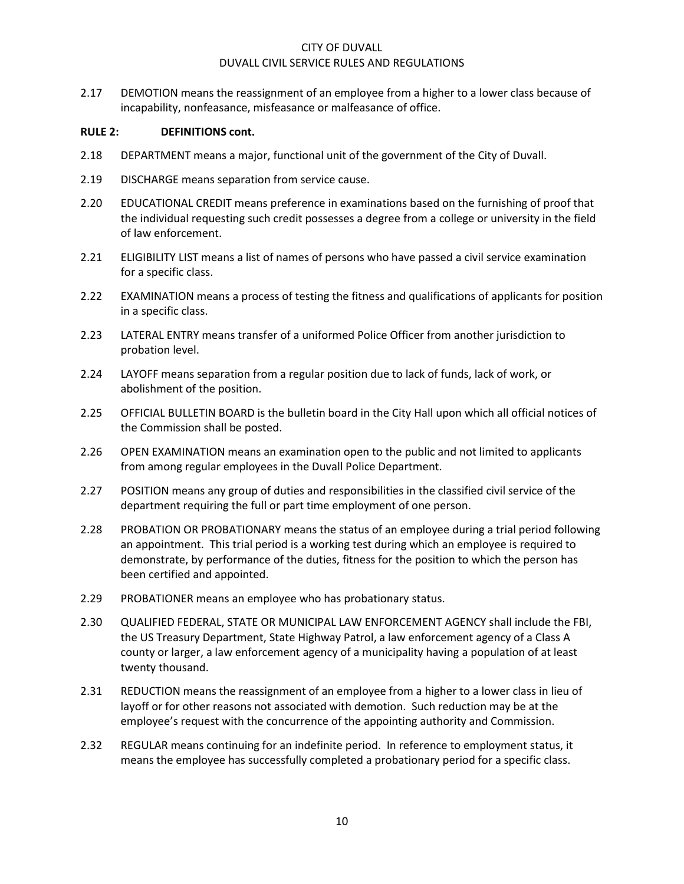2.17 DEMOTION means the reassignment of an employee from a higher to a lower class because of incapability, nonfeasance, misfeasance or malfeasance of office.

**RULE 2: DEFINITIONS cont.**

2.18 DEPARTMENT means a major, functional unit of the government of the City of Duvall.

2.19 DISCHARGE means separation from service cause.

2.20 EDUCATIONAL CREDIT means preference in examinations based on the furnishing of proof that the individual requesting such credit possesses a degree from a college or university in the field of law enforcement.

2.21 ELIGIBILITY LIST means a list of names of persons who have passed a civil service examination for a specific class.

2.22 EXAMINATION means a process of testing the fitness and qualifications of applicants for position in a specific class.

2.23 LATERAL ENTRY means transfer of a uniformed Police Officer from another jurisdiction to probation level.

2.24 LAYOFF means separation from a regular position due to lack of funds, lack of work, or abolishment of the position.

2.25 OFFICIAL BULLETIN BOARD is the bulletin board in the City Hall upon which all official notices of the Commission shall be posted.

2.26 OPEN EXAMINATION means an examination open to the public and not limited to applicants from among regular employees in the Duvall Police Department.

2.27 POSITION means any group of duties and responsibilities in the classified civil service of the department requiring the full or part time employment of one person.

2.28 PROBATION OR PROBATIONARY means the status of an employee during a trial period following an appointment. This trial period is a working test during which an employee is required to demonstrate, by performance of the duties, fitness for the position to which the person has been certified and appointed.

2.29 PROBATIONER means an employee who has probationary status.

2.30 QUALIFIED FEDERAL, STATE OR MUNICIPAL LAW ENFORCEMENT AGENCY shall include the FBI, the US Treasury Department, State Highway Patrol, a law enforcement agency of a Class A county or larger, a law enforcement agency of a municipality having a population of at least twenty thousand.

2.31 REDUCTION means the reassignment of an employee from a higher to a lower class in lieu of layoff or for other reasons not associated with demotion. Such reduction may be at the employee's request with the concurrence of the appointing authority and Commission.

2.32 REGULAR means continuing for an indefinite period. In reference to employment status, it means the employee has successfully completed a probationary period for a specific class.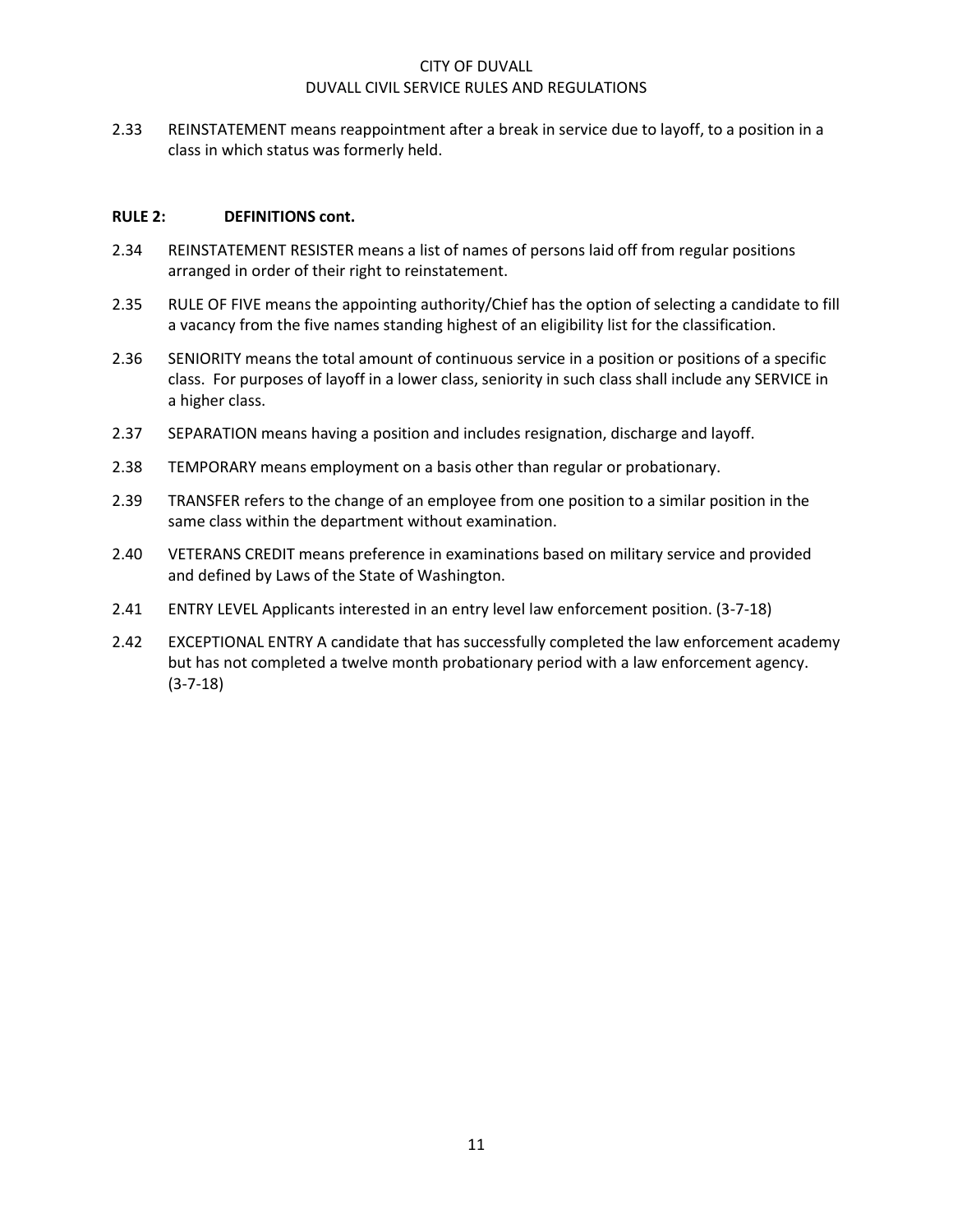2.33 REINSTATEMENT means reappointment after a break in service due to layoff, to a position in a class in which status was formerly held.

**RULE 2: DEFINITIONS cont.**

2.34 REINSTATEMENT RESISTER means a list of names of persons laid off from regular positions arranged in order of their right to reinstatement.

2.35 RULE OF FIVE means the appointing authority/Chief has the option of selecting a candidate to fill a vacancy from the five names standing highest of an eligibility list for the classification.

2.36 SENIORITY means the total amount of continuous service in a position or positions of a specific class. For purposes of layoff in a lower class, seniority in such class shall include any SERVICE in a higher class.

2.37 SEPARATION means having a position and includes resignation, discharge and layoff.

2.38 TEMPORARY means employment on a basis other than regular or probationary.

2.39 TRANSFER refers to the change of an employee from one position to a similar position in the same class within the department without examination.

2.40 VETERANS CREDIT means preference in examinations based on military service and provided and defined by Laws of the State of Washington.

2.41 ENTRY LEVEL Applicants interested in an entry level law enforcement position. (3-7-18)

2.42 EXCEPTIONAL ENTRY A candidate that has successfully completed the law enforcement academy but has not completed a twelve month probationary period with a law enforcement agency. (3-7-18)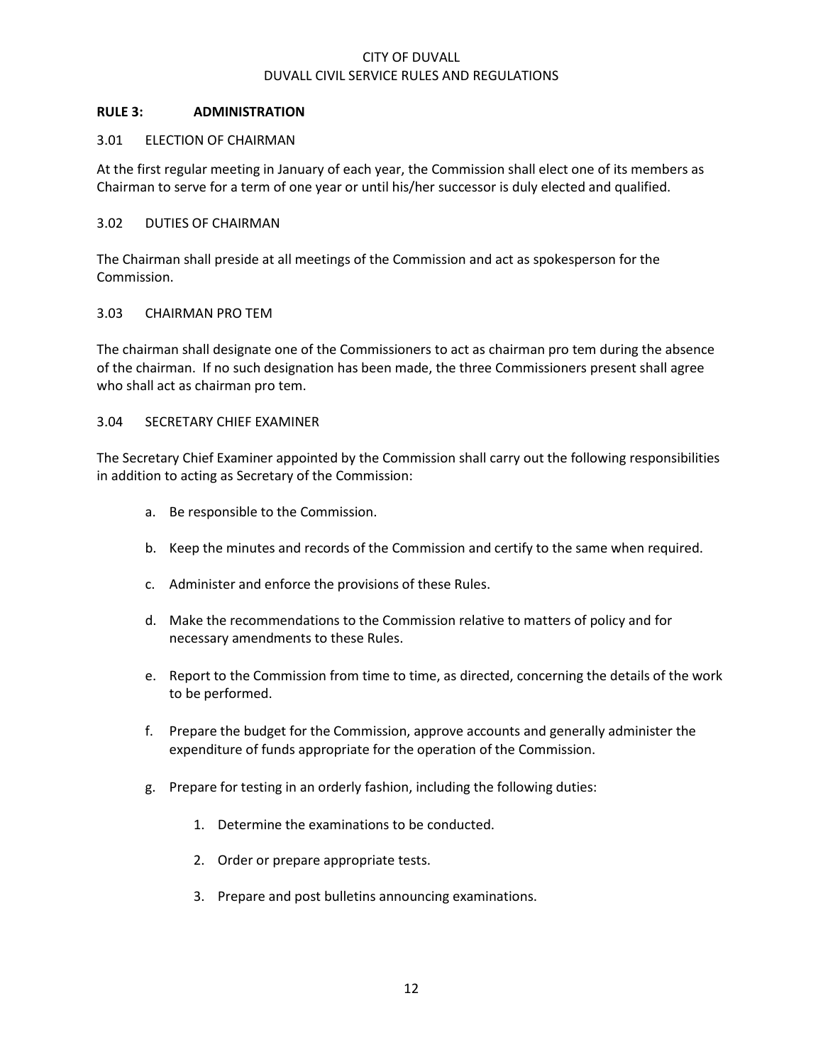## RULE 3: ADMINISTRATION

### 3.01 ELECTION OF CHAIRMAN

At the first regular meeting in January of each year, the Commission shall elect one of its members as Chairman to serve for a term of one year or until his/her successor is duly elected and qualified.

### 3.02 DUTIES OF CHAIRMAN

The Chairman shall preside at all meetings of the Commission and act as spokesperson for the Commission.

### 3.03 CHAIRMAN PRO TEM

The chairman shall designate one of the Commissioners to act as chairman pro tem during the absence of the chairman. If no such designation has been made, the three Commissioners present shall agree who shall act as chairman pro tem.

### 3.04 SECRETARY CHIEF EXAMINER

The Secretary Chief Examiner appointed by the Commission shall carry out the following responsibilities in addition to acting as Secretary of the Commission:

a. Be responsible to the Commission.

b. Keep the minutes and records of the Commission and certify to the same when required.

c. Administer and enforce the provisions of these Rules.

d. Make the recommendations to the Commission relative to matters of policy and for necessary amendments to these Rules.

e. Report to the Commission from time to time, as directed, concerning the details of the work to be performed.

f. Prepare the budget for the Commission, approve accounts and generally administer the expenditure of funds appropriate for the operation of the Commission.

g. Prepare for testing in an orderly fashion, including the following duties:

   1. Determine the examinations to be conducted.

   2. Order or prepare appropriate tests.

   3. Prepare and post bulletins announcing examinations.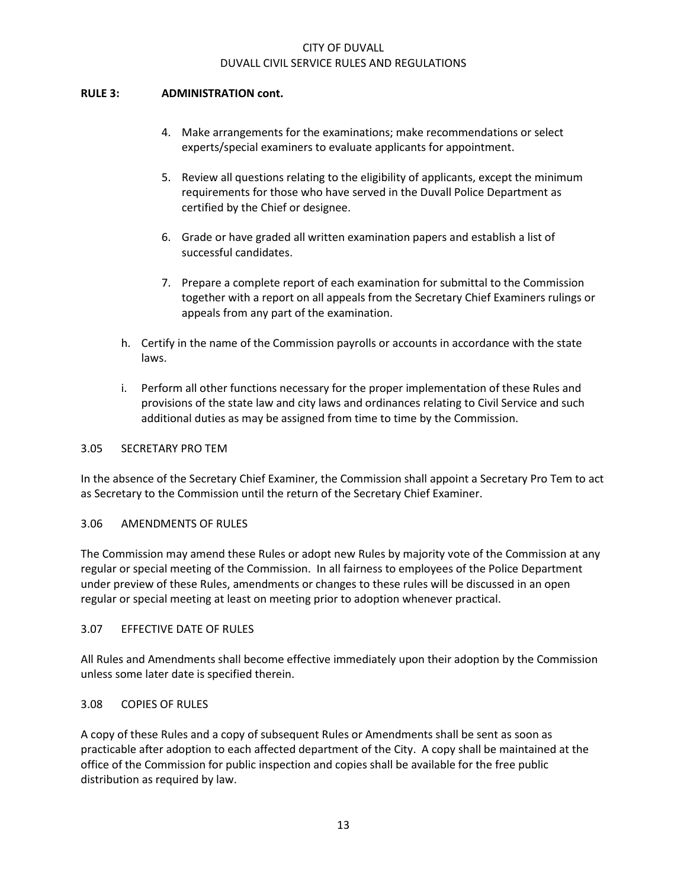**RULE 3: ADMINISTRATION cont.**

4. Make arrangements for the examinations; make recommendations or select experts/special examiners to evaluate applicants for appointment.

5. Review all questions relating to the eligibility of applicants, except the minimum requirements for those who have served in the Duvall Police Department as certified by the Chief or designee.

6. Grade or have graded all written examination papers and establish a list of successful candidates.

7. Prepare a complete report of each examination for submittal to the Commission together with a report on all appeals from the Secretary Chief Examiners rulings or appeals from any part of the examination.

h. Certify in the name of the Commission payrolls or accounts in accordance with the state laws.

i. Perform all other functions necessary for the proper implementation of these Rules and provisions of the state law and city laws and ordinances relating to Civil Service and such additional duties as may be assigned from time to time by the Commission.

3.05 SECRETARY PRO TEM

In the absence of the Secretary Chief Examiner, the Commission shall appoint a Secretary Pro Tem to act as Secretary to the Commission until the return of the Secretary Chief Examiner.

3.06 AMENDMENTS OF RULES

The Commission may amend these Rules or adopt new Rules by majority vote of the Commission at any regular or special meeting of the Commission. In all fairness to employees of the Police Department under preview of these Rules, amendments or changes to these rules will be discussed in an open regular or special meeting at least on meeting prior to adoption whenever practical.

3.07 EFFECTIVE DATE OF RULES

All Rules and Amendments shall become effective immediately upon their adoption by the Commission unless some later date is specified therein.

3.08 COPIES OF RULES

A copy of these Rules and a copy of subsequent Rules or Amendments shall be sent as soon as practicable after adoption to each affected department of the City. A copy shall be maintained at the office of the Commission for public inspection and copies shall be available for the free public distribution as required by law.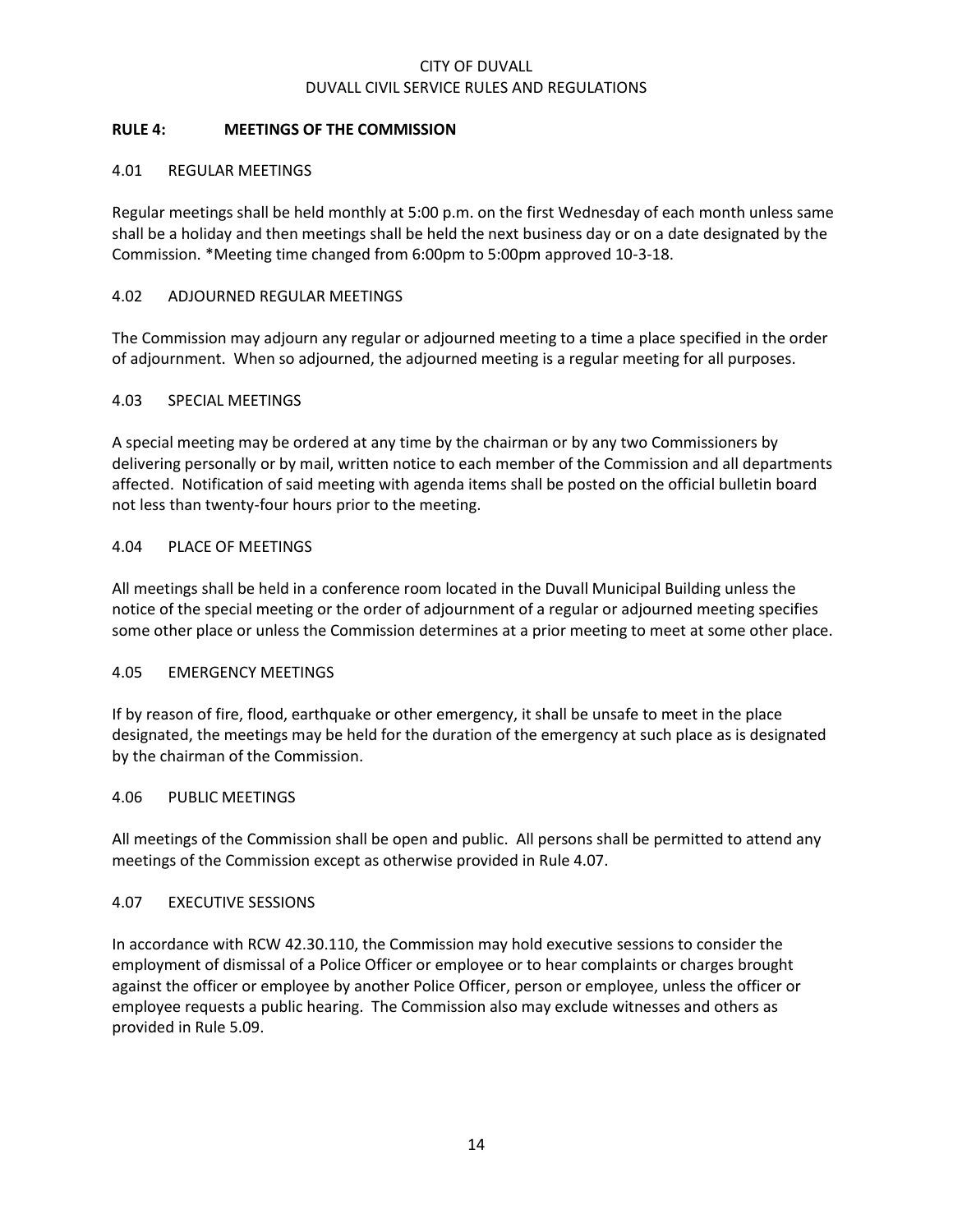## RULE 4: MEETINGS OF THE COMMISSION

### 4.01 REGULAR MEETINGS

Regular meetings shall be held monthly at 5:00 p.m. on the first Wednesday of each month unless same shall be a holiday and then meetings shall be held the next business day or on a date designated by the Commission. *Meeting time changed from 6:00pm to 5:00pm approved 10-3-18.

### 4.02 ADJOURNED REGULAR MEETINGS

The Commission may adjourn any regular or adjourned meeting to a time a place specified in the order of adjournment. When so adjourned, the adjourned meeting is a regular meeting for all purposes.

### 4.03 SPECIAL MEETINGS

A special meeting may be ordered at any time by the chairman or by any two Commissioners by delivering personally or by mail, written notice to each member of the Commission and all departments affected. Notification of said meeting with agenda items shall be posted on the official bulletin board not less than twenty-four hours prior to the meeting.

### 4.04 PLACE OF MEETINGS

All meetings shall be held in a conference room located in the Duvall Municipal Building unless the notice of the special meeting or the order of adjournment of a regular or adjourned meeting specifies some other place or unless the Commission determines at a prior meeting to meet at some other place.

### 4.05 EMERGENCY MEETINGS

If by reason of fire, flood, earthquake or other emergency, it shall be unsafe to meet in the place designated, the meetings may be held for the duration of the emergency at such place as is designated by the chairman of the Commission.

### 4.06 PUBLIC MEETINGS

All meetings of the Commission shall be open and public. All persons shall be permitted to attend any meetings of the Commission except as otherwise provided in Rule 4.07.

### 4.07 EXECUTIVE SESSIONS

In accordance with RCW 42.30.110, the Commission may hold executive sessions to consider the employment of dismissal of a Police Officer or employee or to hear complaints or charges brought against the officer or employee by another Police Officer, person or employee, unless the officer or employee requests a public hearing. The Commission also may exclude witnesses and others as provided in Rule 5.09.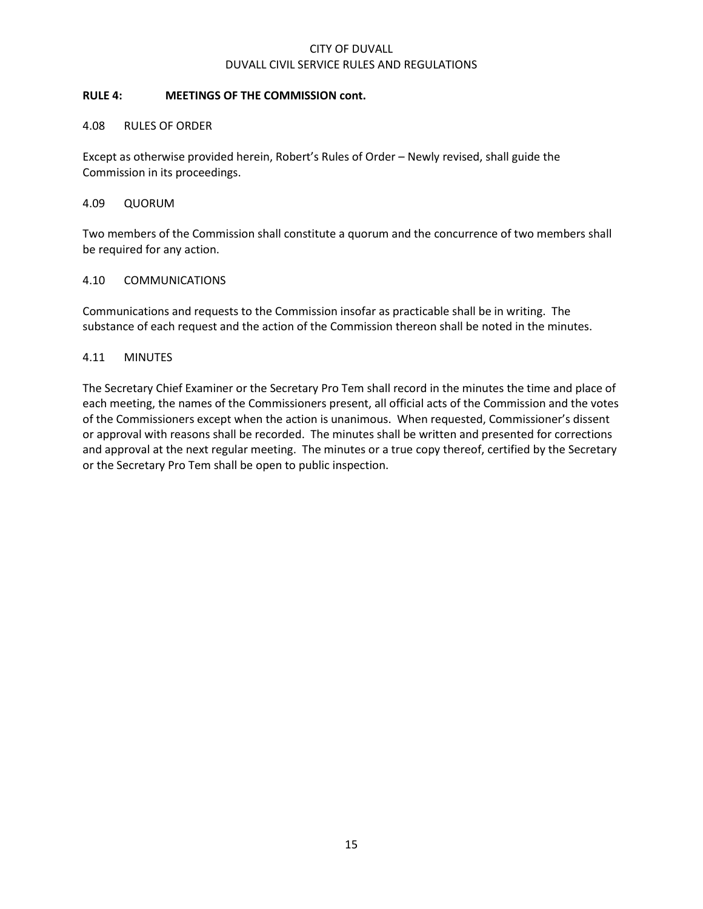**RULE 4: MEETINGS OF THE COMMISSION cont.**

4.08 RULES OF ORDER

Except as otherwise provided herein, Robert's Rules of Order – Newly revised, shall guide the Commission in its proceedings.

4.09 QUORUM

Two members of the Commission shall constitute a quorum and the concurrence of two members shall be required for any action.

4.10 COMMUNICATIONS

Communications and requests to the Commission insofar as practicable shall be in writing. The substance of each request and the action of the Commission thereon shall be noted in the minutes.

4.11 MINUTES

The Secretary Chief Examiner or the Secretary Pro Tem shall record in the minutes the time and place of each meeting, the names of the Commissioners present, all official acts of the Commission and the votes of the Commissioners except when the action is unanimous. When requested, Commissioner's dissent or approval with reasons shall be recorded. The minutes shall be written and presented for corrections and approval at the next regular meeting. The minutes or a true copy thereof, certified by the Secretary or the Secretary Pro Tem shall be open to public inspection.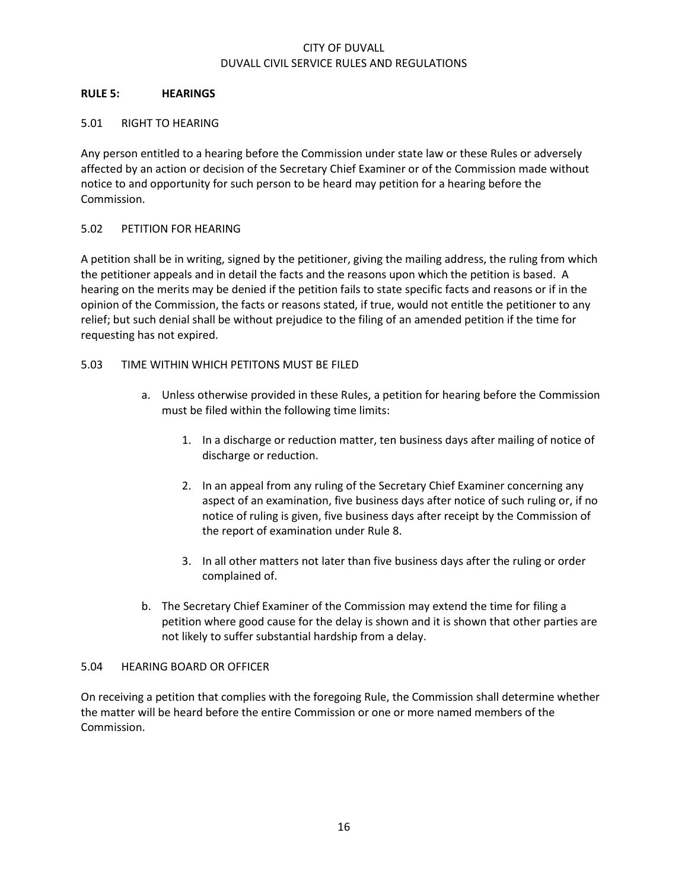## RULE 5: HEARINGS

### 5.01 RIGHT TO HEARING

Any person entitled to a hearing before the Commission under state law or these Rules or adversely affected by an action or decision of the Secretary Chief Examiner or of the Commission made without notice to and opportunity for such person to be heard may petition for a hearing before the Commission.

### 5.02 PETITION FOR HEARING

A petition shall be in writing, signed by the petitioner, giving the mailing address, the ruling from which the petitioner appeals and in detail the facts and the reasons upon which the petition is based. A hearing on the merits may be denied if the petition fails to state specific facts and reasons or if in the opinion of the Commission, the facts or reasons stated, if true, would not entitle the petitioner to any relief; but such denial shall be without prejudice to the filing of an amended petition if the time for requesting has not expired.

### 5.03 TIME WITHIN WHICH PETITONS MUST BE FILED

a. Unless otherwise provided in these Rules, a petition for hearing before the Commission must be filed within the following time limits:

   1. In a discharge or reduction matter, ten business days after mailing of notice of discharge or reduction.

   2. In an appeal from any ruling of the Secretary Chief Examiner concerning any aspect of an examination, five business days after notice of such ruling or, if no notice of ruling is given, five business days after receipt by the Commission of the report of examination under Rule 8.

   3. In all other matters not later than five business days after the ruling or order complained of.

b. The Secretary Chief Examiner of the Commission may extend the time for filing a petition where good cause for the delay is shown and it is shown that other parties are not likely to suffer substantial hardship from a delay.

### 5.04 HEARING BOARD OR OFFICER

On receiving a petition that complies with the foregoing Rule, the Commission shall determine whether the matter will be heard before the entire Commission or one or more named members of the Commission.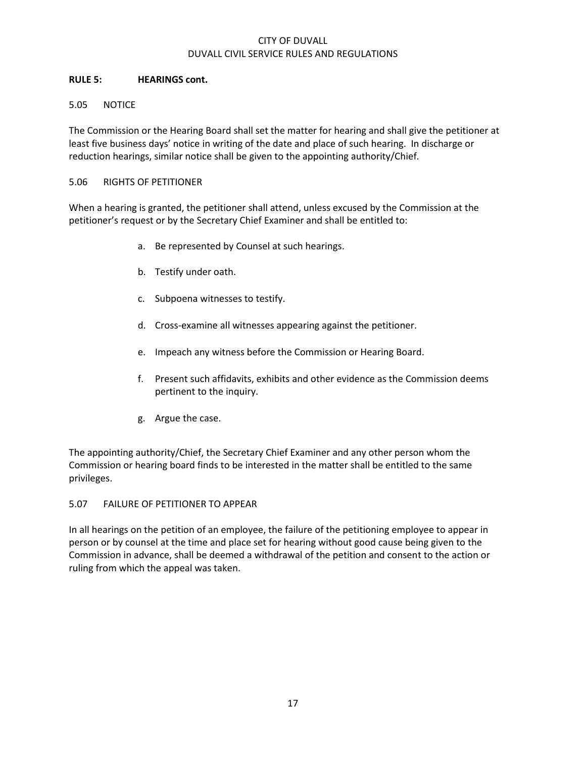## RULE 5: HEARINGS cont.

### 5.05 NOTICE

The Commission or the Hearing Board shall set the matter for hearing and shall give the petitioner at least five business days' notice in writing of the date and place of such hearing. In discharge or reduction hearings, similar notice shall be given to the appointing authority/Chief.

### 5.06 RIGHTS OF PETITIONER

When a hearing is granted, the petitioner shall attend, unless excused by the Commission at the petitioner's request or by the Secretary Chief Examiner and shall be entitled to:

a. Be represented by Counsel at such hearings.

b. Testify under oath.

c. Subpoena witnesses to testify.

d. Cross-examine all witnesses appearing against the petitioner.

e. Impeach any witness before the Commission or Hearing Board.

f. Present such affidavits, exhibits and other evidence as the Commission deems pertinent to the inquiry.

g. Argue the case.

The appointing authority/Chief, the Secretary Chief Examiner and any other person whom the Commission or hearing board finds to be interested in the matter shall be entitled to the same privileges.

### 5.07 FAILURE OF PETITIONER TO APPEAR

In all hearings on the petition of an employee, the failure of the petitioning employee to appear in person or by counsel at the time and place set for hearing without good cause being given to the Commission in advance, shall be deemed a withdrawal of the petition and consent to the action or ruling from which the appeal was taken.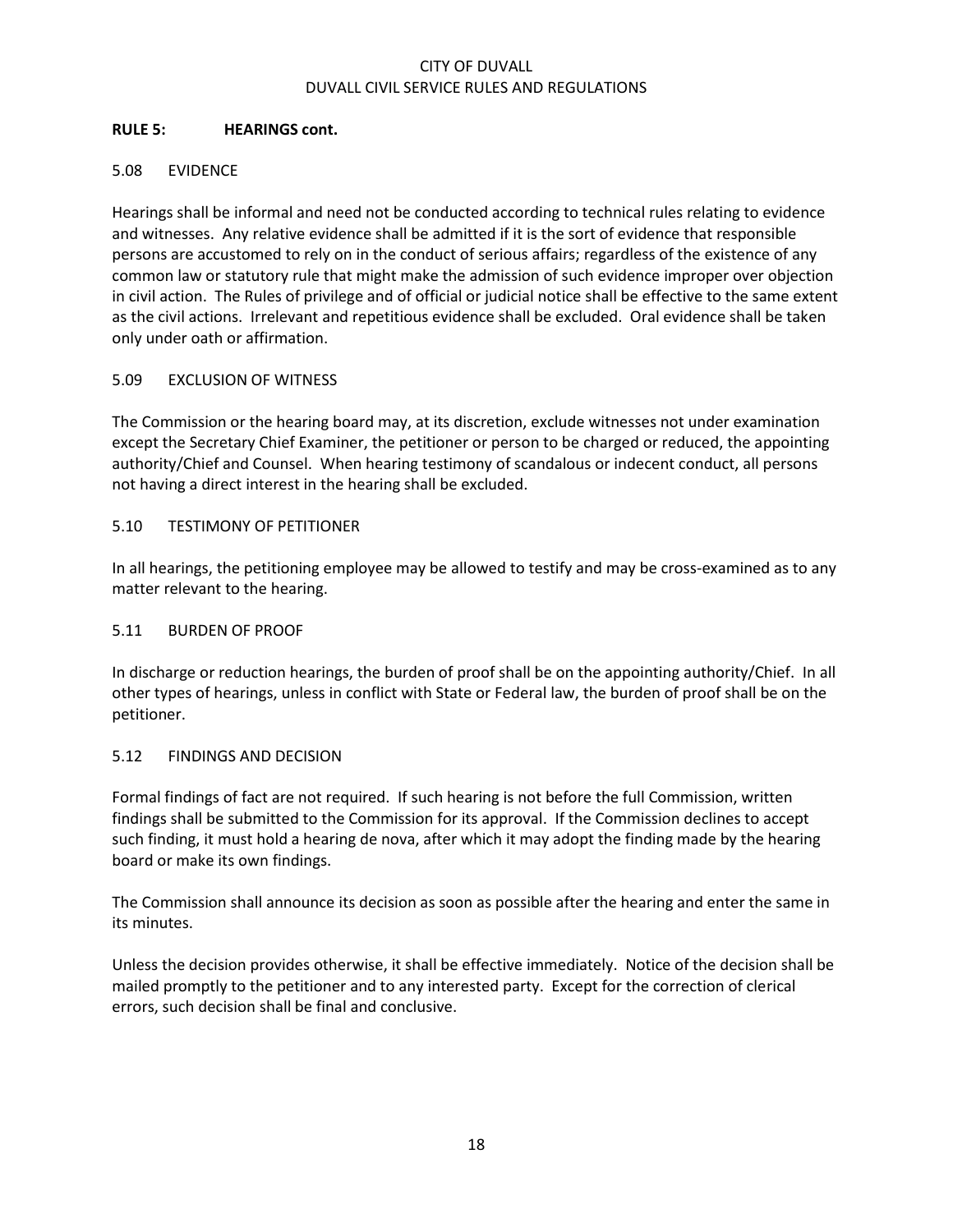**RULE 5: HEARINGS cont.**

### 5.08 EVIDENCE

Hearings shall be informal and need not be conducted according to technical rules relating to evidence and witnesses. Any relative evidence shall be admitted if it is the sort of evidence that responsible persons are accustomed to rely on in the conduct of serious affairs; regardless of the existence of any common law or statutory rule that might make the admission of such evidence improper over objection in civil action. The Rules of privilege and of official or judicial notice shall be effective to the same extent as the civil actions. Irrelevant and repetitious evidence shall be excluded. Oral evidence shall be taken only under oath or affirmation.

### 5.09 EXCLUSION OF WITNESS

The Commission or the hearing board may, at its discretion, exclude witnesses not under examination except the Secretary Chief Examiner, the petitioner or person to be charged or reduced, the appointing authority/Chief and Counsel. When hearing testimony of scandalous or indecent conduct, all persons not having a direct interest in the hearing shall be excluded.

### 5.10 TESTIMONY OF PETITIONER

In all hearings, the petitioning employee may be allowed to testify and may be cross-examined as to any matter relevant to the hearing.

### 5.11 BURDEN OF PROOF

In discharge or reduction hearings, the burden of proof shall be on the appointing authority/Chief. In all other types of hearings, unless in conflict with State or Federal law, the burden of proof shall be on the petitioner.

### 5.12 FINDINGS AND DECISION

Formal findings of fact are not required. If such hearing is not before the full Commission, written findings shall be submitted to the Commission for its approval. If the Commission declines to accept such finding, it must hold a hearing de nova, after which it may adopt the finding made by the hearing board or make its own findings.

The Commission shall announce its decision as soon as possible after the hearing and enter the same in its minutes.

Unless the decision provides otherwise, it shall be effective immediately. Notice of the decision shall be mailed promptly to the petitioner and to any interested party. Except for the correction of clerical errors, such decision shall be final and conclusive.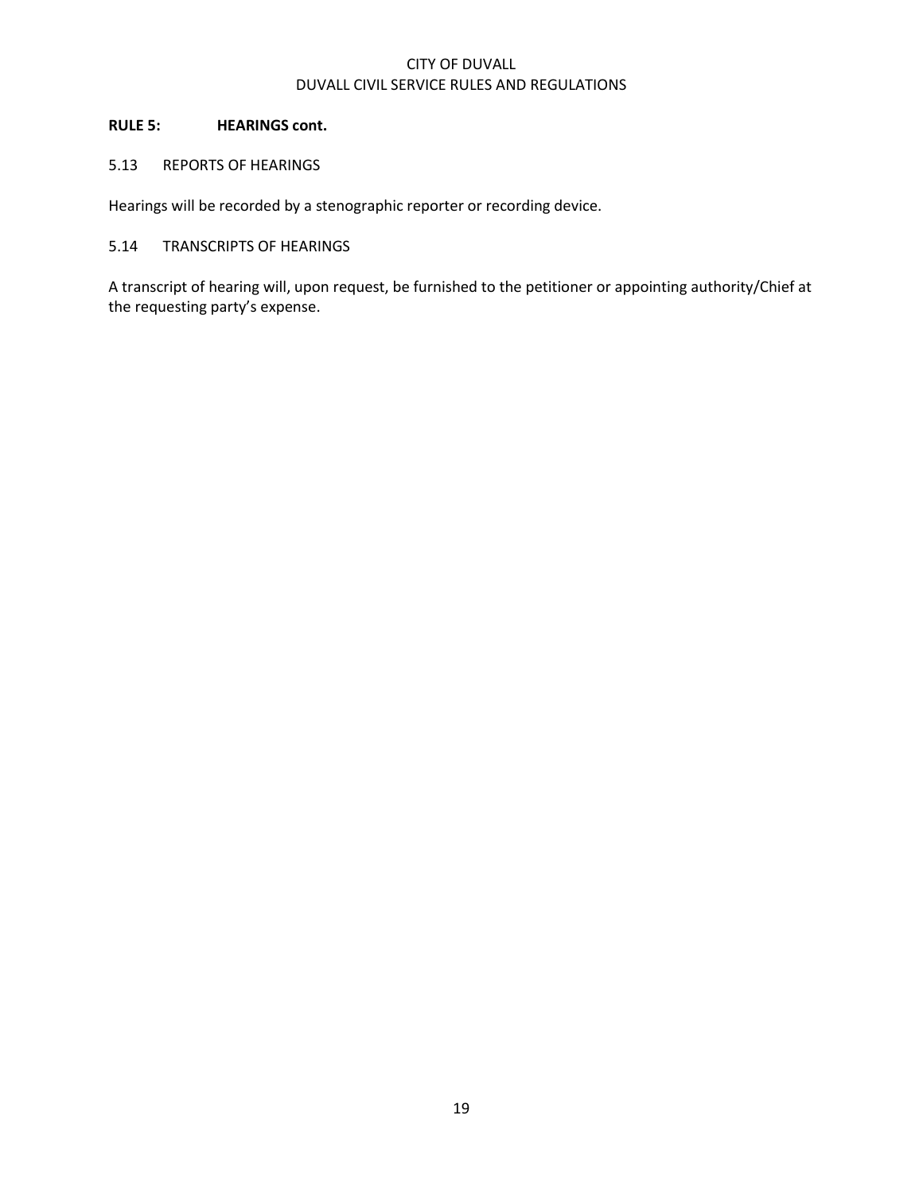## RULE 5: HEARINGS cont.

### 5.13 REPORTS OF HEARINGS

Hearings will be recorded by a stenographic reporter or recording device.

### 5.14 TRANSCRIPTS OF HEARINGS

A transcript of hearing will, upon request, be furnished to the petitioner or appointing authority/Chief at the requesting party's expense.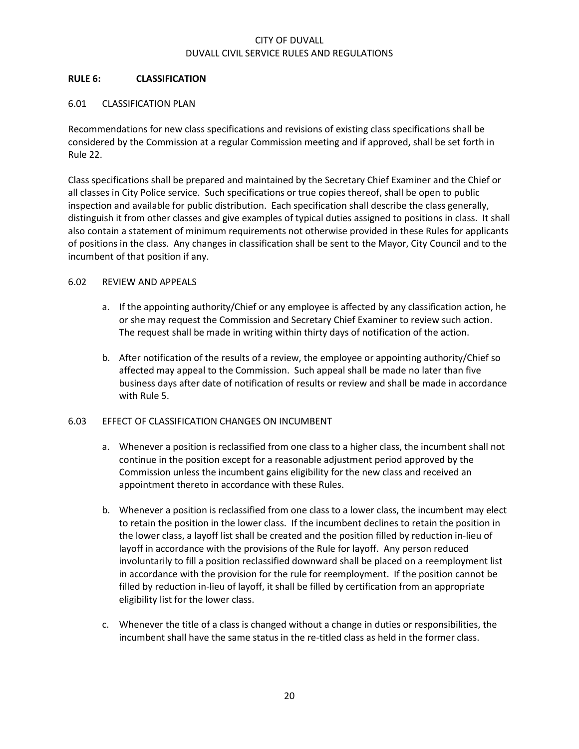## RULE 6: CLASSIFICATION

### 6.01 CLASSIFICATION PLAN

Recommendations for new class specifications and revisions of existing class specifications shall be considered by the Commission at a regular Commission meeting and if approved, shall be set forth in Rule 22.

Class specifications shall be prepared and maintained by the Secretary Chief Examiner and the Chief or all classes in City Police service. Such specifications or true copies thereof, shall be open to public inspection and available for public distribution. Each specification shall describe the class generally, distinguish it from other classes and give examples of typical duties assigned to positions in class. It shall also contain a statement of minimum requirements not otherwise provided in these Rules for applicants of positions in the class. Any changes in classification shall be sent to the Mayor, City Council and to the incumbent of that position if any.

### 6.02 REVIEW AND APPEALS

a. If the appointing authority/Chief or any employee is affected by any classification action, he or she may request the Commission and Secretary Chief Examiner to review such action. The request shall be made in writing within thirty days of notification of the action.

b. After notification of the results of a review, the employee or appointing authority/Chief so affected may appeal to the Commission. Such appeal shall be made no later than five business days after date of notification of results or review and shall be made in accordance with Rule 5.

### 6.03 EFFECT OF CLASSIFICATION CHANGES ON INCUMBENT

a. Whenever a position is reclassified from one class to a higher class, the incumbent shall not continue in the position except for a reasonable adjustment period approved by the Commission unless the incumbent gains eligibility for the new class and received an appointment thereto in accordance with these Rules.

b. Whenever a position is reclassified from one class to a lower class, the incumbent may elect to retain the position in the lower class. If the incumbent declines to retain the position in the lower class, a layoff list shall be created and the position filled by reduction in-lieu of layoff in accordance with the provisions of the Rule for layoff. Any person reduced involuntarily to fill a position reclassified downward shall be placed on a reemployment list in accordance with the provision for the rule for reemployment. If the position cannot be filled by reduction in-lieu of layoff, it shall be filled by certification from an appropriate eligibility list for the lower class.

c. Whenever the title of a class is changed without a change in duties or responsibilities, the incumbent shall have the same status in the re-titled class as held in the former class.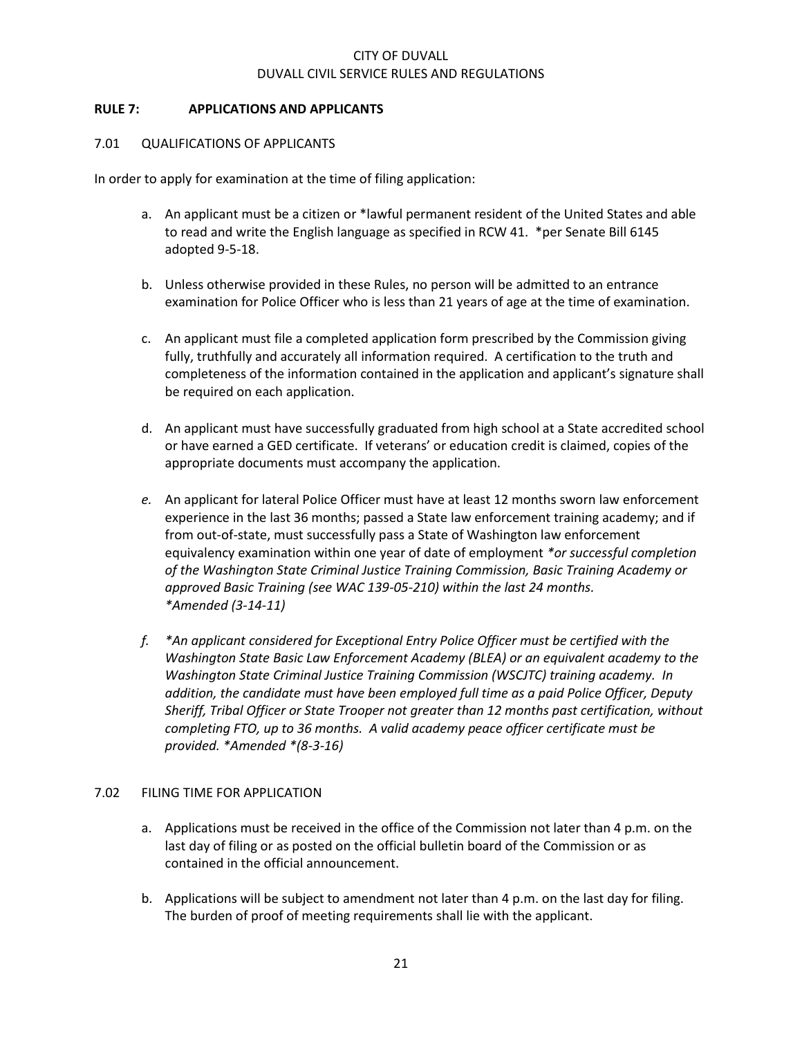CITY OF DUVALL
DUVALL CIVIL SERVICE RULES AND REGULATIONS

## RULE 7: APPLICATIONS AND APPLICANTS

### 7.01 QUALIFICATIONS OF APPLICANTS

In order to apply for examination at the time of filing application:

a. An applicant must be a citizen or *lawful permanent resident of the United States and able to read and write the English language as specified in RCW 41. *per Senate Bill 6145 adopted 9-5-18.

b. Unless otherwise provided in these Rules, no person will be admitted to an entrance examination for Police Officer who is less than 21 years of age at the time of examination.

c. An applicant must file a completed application form prescribed by the Commission giving fully, truthfully and accurately all information required. A certification to the truth and completeness of the information contained in the application and applicant's signature shall be required on each application.

d. An applicant must have successfully graduated from high school at a State accredited school or have earned a GED certificate. If veterans' or education credit is claimed, copies of the appropriate documents must accompany the application.

*e.* An applicant for lateral Police Officer must have at least 12 months sworn law enforcement experience in the last 36 months; passed a State law enforcement training academy; and if from out-of-state, must successfully pass a State of Washington law enforcement equivalency examination within one year of date of employment *\*or successful completion of the Washington State Criminal Justice Training Commission, Basic Training Academy or approved Basic Training (see WAC 139-05-210) within the last 24 months. \*Amended (3-14-11)*

*f. \*An applicant considered for Exceptional Entry Police Officer must be certified with the Washington State Basic Law Enforcement Academy (BLEA) or an equivalent academy to the Washington State Criminal Justice Training Commission (WSCJTC) training academy. In addition, the candidate must have been employed full time as a paid Police Officer, Deputy Sheriff, Tribal Officer or State Trooper not greater than 12 months past certification, without completing FTO, up to 36 months. A valid academy peace officer certificate must be provided. \*Amended \*(8-3-16)*

### 7.02 FILING TIME FOR APPLICATION

a. Applications must be received in the office of the Commission not later than 4 p.m. on the last day of filing or as posted on the official bulletin board of the Commission or as contained in the official announcement.

b. Applications will be subject to amendment not later than 4 p.m. on the last day for filing. The burden of proof of meeting requirements shall lie with the applicant.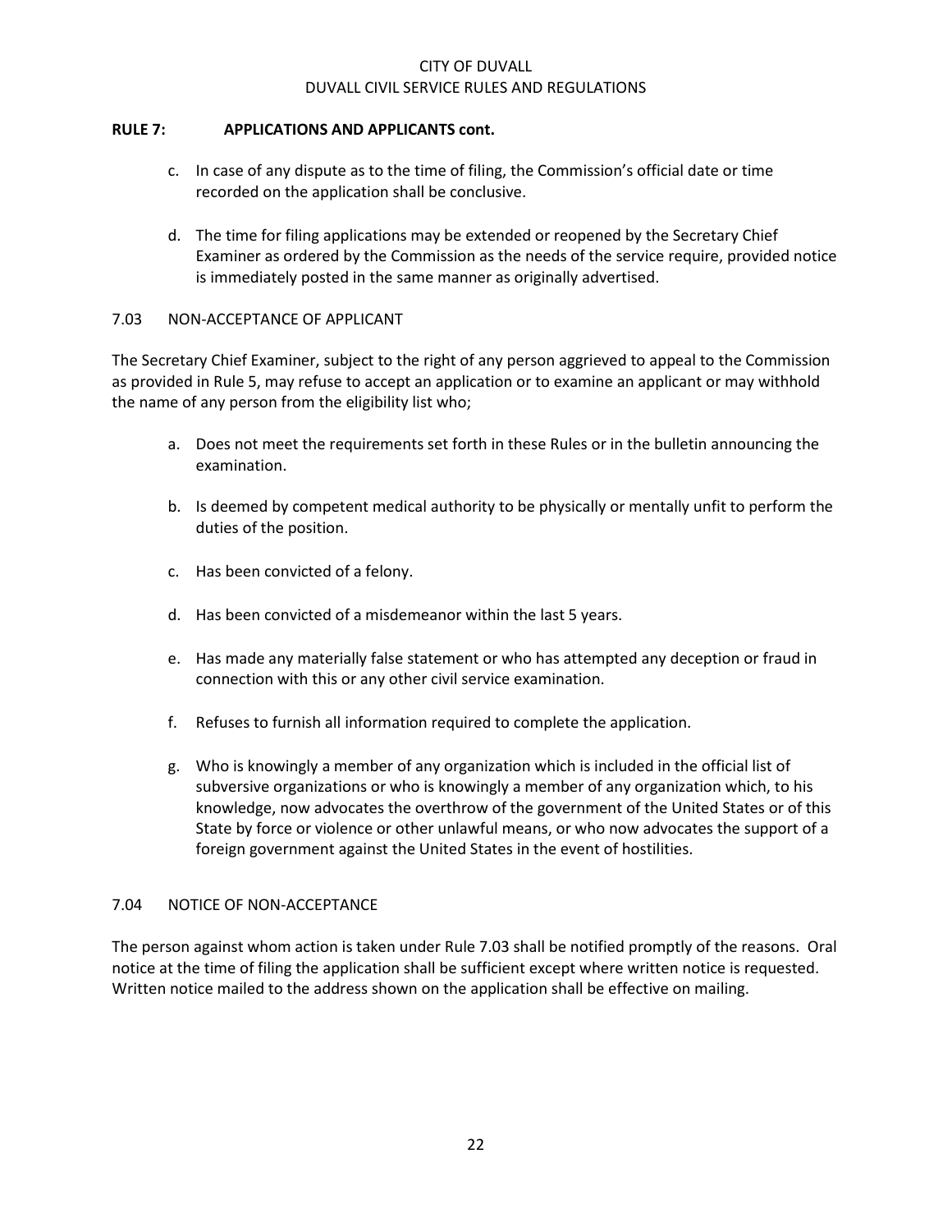**RULE 7: APPLICATIONS AND APPLICANTS cont.**

c. In case of any dispute as to the time of filing, the Commission's official date or time recorded on the application shall be conclusive.

d. The time for filing applications may be extended or reopened by the Secretary Chief Examiner as ordered by the Commission as the needs of the service require, provided notice is immediately posted in the same manner as originally advertised.

7.03 NON-ACCEPTANCE OF APPLICANT

The Secretary Chief Examiner, subject to the right of any person aggrieved to appeal to the Commission as provided in Rule 5, may refuse to accept an application or to examine an applicant or may withhold the name of any person from the eligibility list who;

a. Does not meet the requirements set forth in these Rules or in the bulletin announcing the examination.

b. Is deemed by competent medical authority to be physically or mentally unfit to perform the duties of the position.

c. Has been convicted of a felony.

d. Has been convicted of a misdemeanor within the last 5 years.

e. Has made any materially false statement or who has attempted any deception or fraud in connection with this or any other civil service examination.

f. Refuses to furnish all information required to complete the application.

g. Who is knowingly a member of any organization which is included in the official list of subversive organizations or who is knowingly a member of any organization which, to his knowledge, now advocates the overthrow of the government of the United States or of this State by force or violence or other unlawful means, or who now advocates the support of a foreign government against the United States in the event of hostilities.

7.04 NOTICE OF NON-ACCEPTANCE

The person against whom action is taken under Rule 7.03 shall be notified promptly of the reasons. Oral notice at the time of filing the application shall be sufficient except where written notice is requested. Written notice mailed to the address shown on the application shall be effective on mailing.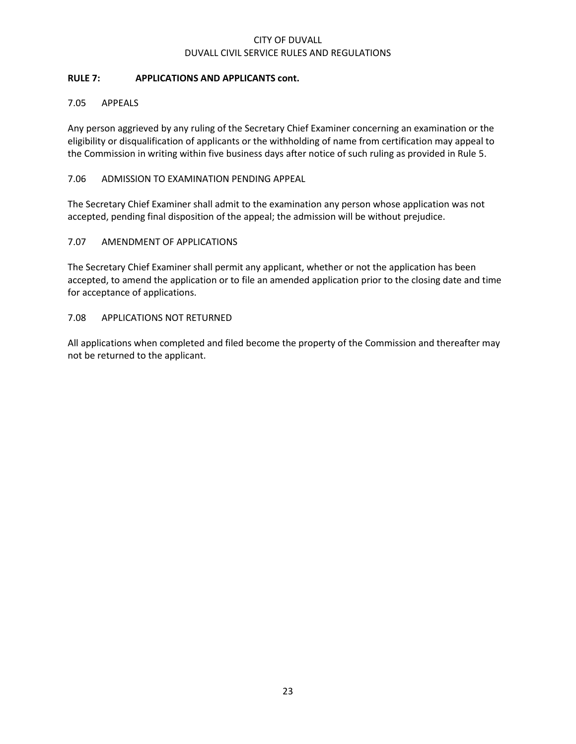## RULE 7: APPLICATIONS AND APPLICANTS cont.

### 7.05 APPEALS

Any person aggrieved by any ruling of the Secretary Chief Examiner concerning an examination or the eligibility or disqualification of applicants or the withholding of name from certification may appeal to the Commission in writing within five business days after notice of such ruling as provided in Rule 5.

### 7.06 ADMISSION TO EXAMINATION PENDING APPEAL

The Secretary Chief Examiner shall admit to the examination any person whose application was not accepted, pending final disposition of the appeal; the admission will be without prejudice.

### 7.07 AMENDMENT OF APPLICATIONS

The Secretary Chief Examiner shall permit any applicant, whether or not the application has been accepted, to amend the application or to file an amended application prior to the closing date and time for acceptance of applications.

### 7.08 APPLICATIONS NOT RETURNED

All applications when completed and filed become the property of the Commission and thereafter may not be returned to the applicant.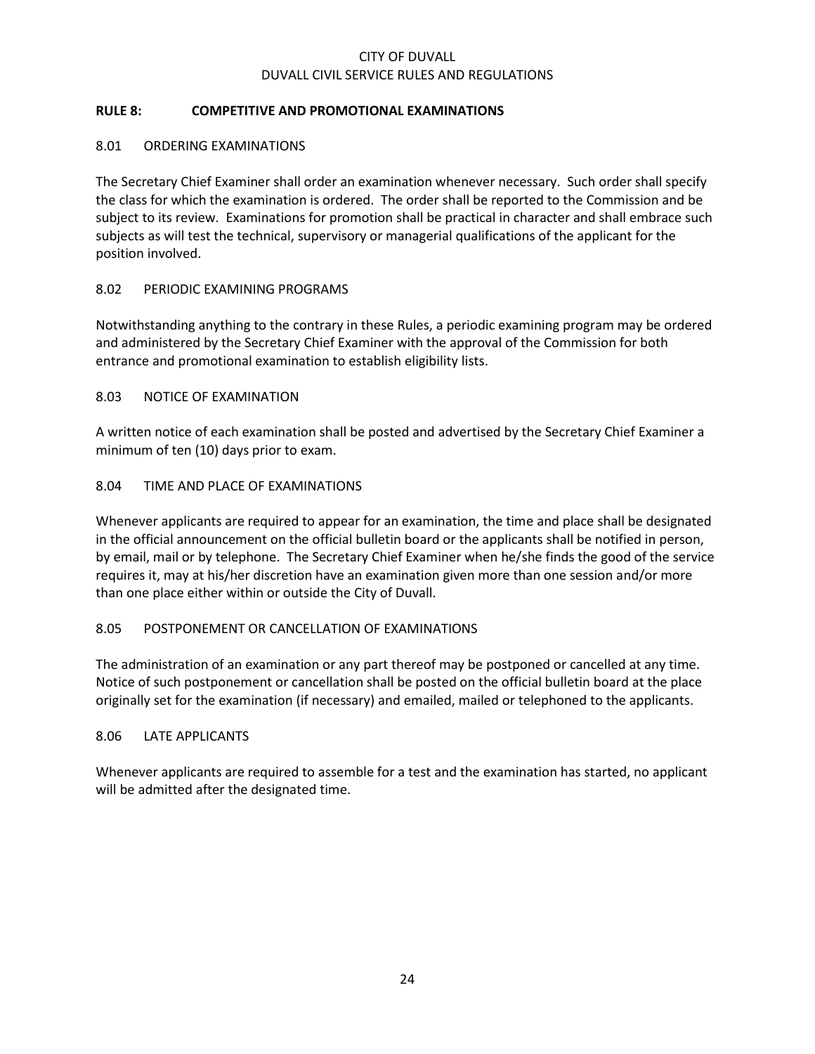## RULE 8: COMPETITIVE AND PROMOTIONAL EXAMINATIONS

### 8.01 ORDERING EXAMINATIONS

The Secretary Chief Examiner shall order an examination whenever necessary. Such order shall specify the class for which the examination is ordered. The order shall be reported to the Commission and be subject to its review. Examinations for promotion shall be practical in character and shall embrace such subjects as will test the technical, supervisory or managerial qualifications of the applicant for the position involved.

### 8.02 PERIODIC EXAMINING PROGRAMS

Notwithstanding anything to the contrary in these Rules, a periodic examining program may be ordered and administered by the Secretary Chief Examiner with the approval of the Commission for both entrance and promotional examination to establish eligibility lists.

### 8.03 NOTICE OF EXAMINATION

A written notice of each examination shall be posted and advertised by the Secretary Chief Examiner a minimum of ten (10) days prior to exam.

### 8.04 TIME AND PLACE OF EXAMINATIONS

Whenever applicants are required to appear for an examination, the time and place shall be designated in the official announcement on the official bulletin board or the applicants shall be notified in person, by email, mail or by telephone. The Secretary Chief Examiner when he/she finds the good of the service requires it, may at his/her discretion have an examination given more than one session and/or more than one place either within or outside the City of Duvall.

### 8.05 POSTPONEMENT OR CANCELLATION OF EXAMINATIONS

The administration of an examination or any part thereof may be postponed or cancelled at any time. Notice of such postponement or cancellation shall be posted on the official bulletin board at the place originally set for the examination (if necessary) and emailed, mailed or telephoned to the applicants.

### 8.06 LATE APPLICANTS

Whenever applicants are required to assemble for a test and the examination has started, no applicant will be admitted after the designated time.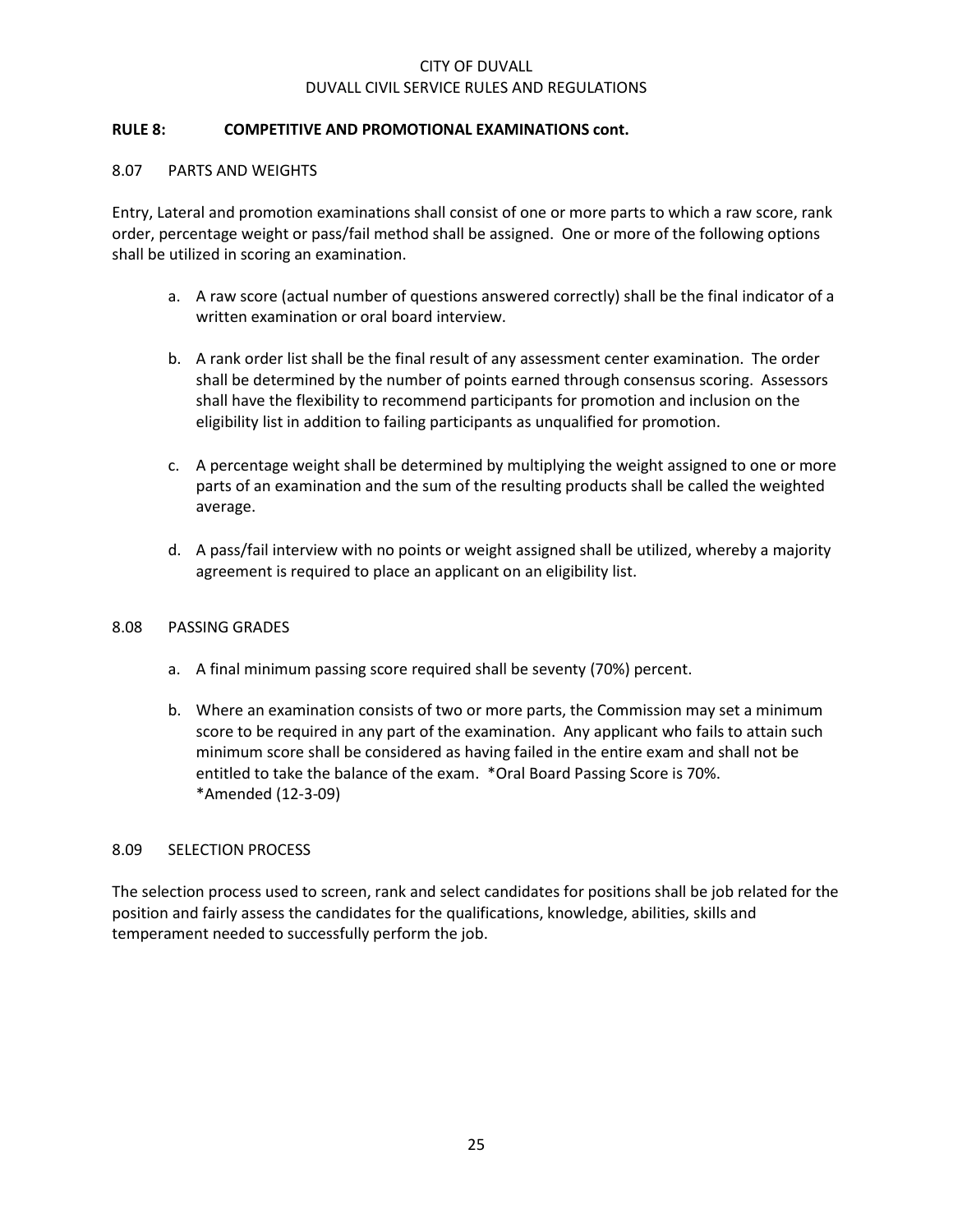## RULE 8: COMPETITIVE AND PROMOTIONAL EXAMINATIONS cont.

### 8.07 PARTS AND WEIGHTS

Entry, Lateral and promotion examinations shall consist of one or more parts to which a raw score, rank order, percentage weight or pass/fail method shall be assigned. One or more of the following options shall be utilized in scoring an examination.

a. A raw score (actual number of questions answered correctly) shall be the final indicator of a written examination or oral board interview.

b. A rank order list shall be the final result of any assessment center examination. The order shall be determined by the number of points earned through consensus scoring. Assessors shall have the flexibility to recommend participants for promotion and inclusion on the eligibility list in addition to failing participants as unqualified for promotion.

c. A percentage weight shall be determined by multiplying the weight assigned to one or more parts of an examination and the sum of the resulting products shall be called the weighted average.

d. A pass/fail interview with no points or weight assigned shall be utilized, whereby a majority agreement is required to place an applicant on an eligibility list.

### 8.08 PASSING GRADES

a. A final minimum passing score required shall be seventy (70%) percent.

b. Where an examination consists of two or more parts, the Commission may set a minimum score to be required in any part of the examination. Any applicant who fails to attain such minimum score shall be considered as having failed in the entire exam and shall not be entitled to take the balance of the exam. *Oral Board Passing Score is 70%. *Amended (12-3-09)

### 8.09 SELECTION PROCESS

The selection process used to screen, rank and select candidates for positions shall be job related for the position and fairly assess the candidates for the qualifications, knowledge, abilities, skills and temperament needed to successfully perform the job.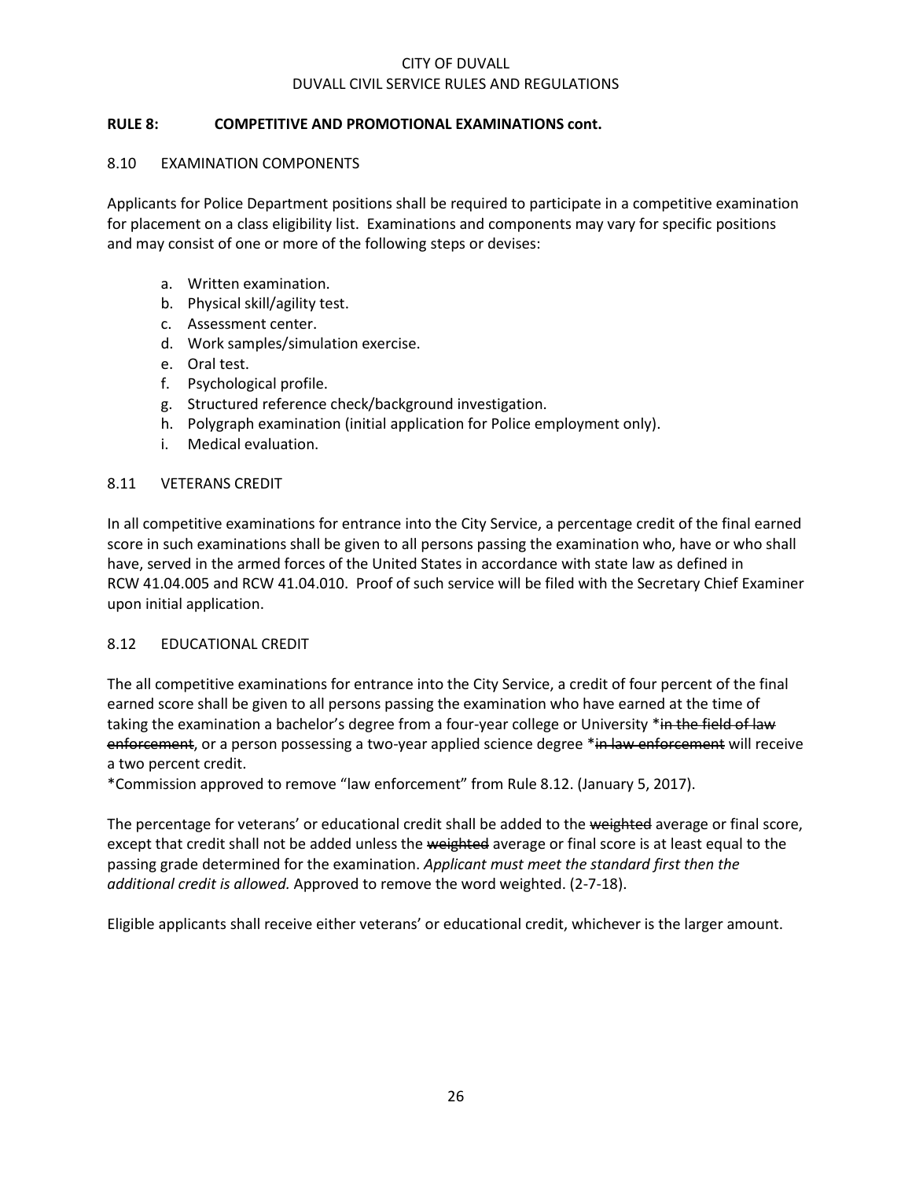**RULE 8: COMPETITIVE AND PROMOTIONAL EXAMINATIONS cont.**

8.10 EXAMINATION COMPONENTS

Applicants for Police Department positions shall be required to participate in a competitive examination for placement on a class eligibility list. Examinations and components may vary for specific positions and may consist of one or more of the following steps or devises:

a. Written examination.
b. Physical skill/agility test.
c. Assessment center.
d. Work samples/simulation exercise.
e. Oral test.
f. Psychological profile.
g. Structured reference check/background investigation.
h. Polygraph examination (initial application for Police employment only).
i. Medical evaluation.

8.11 VETERANS CREDIT

In all competitive examinations for entrance into the City Service, a percentage credit of the final earned score in such examinations shall be given to all persons passing the examination who, have or who shall have, served in the armed forces of the United States in accordance with state law as defined in RCW 41.04.005 and RCW 41.04.010. Proof of such service will be filed with the Secretary Chief Examiner upon initial application.

8.12 EDUCATIONAL CREDIT

The all competitive examinations for entrance into the City Service, a credit of four percent of the final earned score shall be given to all persons passing the examination who have earned at the time of taking the examination a bachelor's degree from a four-year college or University *~~in the field of law enforcement~~, or a person possessing a two-year applied science degree *~~in law enforcement~~ will receive a two percent credit.
*Commission approved to remove "law enforcement" from Rule 8.12. (January 5, 2017).

The percentage for veterans' or educational credit shall be added to the ~~weighted~~ average or final score, except that credit shall not be added unless the ~~weighted~~ average or final score is at least equal to the passing grade determined for the examination. *Applicant must meet the standard first then the additional credit is allowed.* Approved to remove the word weighted. (2-7-18).

Eligible applicants shall receive either veterans' or educational credit, whichever is the larger amount.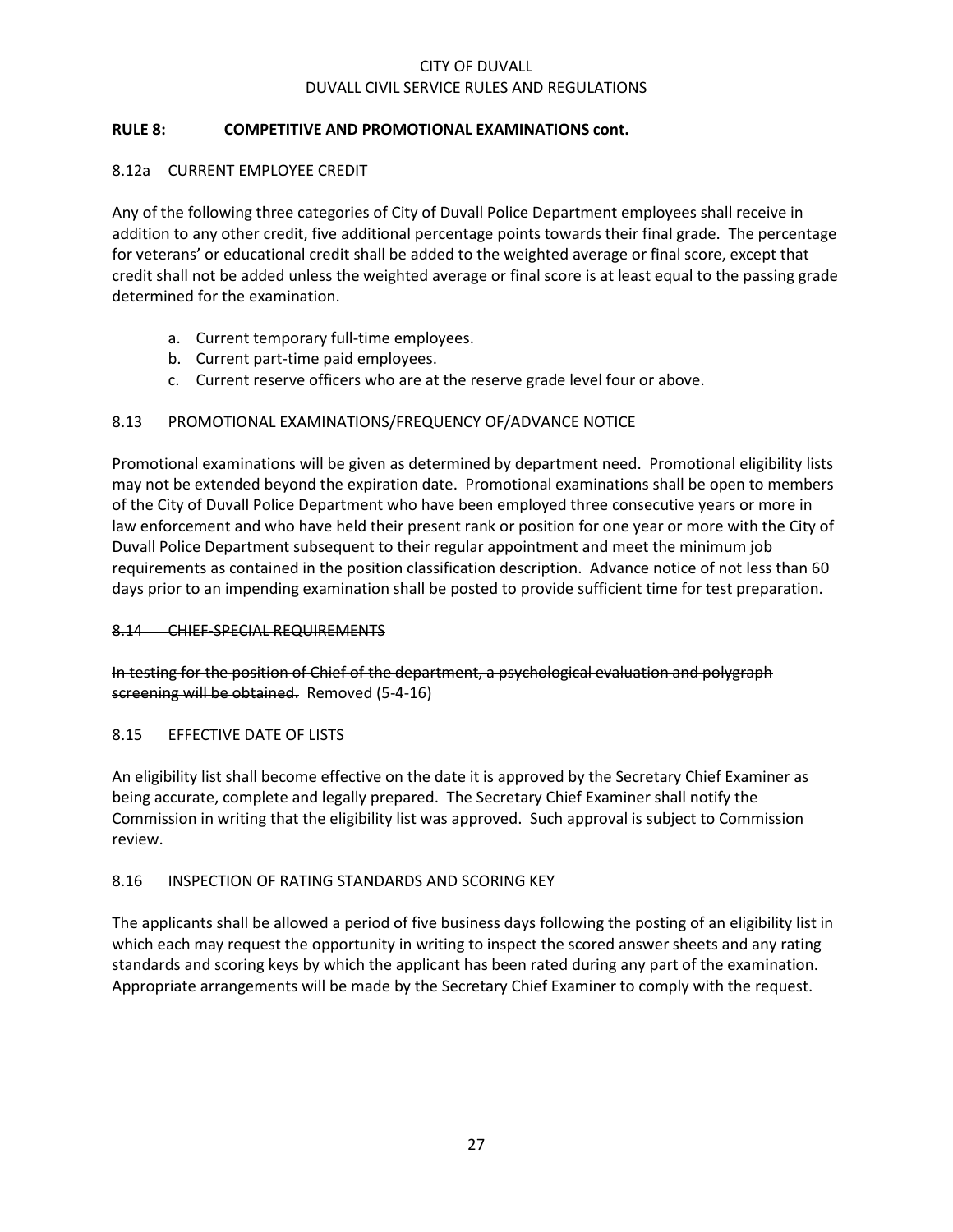## RULE 8: COMPETITIVE AND PROMOTIONAL EXAMINATIONS cont.

### 8.12a CURRENT EMPLOYEE CREDIT

Any of the following three categories of City of Duvall Police Department employees shall receive in addition to any other credit, five additional percentage points towards their final grade. The percentage for veterans' or educational credit shall be added to the weighted average or final score, except that credit shall not be added unless the weighted average or final score is at least equal to the passing grade determined for the examination.

a. Current temporary full-time employees.
b. Current part-time paid employees.
c. Current reserve officers who are at the reserve grade level four or above.

### 8.13 PROMOTIONAL EXAMINATIONS/FREQUENCY OF/ADVANCE NOTICE

Promotional examinations will be given as determined by department need. Promotional eligibility lists may not be extended beyond the expiration date. Promotional examinations shall be open to members of the City of Duvall Police Department who have been employed three consecutive years or more in law enforcement and who have held their present rank or position for one year or more with the City of Duvall Police Department subsequent to their regular appointment and meet the minimum job requirements as contained in the position classification description. Advance notice of not less than 60 days prior to an impending examination shall be posted to provide sufficient time for test preparation.

### ~~8.14 CHIEF-SPECIAL REQUIREMENTS~~

~~In testing for the position of Chief of the department, a psychological evaluation and polygraph screening will be obtained.~~ Removed (5-4-16)

### 8.15 EFFECTIVE DATE OF LISTS

An eligibility list shall become effective on the date it is approved by the Secretary Chief Examiner as being accurate, complete and legally prepared. The Secretary Chief Examiner shall notify the Commission in writing that the eligibility list was approved. Such approval is subject to Commission review.

### 8.16 INSPECTION OF RATING STANDARDS AND SCORING KEY

The applicants shall be allowed a period of five business days following the posting of an eligibility list in which each may request the opportunity in writing to inspect the scored answer sheets and any rating standards and scoring keys by which the applicant has been rated during any part of the examination. Appropriate arrangements will be made by the Secretary Chief Examiner to comply with the request.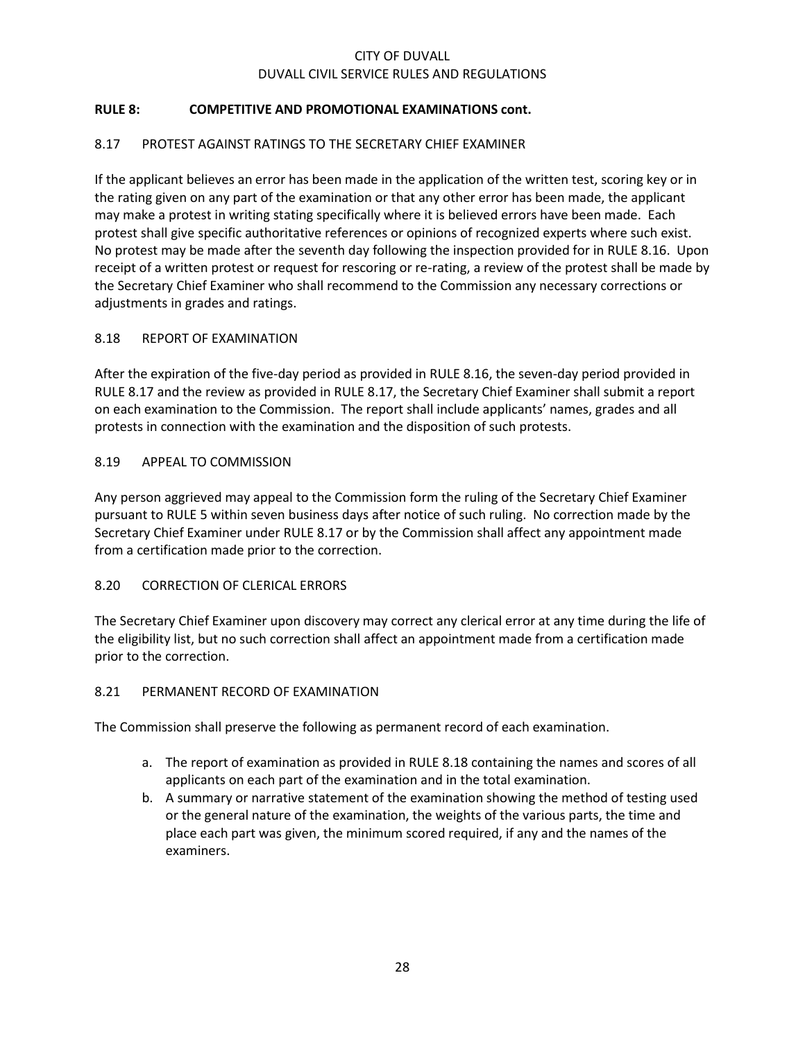**RULE 8: COMPETITIVE AND PROMOTIONAL EXAMINATIONS cont.**

8.17 PROTEST AGAINST RATINGS TO THE SECRETARY CHIEF EXAMINER

If the applicant believes an error has been made in the application of the written test, scoring key or in the rating given on any part of the examination or that any other error has been made, the applicant may make a protest in writing stating specifically where it is believed errors have been made. Each protest shall give specific authoritative references or opinions of recognized experts where such exist. No protest may be made after the seventh day following the inspection provided for in RULE 8.16. Upon receipt of a written protest or request for rescoring or re-rating, a review of the protest shall be made by the Secretary Chief Examiner who shall recommend to the Commission any necessary corrections or adjustments in grades and ratings.

8.18 REPORT OF EXAMINATION

After the expiration of the five-day period as provided in RULE 8.16, the seven-day period provided in RULE 8.17 and the review as provided in RULE 8.17, the Secretary Chief Examiner shall submit a report on each examination to the Commission. The report shall include applicants' names, grades and all protests in connection with the examination and the disposition of such protests.

8.19 APPEAL TO COMMISSION

Any person aggrieved may appeal to the Commission form the ruling of the Secretary Chief Examiner pursuant to RULE 5 within seven business days after notice of such ruling. No correction made by the Secretary Chief Examiner under RULE 8.17 or by the Commission shall affect any appointment made from a certification made prior to the correction.

8.20 CORRECTION OF CLERICAL ERRORS

The Secretary Chief Examiner upon discovery may correct any clerical error at any time during the life of the eligibility list, but no such correction shall affect an appointment made from a certification made prior to the correction.

8.21 PERMANENT RECORD OF EXAMINATION

The Commission shall preserve the following as permanent record of each examination.

a. The report of examination as provided in RULE 8.18 containing the names and scores of all applicants on each part of the examination and in the total examination.
b. A summary or narrative statement of the examination showing the method of testing used or the general nature of the examination, the weights of the various parts, the time and place each part was given, the minimum scored required, if any and the names of the examiners.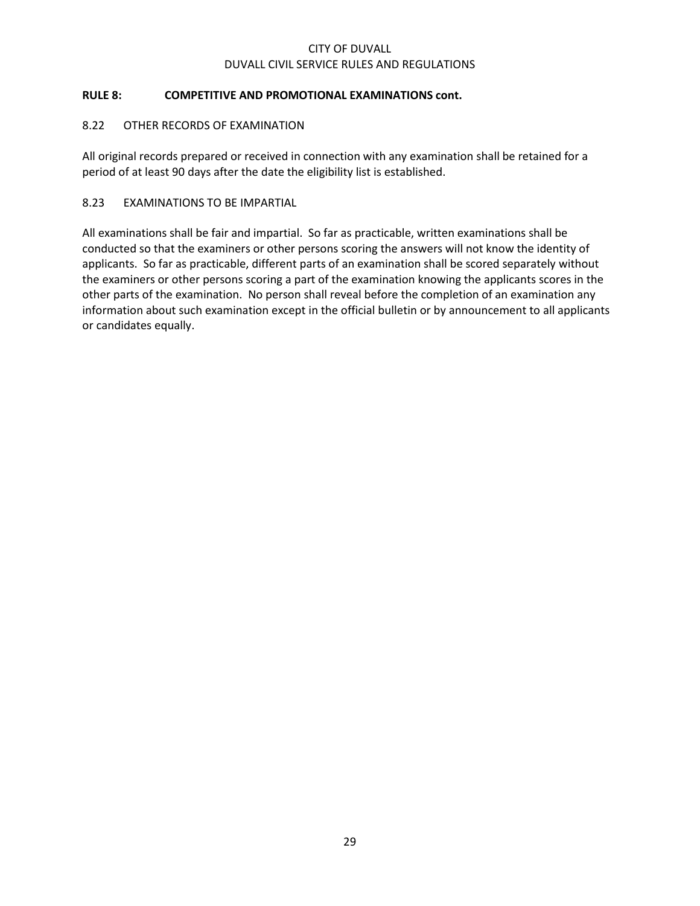## RULE 8: COMPETITIVE AND PROMOTIONAL EXAMINATIONS cont.

### 8.22 OTHER RECORDS OF EXAMINATION

All original records prepared or received in connection with any examination shall be retained for a period of at least 90 days after the date the eligibility list is established.

### 8.23 EXAMINATIONS TO BE IMPARTIAL

All examinations shall be fair and impartial. So far as practicable, written examinations shall be conducted so that the examiners or other persons scoring the answers will not know the identity of applicants. So far as practicable, different parts of an examination shall be scored separately without the examiners or other persons scoring a part of the examination knowing the applicants scores in the other parts of the examination. No person shall reveal before the completion of an examination any information about such examination except in the official bulletin or by announcement to all applicants or candidates equally.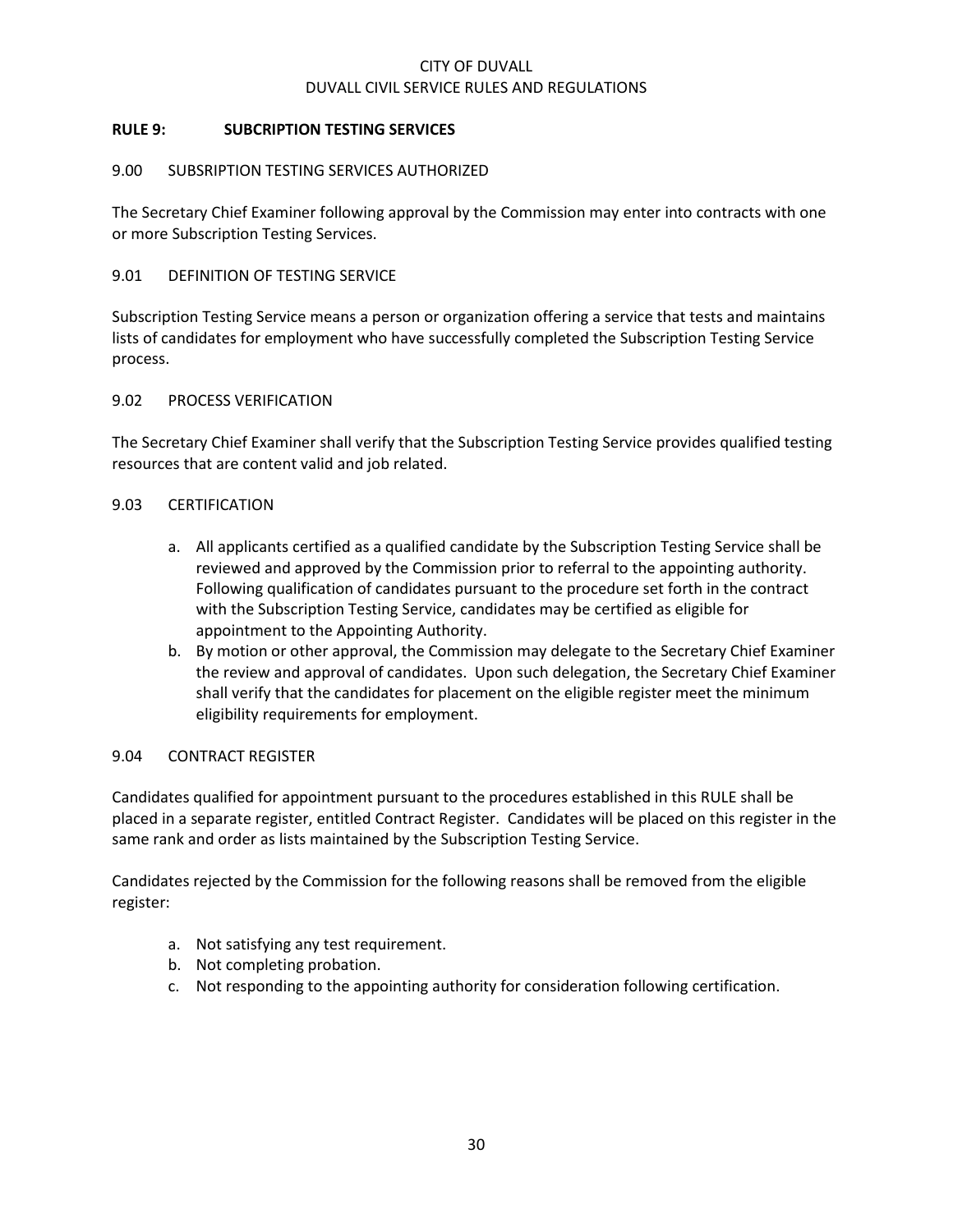## RULE 9: SUBCRIPTION TESTING SERVICES

### 9.00 SUBSRIPTION TESTING SERVICES AUTHORIZED

The Secretary Chief Examiner following approval by the Commission may enter into contracts with one or more Subscription Testing Services.

### 9.01 DEFINITION OF TESTING SERVICE

Subscription Testing Service means a person or organization offering a service that tests and maintains lists of candidates for employment who have successfully completed the Subscription Testing Service process.

### 9.02 PROCESS VERIFICATION

The Secretary Chief Examiner shall verify that the Subscription Testing Service provides qualified testing resources that are content valid and job related.

### 9.03 CERTIFICATION

a. All applicants certified as a qualified candidate by the Subscription Testing Service shall be reviewed and approved by the Commission prior to referral to the appointing authority. Following qualification of candidates pursuant to the procedure set forth in the contract with the Subscription Testing Service, candidates may be certified as eligible for appointment to the Appointing Authority.
b. By motion or other approval, the Commission may delegate to the Secretary Chief Examiner the review and approval of candidates. Upon such delegation, the Secretary Chief Examiner shall verify that the candidates for placement on the eligible register meet the minimum eligibility requirements for employment.

### 9.04 CONTRACT REGISTER

Candidates qualified for appointment pursuant to the procedures established in this RULE shall be placed in a separate register, entitled Contract Register. Candidates will be placed on this register in the same rank and order as lists maintained by the Subscription Testing Service.

Candidates rejected by the Commission for the following reasons shall be removed from the eligible register:

a. Not satisfying any test requirement.
b. Not completing probation.
c. Not responding to the appointing authority for consideration following certification.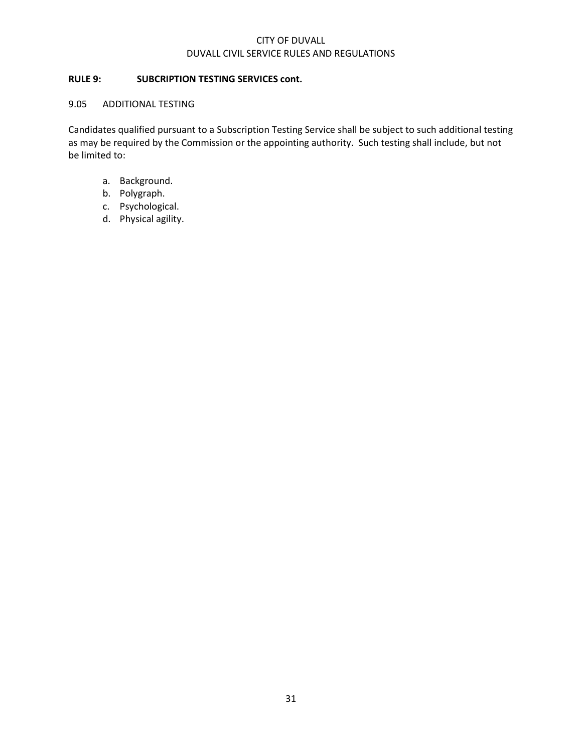## RULE 9: SUBCRIPTION TESTING SERVICES cont.

### 9.05 ADDITIONAL TESTING

Candidates qualified pursuant to a Subscription Testing Service shall be subject to such additional testing as may be required by the Commission or the appointing authority. Such testing shall include, but not be limited to:

a. Background.
b. Polygraph.
c. Psychological.
d. Physical agility.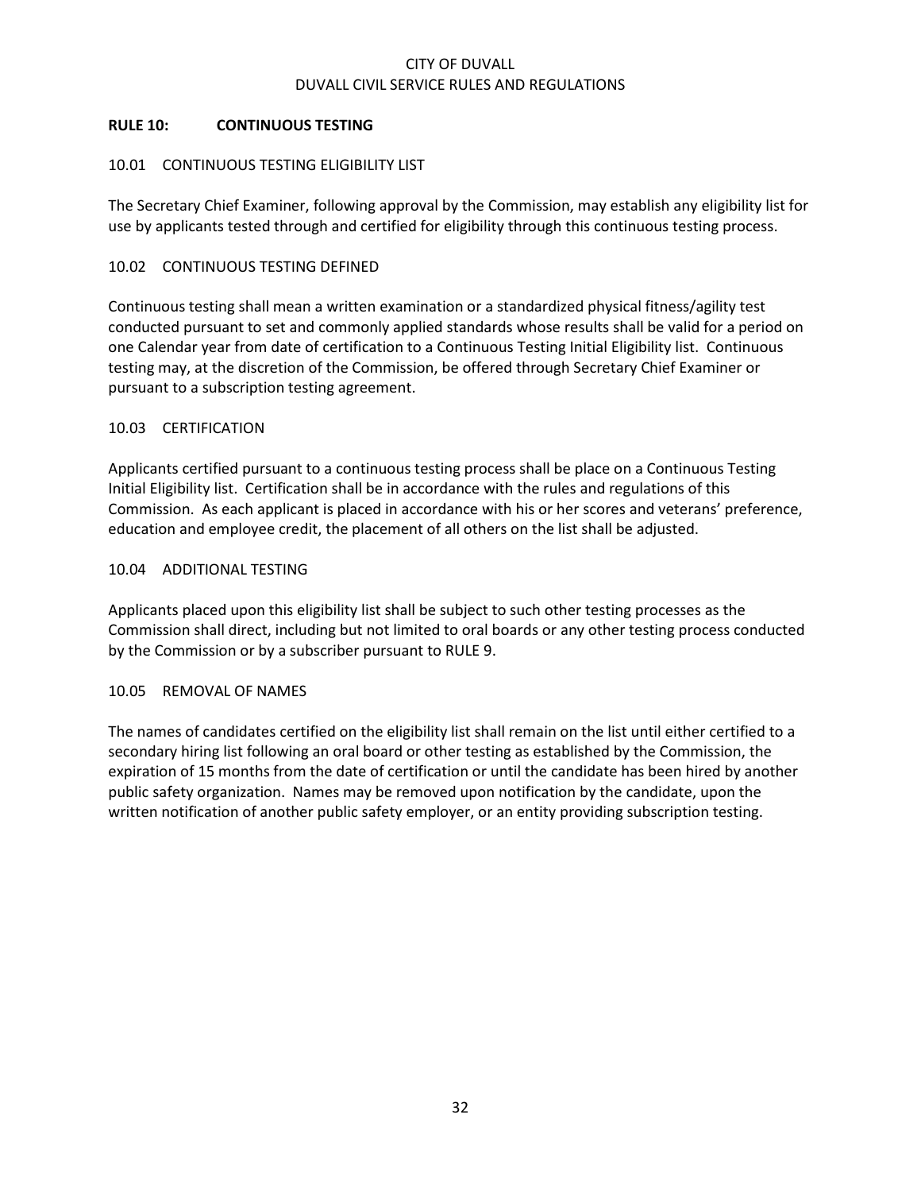## RULE 10: CONTINUOUS TESTING

### 10.01 CONTINUOUS TESTING ELIGIBILITY LIST

The Secretary Chief Examiner, following approval by the Commission, may establish any eligibility list for use by applicants tested through and certified for eligibility through this continuous testing process.

### 10.02 CONTINUOUS TESTING DEFINED

Continuous testing shall mean a written examination or a standardized physical fitness/agility test conducted pursuant to set and commonly applied standards whose results shall be valid for a period on one Calendar year from date of certification to a Continuous Testing Initial Eligibility list. Continuous testing may, at the discretion of the Commission, be offered through Secretary Chief Examiner or pursuant to a subscription testing agreement.

### 10.03 CERTIFICATION

Applicants certified pursuant to a continuous testing process shall be place on a Continuous Testing Initial Eligibility list. Certification shall be in accordance with the rules and regulations of this Commission. As each applicant is placed in accordance with his or her scores and veterans' preference, education and employee credit, the placement of all others on the list shall be adjusted.

### 10.04 ADDITIONAL TESTING

Applicants placed upon this eligibility list shall be subject to such other testing processes as the Commission shall direct, including but not limited to oral boards or any other testing process conducted by the Commission or by a subscriber pursuant to RULE 9.

### 10.05 REMOVAL OF NAMES

The names of candidates certified on the eligibility list shall remain on the list until either certified to a secondary hiring list following an oral board or other testing as established by the Commission, the expiration of 15 months from the date of certification or until the candidate has been hired by another public safety organization. Names may be removed upon notification by the candidate, upon the written notification of another public safety employer, or an entity providing subscription testing.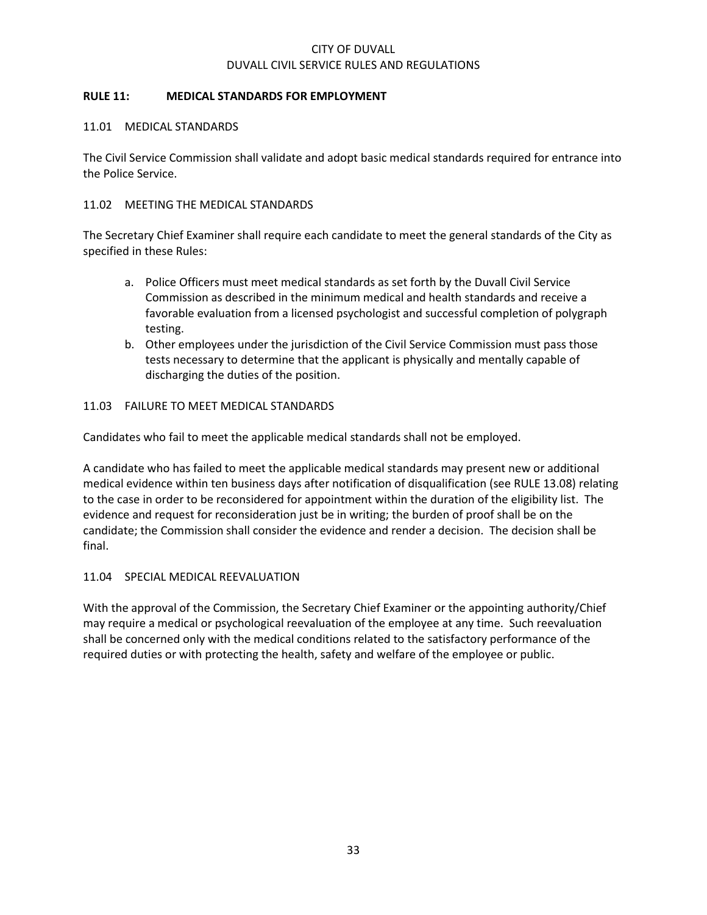## RULE 11: MEDICAL STANDARDS FOR EMPLOYMENT

### 11.01 MEDICAL STANDARDS

The Civil Service Commission shall validate and adopt basic medical standards required for entrance into the Police Service.

### 11.02 MEETING THE MEDICAL STANDARDS

The Secretary Chief Examiner shall require each candidate to meet the general standards of the City as specified in these Rules:

a. Police Officers must meet medical standards as set forth by the Duvall Civil Service Commission as described in the minimum medical and health standards and receive a favorable evaluation from a licensed psychologist and successful completion of polygraph testing.
b. Other employees under the jurisdiction of the Civil Service Commission must pass those tests necessary to determine that the applicant is physically and mentally capable of discharging the duties of the position.

### 11.03 FAILURE TO MEET MEDICAL STANDARDS

Candidates who fail to meet the applicable medical standards shall not be employed.

A candidate who has failed to meet the applicable medical standards may present new or additional medical evidence within ten business days after notification of disqualification (see RULE 13.08) relating to the case in order to be reconsidered for appointment within the duration of the eligibility list. The evidence and request for reconsideration just be in writing; the burden of proof shall be on the candidate; the Commission shall consider the evidence and render a decision. The decision shall be final.

### 11.04 SPECIAL MEDICAL REEVALUATION

With the approval of the Commission, the Secretary Chief Examiner or the appointing authority/Chief may require a medical or psychological reevaluation of the employee at any time. Such reevaluation shall be concerned only with the medical conditions related to the satisfactory performance of the required duties or with protecting the health, safety and welfare of the employee or public.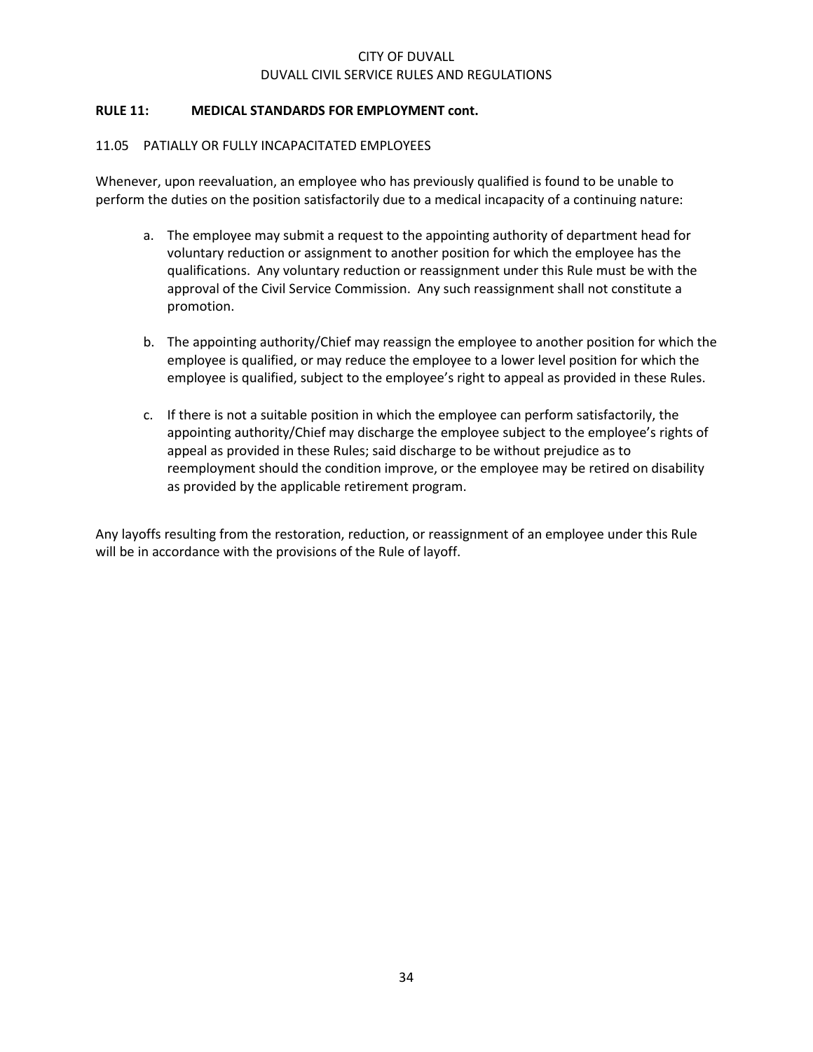## RULE 11: MEDICAL STANDARDS FOR EMPLOYMENT cont.

### 11.05 PATIALLY OR FULLY INCAPACITATED EMPLOYEES

Whenever, upon reevaluation, an employee who has previously qualified is found to be unable to perform the duties on the position satisfactorily due to a medical incapacity of a continuing nature:

a. The employee may submit a request to the appointing authority of department head for voluntary reduction or assignment to another position for which the employee has the qualifications. Any voluntary reduction or reassignment under this Rule must be with the approval of the Civil Service Commission. Any such reassignment shall not constitute a promotion.

b. The appointing authority/Chief may reassign the employee to another position for which the employee is qualified, or may reduce the employee to a lower level position for which the employee is qualified, subject to the employee's right to appeal as provided in these Rules.

c. If there is not a suitable position in which the employee can perform satisfactorily, the appointing authority/Chief may discharge the employee subject to the employee's rights of appeal as provided in these Rules; said discharge to be without prejudice as to reemployment should the condition improve, or the employee may be retired on disability as provided by the applicable retirement program.

Any layoffs resulting from the restoration, reduction, or reassignment of an employee under this Rule will be in accordance with the provisions of the Rule of layoff.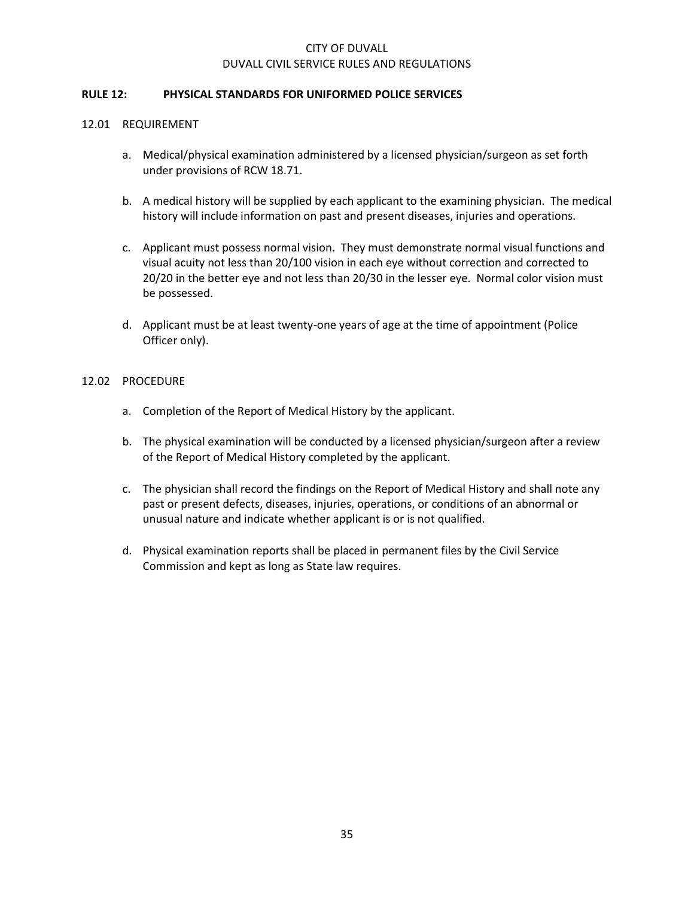## RULE 12: PHYSICAL STANDARDS FOR UNIFORMED POLICE SERVICES

### 12.01 REQUIREMENT

a. Medical/physical examination administered by a licensed physician/surgeon as set forth under provisions of RCW 18.71.

b. A medical history will be supplied by each applicant to the examining physician. The medical history will include information on past and present diseases, injuries and operations.

c. Applicant must possess normal vision. They must demonstrate normal visual functions and visual acuity not less than 20/100 vision in each eye without correction and corrected to 20/20 in the better eye and not less than 20/30 in the lesser eye. Normal color vision must be possessed.

d. Applicant must be at least twenty-one years of age at the time of appointment (Police Officer only).

### 12.02 PROCEDURE

a. Completion of the Report of Medical History by the applicant.

b. The physical examination will be conducted by a licensed physician/surgeon after a review of the Report of Medical History completed by the applicant.

c. The physician shall record the findings on the Report of Medical History and shall note any past or present defects, diseases, injuries, operations, or conditions of an abnormal or unusual nature and indicate whether applicant is or is not qualified.

d. Physical examination reports shall be placed in permanent files by the Civil Service Commission and kept as long as State law requires.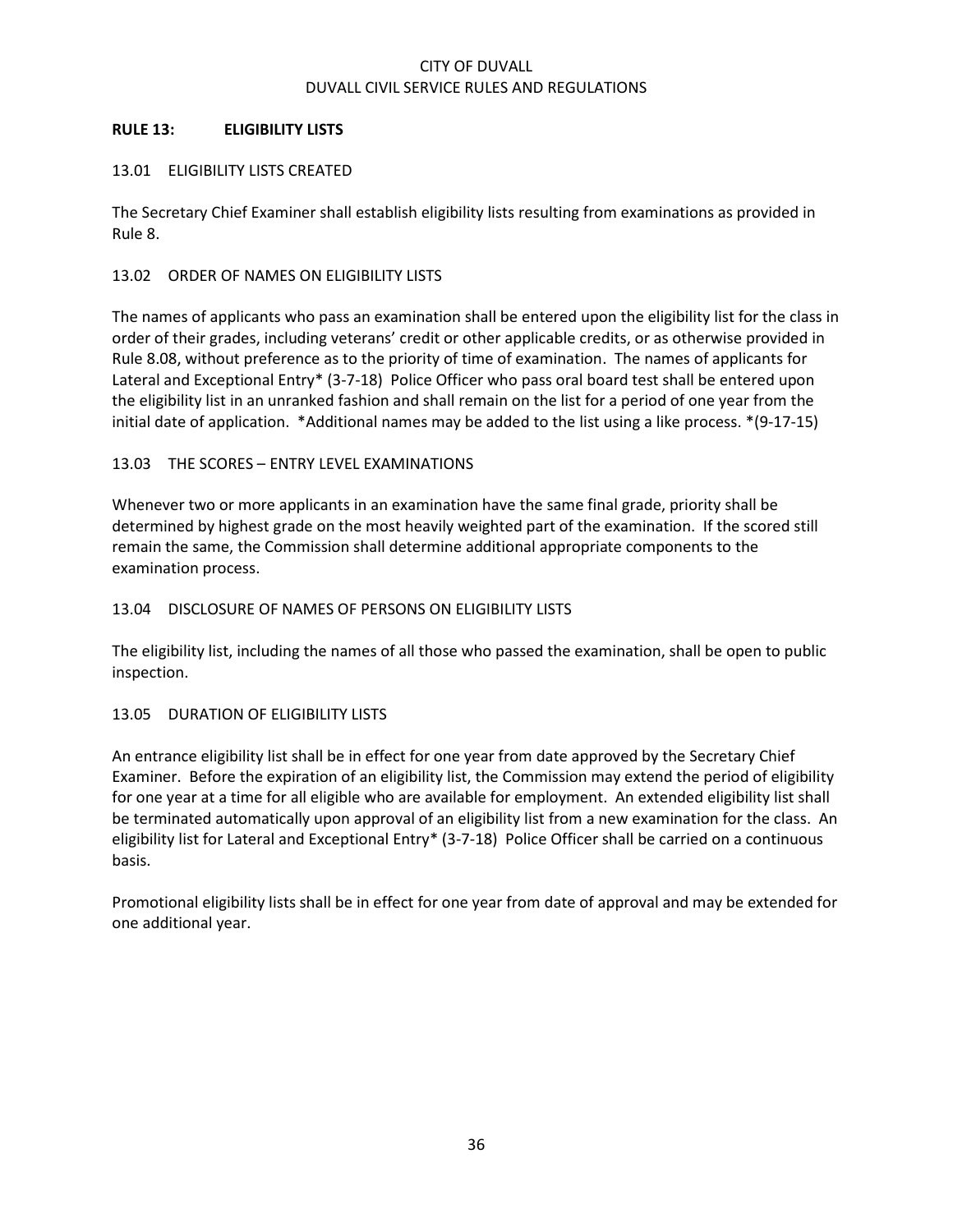## RULE 13: ELIGIBILITY LISTS

### 13.01 ELIGIBILITY LISTS CREATED

The Secretary Chief Examiner shall establish eligibility lists resulting from examinations as provided in Rule 8.

### 13.02 ORDER OF NAMES ON ELIGIBILITY LISTS

The names of applicants who pass an examination shall be entered upon the eligibility list for the class in order of their grades, including veterans' credit or other applicable credits, or as otherwise provided in Rule 8.08, without preference as to the priority of time of examination. The names of applicants for Lateral and Exceptional Entry* (3-7-18) Police Officer who pass oral board test shall be entered upon the eligibility list in an unranked fashion and shall remain on the list for a period of one year from the initial date of application. *Additional names may be added to the list using a like process. *(9-17-15)

### 13.03 THE SCORES – ENTRY LEVEL EXAMINATIONS

Whenever two or more applicants in an examination have the same final grade, priority shall be determined by highest grade on the most heavily weighted part of the examination. If the scored still remain the same, the Commission shall determine additional appropriate components to the examination process.

### 13.04 DISCLOSURE OF NAMES OF PERSONS ON ELIGIBILITY LISTS

The eligibility list, including the names of all those who passed the examination, shall be open to public inspection.

### 13.05 DURATION OF ELIGIBILITY LISTS

An entrance eligibility list shall be in effect for one year from date approved by the Secretary Chief Examiner. Before the expiration of an eligibility list, the Commission may extend the period of eligibility for one year at a time for all eligible who are available for employment. An extended eligibility list shall be terminated automatically upon approval of an eligibility list from a new examination for the class. An eligibility list for Lateral and Exceptional Entry* (3-7-18) Police Officer shall be carried on a continuous basis.

Promotional eligibility lists shall be in effect for one year from date of approval and may be extended for one additional year.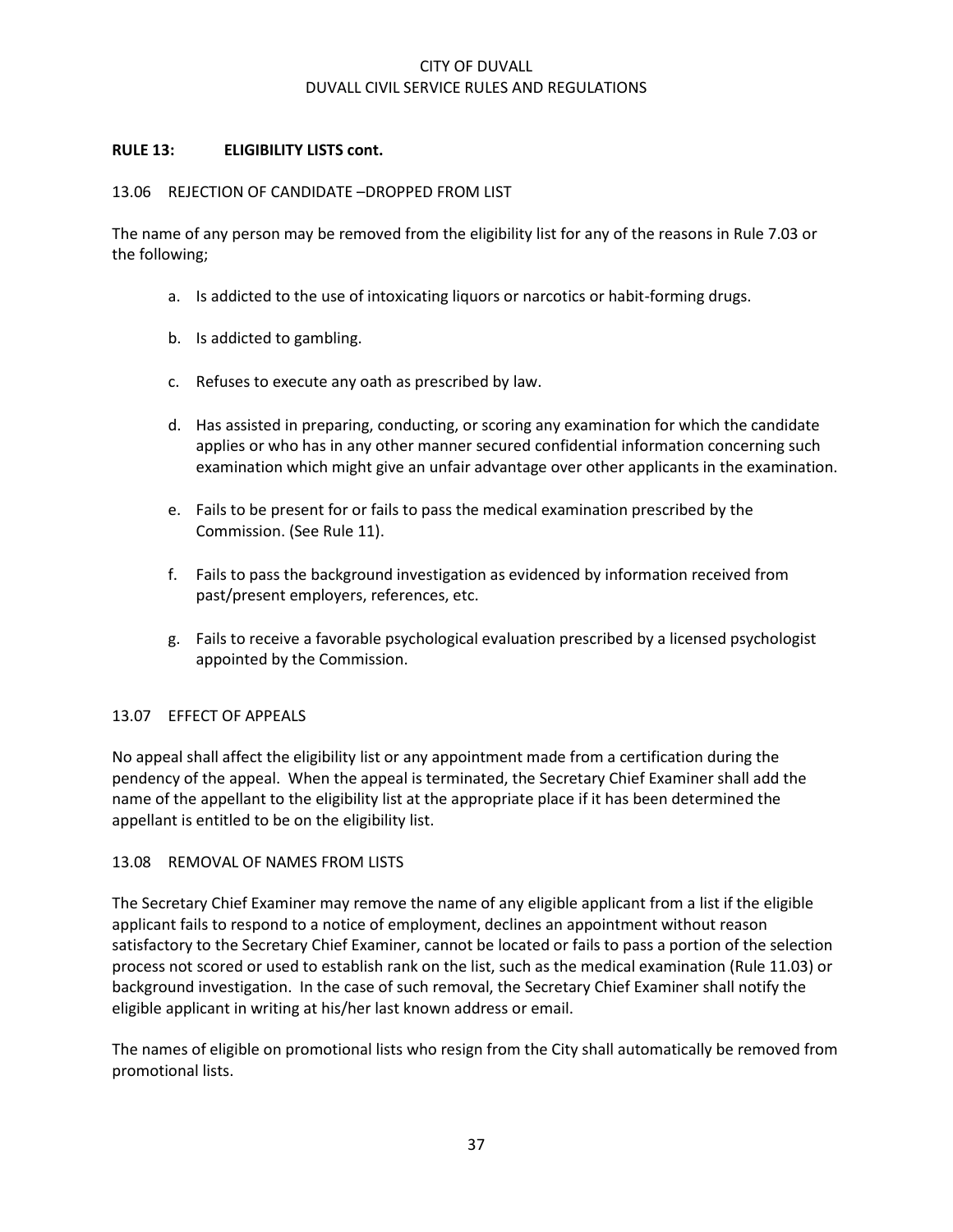## RULE 13: ELIGIBILITY LISTS cont.

### 13.06 REJECTION OF CANDIDATE –DROPPED FROM LIST

The name of any person may be removed from the eligibility list for any of the reasons in Rule 7.03 or the following;

a. Is addicted to the use of intoxicating liquors or narcotics or habit-forming drugs.

b. Is addicted to gambling.

c. Refuses to execute any oath as prescribed by law.

d. Has assisted in preparing, conducting, or scoring any examination for which the candidate applies or who has in any other manner secured confidential information concerning such examination which might give an unfair advantage over other applicants in the examination.

e. Fails to be present for or fails to pass the medical examination prescribed by the Commission. (See Rule 11).

f. Fails to pass the background investigation as evidenced by information received from past/present employers, references, etc.

g. Fails to receive a favorable psychological evaluation prescribed by a licensed psychologist appointed by the Commission.

### 13.07 EFFECT OF APPEALS

No appeal shall affect the eligibility list or any appointment made from a certification during the pendency of the appeal. When the appeal is terminated, the Secretary Chief Examiner shall add the name of the appellant to the eligibility list at the appropriate place if it has been determined the appellant is entitled to be on the eligibility list.

### 13.08 REMOVAL OF NAMES FROM LISTS

The Secretary Chief Examiner may remove the name of any eligible applicant from a list if the eligible applicant fails to respond to a notice of employment, declines an appointment without reason satisfactory to the Secretary Chief Examiner, cannot be located or fails to pass a portion of the selection process not scored or used to establish rank on the list, such as the medical examination (Rule 11.03) or background investigation. In the case of such removal, the Secretary Chief Examiner shall notify the eligible applicant in writing at his/her last known address or email.

The names of eligible on promotional lists who resign from the City shall automatically be removed from promotional lists.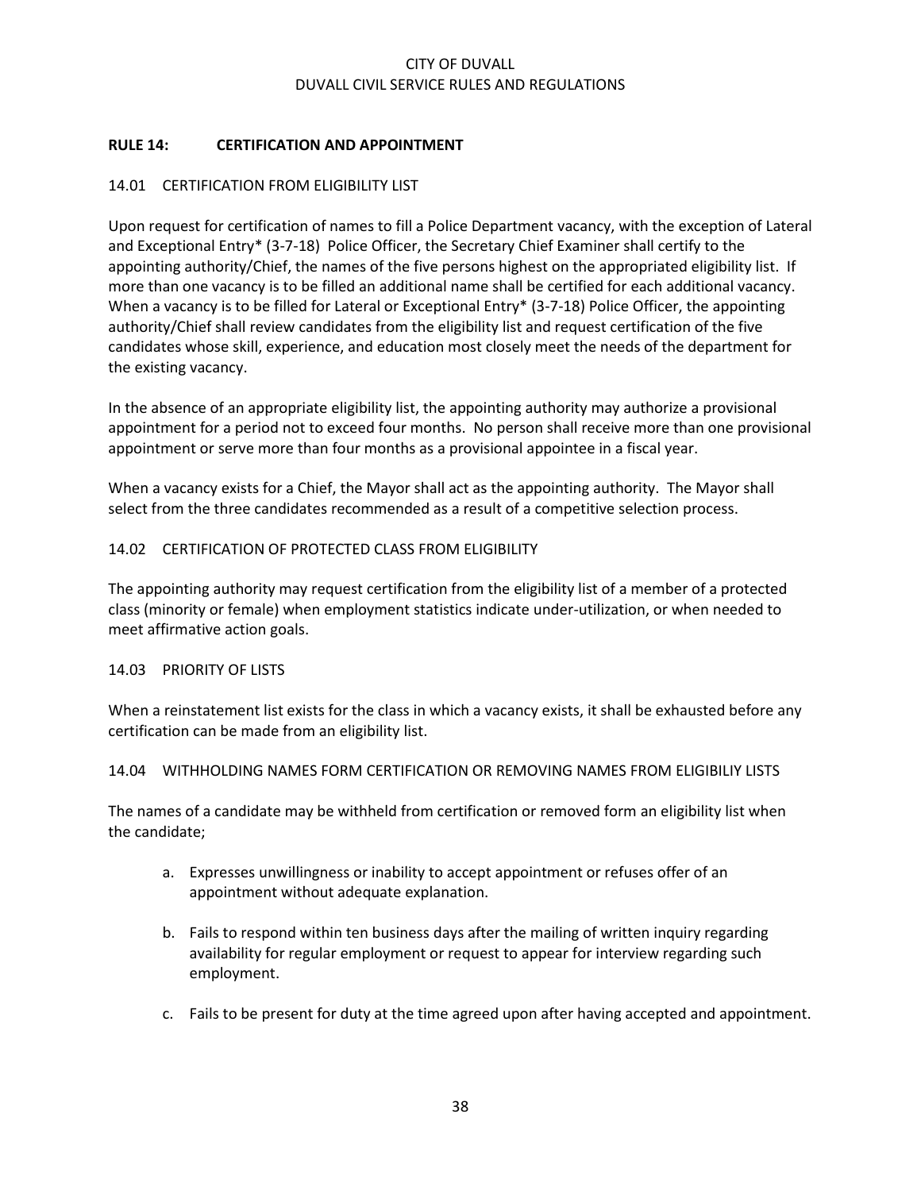## RULE 14: CERTIFICATION AND APPOINTMENT

### 14.01 CERTIFICATION FROM ELIGIBILITY LIST

Upon request for certification of names to fill a Police Department vacancy, with the exception of Lateral and Exceptional Entry* (3-7-18) Police Officer, the Secretary Chief Examiner shall certify to the appointing authority/Chief, the names of the five persons highest on the appropriated eligibility list. If more than one vacancy is to be filled an additional name shall be certified for each additional vacancy. When a vacancy is to be filled for Lateral or Exceptional Entry* (3-7-18) Police Officer, the appointing authority/Chief shall review candidates from the eligibility list and request certification of the five candidates whose skill, experience, and education most closely meet the needs of the department for the existing vacancy.

In the absence of an appropriate eligibility list, the appointing authority may authorize a provisional appointment for a period not to exceed four months. No person shall receive more than one provisional appointment or serve more than four months as a provisional appointee in a fiscal year.

When a vacancy exists for a Chief, the Mayor shall act as the appointing authority. The Mayor shall select from the three candidates recommended as a result of a competitive selection process.

### 14.02 CERTIFICATION OF PROTECTED CLASS FROM ELIGIBILITY

The appointing authority may request certification from the eligibility list of a member of a protected class (minority or female) when employment statistics indicate under-utilization, or when needed to meet affirmative action goals.

### 14.03 PRIORITY OF LISTS

When a reinstatement list exists for the class in which a vacancy exists, it shall be exhausted before any certification can be made from an eligibility list.

### 14.04 WITHHOLDING NAMES FORM CERTIFICATION OR REMOVING NAMES FROM ELIGIBILIY LISTS

The names of a candidate may be withheld from certification or removed form an eligibility list when the candidate;

a. Expresses unwillingness or inability to accept appointment or refuses offer of an appointment without adequate explanation.

b. Fails to respond within ten business days after the mailing of written inquiry regarding availability for regular employment or request to appear for interview regarding such employment.

c. Fails to be present for duty at the time agreed upon after having accepted and appointment.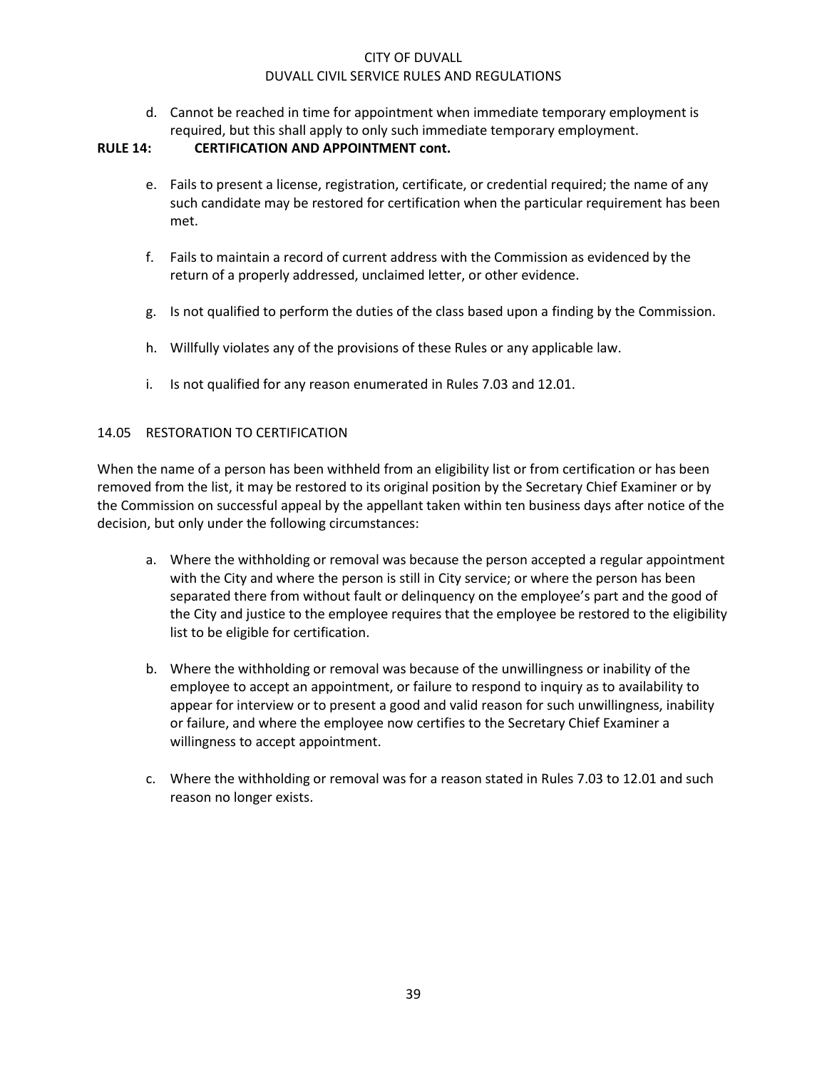d. Cannot be reached in time for appointment when immediate temporary employment is required, but this shall apply to only such immediate temporary employment.

**RULE 14: CERTIFICATION AND APPOINTMENT cont.**

e. Fails to present a license, registration, certificate, or credential required; the name of any such candidate may be restored for certification when the particular requirement has been met.

f. Fails to maintain a record of current address with the Commission as evidenced by the return of a properly addressed, unclaimed letter, or other evidence.

g. Is not qualified to perform the duties of the class based upon a finding by the Commission.

h. Willfully violates any of the provisions of these Rules or any applicable law.

i. Is not qualified for any reason enumerated in Rules 7.03 and 12.01.

14.05 RESTORATION TO CERTIFICATION

When the name of a person has been withheld from an eligibility list or from certification or has been removed from the list, it may be restored to its original position by the Secretary Chief Examiner or by the Commission on successful appeal by the appellant taken within ten business days after notice of the decision, but only under the following circumstances:

a. Where the withholding or removal was because the person accepted a regular appointment with the City and where the person is still in City service; or where the person has been separated there from without fault or delinquency on the employee's part and the good of the City and justice to the employee requires that the employee be restored to the eligibility list to be eligible for certification.

b. Where the withholding or removal was because of the unwillingness or inability of the employee to accept an appointment, or failure to respond to inquiry as to availability to appear for interview or to present a good and valid reason for such unwillingness, inability or failure, and where the employee now certifies to the Secretary Chief Examiner a willingness to accept appointment.

c. Where the withholding or removal was for a reason stated in Rules 7.03 to 12.01 and such reason no longer exists.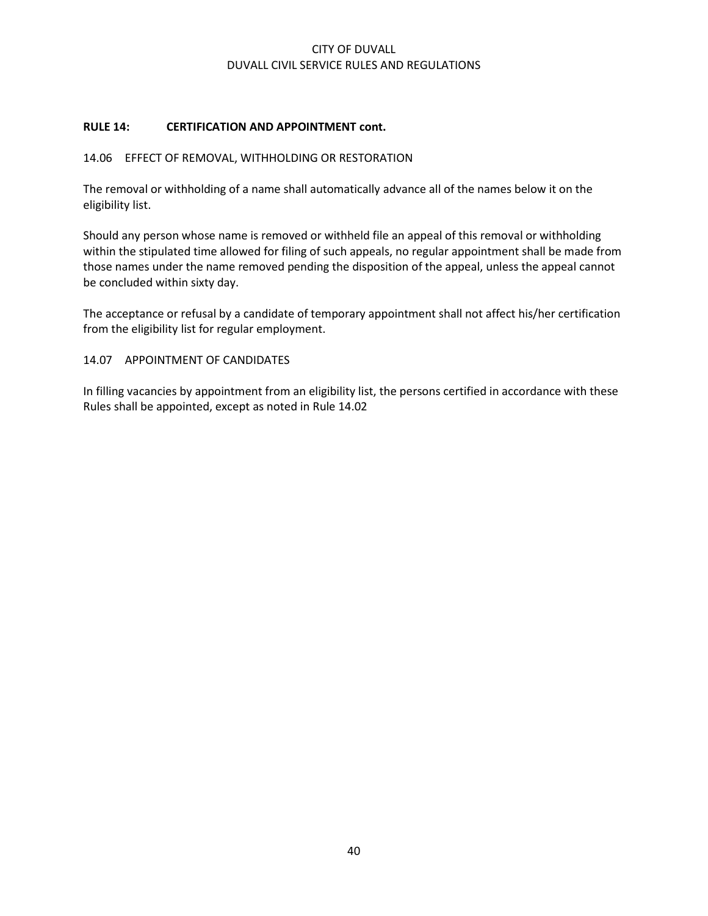**RULE 14: CERTIFICATION AND APPOINTMENT cont.**

14.06 EFFECT OF REMOVAL, WITHHOLDING OR RESTORATION

The removal or withholding of a name shall automatically advance all of the names below it on the eligibility list.

Should any person whose name is removed or withheld file an appeal of this removal or withholding within the stipulated time allowed for filing of such appeals, no regular appointment shall be made from those names under the name removed pending the disposition of the appeal, unless the appeal cannot be concluded within sixty day.

The acceptance or refusal by a candidate of temporary appointment shall not affect his/her certification from the eligibility list for regular employment.

14.07 APPOINTMENT OF CANDIDATES

In filling vacancies by appointment from an eligibility list, the persons certified in accordance with these Rules shall be appointed, except as noted in Rule 14.02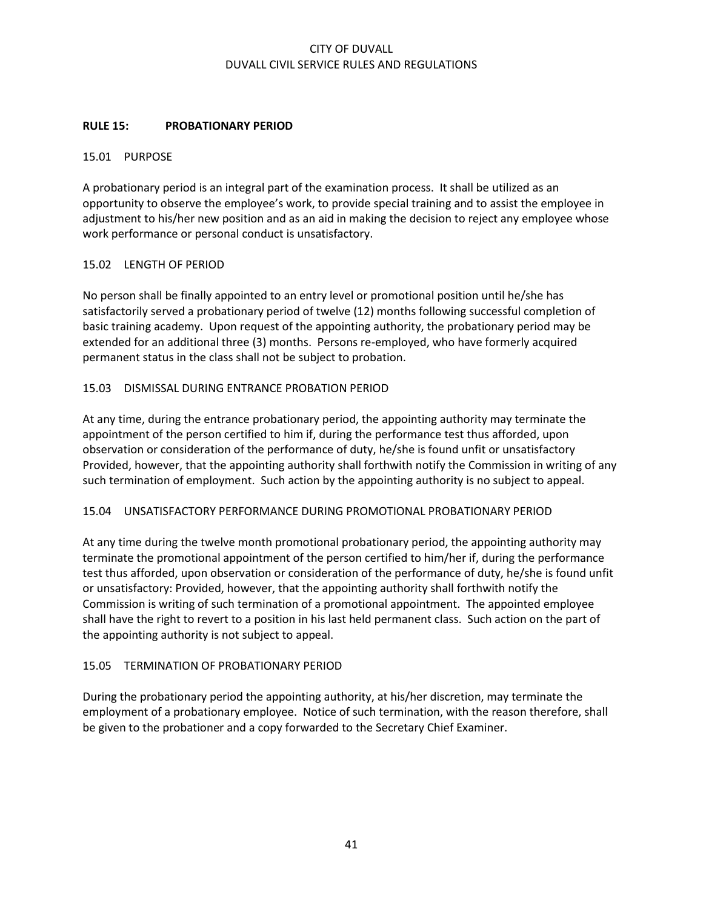## RULE 15: PROBATIONARY PERIOD

### 15.01 PURPOSE

A probationary period is an integral part of the examination process. It shall be utilized as an opportunity to observe the employee's work, to provide special training and to assist the employee in adjustment to his/her new position and as an aid in making the decision to reject any employee whose work performance or personal conduct is unsatisfactory.

### 15.02 LENGTH OF PERIOD

No person shall be finally appointed to an entry level or promotional position until he/she has satisfactorily served a probationary period of twelve (12) months following successful completion of basic training academy. Upon request of the appointing authority, the probationary period may be extended for an additional three (3) months. Persons re-employed, who have formerly acquired permanent status in the class shall not be subject to probation.

### 15.03 DISMISSAL DURING ENTRANCE PROBATION PERIOD

At any time, during the entrance probationary period, the appointing authority may terminate the appointment of the person certified to him if, during the performance test thus afforded, upon observation or consideration of the performance of duty, he/she is found unfit or unsatisfactory Provided, however, that the appointing authority shall forthwith notify the Commission in writing of any such termination of employment. Such action by the appointing authority is no subject to appeal.

### 15.04 UNSATISFACTORY PERFORMANCE DURING PROMOTIONAL PROBATIONARY PERIOD

At any time during the twelve month promotional probationary period, the appointing authority may terminate the promotional appointment of the person certified to him/her if, during the performance test thus afforded, upon observation or consideration of the performance of duty, he/she is found unfit or unsatisfactory: Provided, however, that the appointing authority shall forthwith notify the Commission is writing of such termination of a promotional appointment. The appointed employee shall have the right to revert to a position in his last held permanent class. Such action on the part of the appointing authority is not subject to appeal.

### 15.05 TERMINATION OF PROBATIONARY PERIOD

During the probationary period the appointing authority, at his/her discretion, may terminate the employment of a probationary employee. Notice of such termination, with the reason therefore, shall be given to the probationer and a copy forwarded to the Secretary Chief Examiner.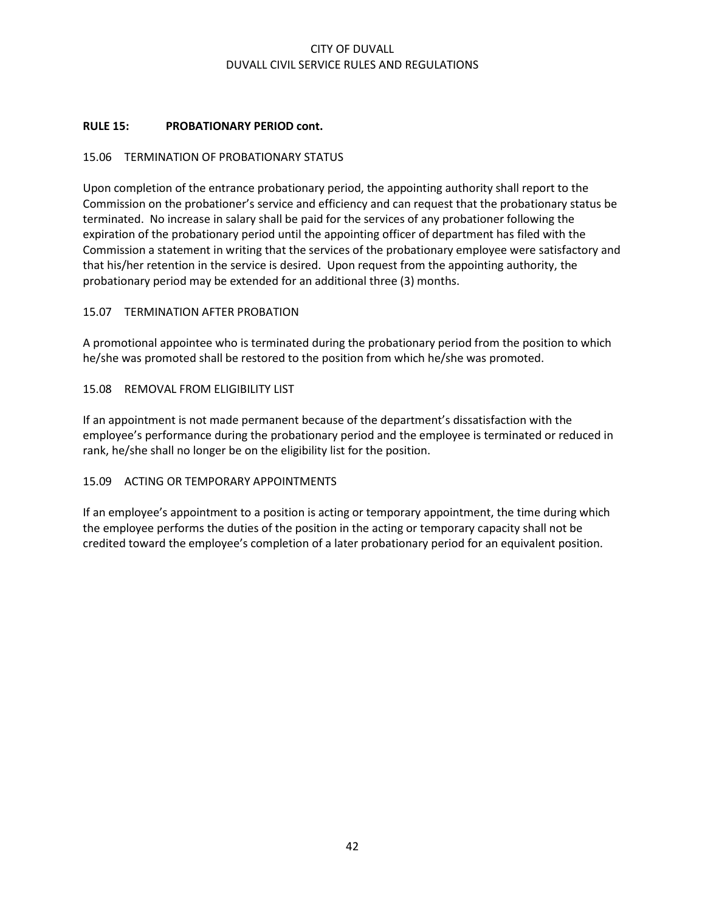## RULE 15: PROBATIONARY PERIOD cont.

### 15.06 TERMINATION OF PROBATIONARY STATUS

Upon completion of the entrance probationary period, the appointing authority shall report to the Commission on the probationer's service and efficiency and can request that the probationary status be terminated. No increase in salary shall be paid for the services of any probationer following the expiration of the probationary period until the appointing officer of department has filed with the Commission a statement in writing that the services of the probationary employee were satisfactory and that his/her retention in the service is desired. Upon request from the appointing authority, the probationary period may be extended for an additional three (3) months.

### 15.07 TERMINATION AFTER PROBATION

A promotional appointee who is terminated during the probationary period from the position to which he/she was promoted shall be restored to the position from which he/she was promoted.

### 15.08 REMOVAL FROM ELIGIBILITY LIST

If an appointment is not made permanent because of the department's dissatisfaction with the employee's performance during the probationary period and the employee is terminated or reduced in rank, he/she shall no longer be on the eligibility list for the position.

### 15.09 ACTING OR TEMPORARY APPOINTMENTS

If an employee's appointment to a position is acting or temporary appointment, the time during which the employee performs the duties of the position in the acting or temporary capacity shall not be credited toward the employee's completion of a later probationary period for an equivalent position.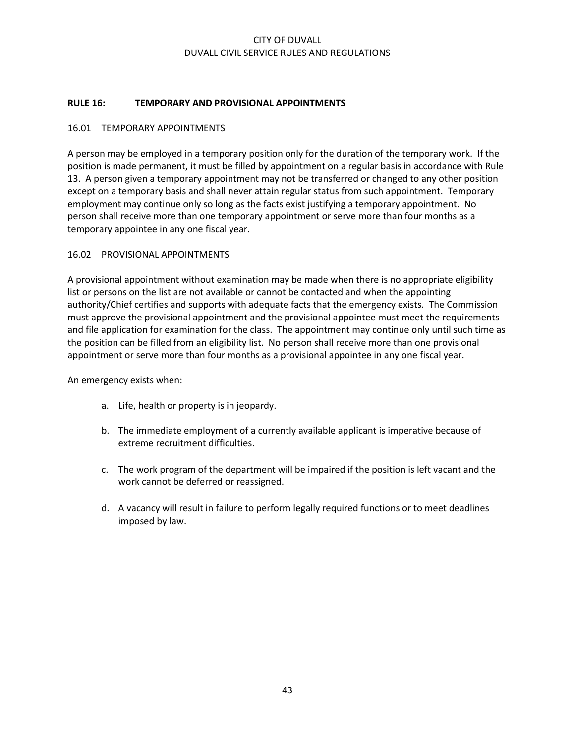## RULE 16: TEMPORARY AND PROVISIONAL APPOINTMENTS

### 16.01 TEMPORARY APPOINTMENTS

A person may be employed in a temporary position only for the duration of the temporary work. If the position is made permanent, it must be filled by appointment on a regular basis in accordance with Rule 13. A person given a temporary appointment may not be transferred or changed to any other position except on a temporary basis and shall never attain regular status from such appointment. Temporary employment may continue only so long as the facts exist justifying a temporary appointment. No person shall receive more than one temporary appointment or serve more than four months as a temporary appointee in any one fiscal year.

### 16.02 PROVISIONAL APPOINTMENTS

A provisional appointment without examination may be made when there is no appropriate eligibility list or persons on the list are not available or cannot be contacted and when the appointing authority/Chief certifies and supports with adequate facts that the emergency exists. The Commission must approve the provisional appointment and the provisional appointee must meet the requirements and file application for examination for the class. The appointment may continue only until such time as the position can be filled from an eligibility list. No person shall receive more than one provisional appointment or serve more than four months as a provisional appointee in any one fiscal year.

An emergency exists when:

a. Life, health or property is in jeopardy.

b. The immediate employment of a currently available applicant is imperative because of extreme recruitment difficulties.

c. The work program of the department will be impaired if the position is left vacant and the work cannot be deferred or reassigned.

d. A vacancy will result in failure to perform legally required functions or to meet deadlines imposed by law.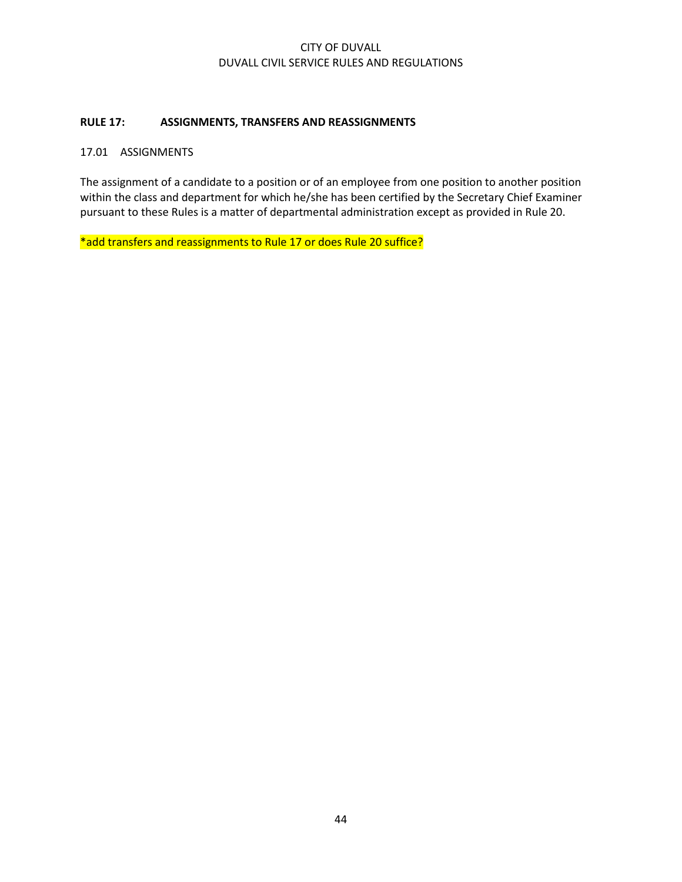## RULE 17: ASSIGNMENTS, TRANSFERS AND REASSIGNMENTS

17.01 ASSIGNMENTS

The assignment of a candidate to a position or of an employee from one position to another position within the class and department for which he/she has been certified by the Secretary Chief Examiner pursuant to these Rules is a matter of departmental administration except as provided in Rule 20.

*add transfers and reassignments to Rule 17 or does Rule 20 suffice?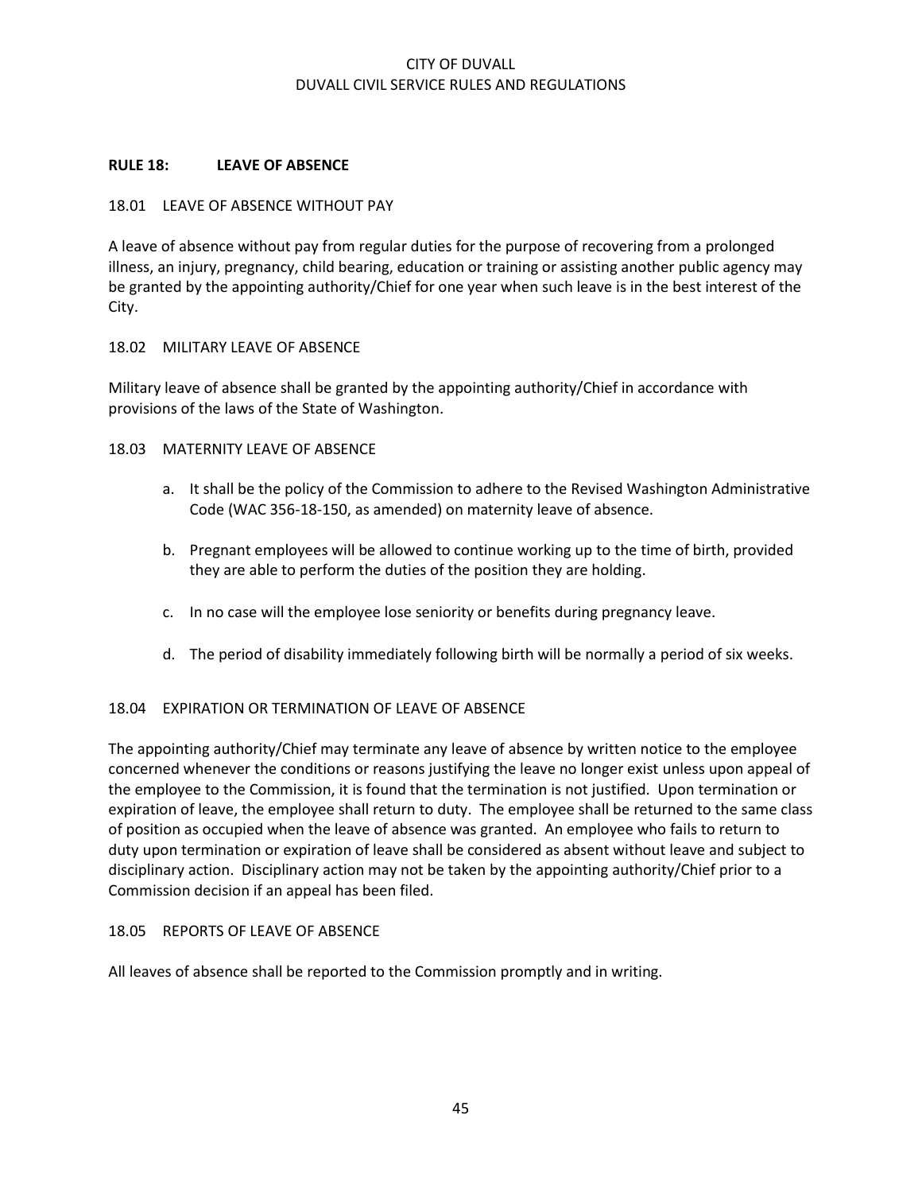## RULE 18: LEAVE OF ABSENCE

### 18.01 LEAVE OF ABSENCE WITHOUT PAY

A leave of absence without pay from regular duties for the purpose of recovering from a prolonged illness, an injury, pregnancy, child bearing, education or training or assisting another public agency may be granted by the appointing authority/Chief for one year when such leave is in the best interest of the City.

### 18.02 MILITARY LEAVE OF ABSENCE

Military leave of absence shall be granted by the appointing authority/Chief in accordance with provisions of the laws of the State of Washington.

### 18.03 MATERNITY LEAVE OF ABSENCE

a. It shall be the policy of the Commission to adhere to the Revised Washington Administrative Code (WAC 356-18-150, as amended) on maternity leave of absence.

b. Pregnant employees will be allowed to continue working up to the time of birth, provided they are able to perform the duties of the position they are holding.

c. In no case will the employee lose seniority or benefits during pregnancy leave.

d. The period of disability immediately following birth will be normally a period of six weeks.

### 18.04 EXPIRATION OR TERMINATION OF LEAVE OF ABSENCE

The appointing authority/Chief may terminate any leave of absence by written notice to the employee concerned whenever the conditions or reasons justifying the leave no longer exist unless upon appeal of the employee to the Commission, it is found that the termination is not justified. Upon termination or expiration of leave, the employee shall return to duty. The employee shall be returned to the same class of position as occupied when the leave of absence was granted. An employee who fails to return to duty upon termination or expiration of leave shall be considered as absent without leave and subject to disciplinary action. Disciplinary action may not be taken by the appointing authority/Chief prior to a Commission decision if an appeal has been filed.

### 18.05 REPORTS OF LEAVE OF ABSENCE

All leaves of absence shall be reported to the Commission promptly and in writing.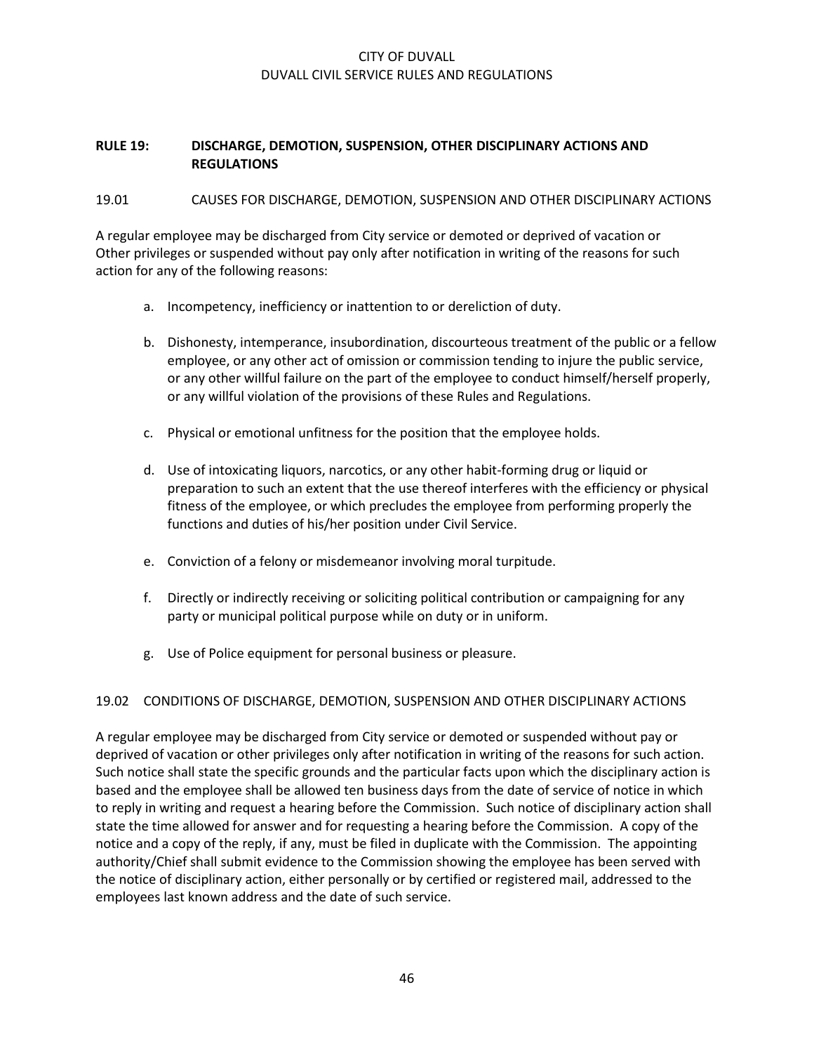## RULE 19: DISCHARGE, DEMOTION, SUSPENSION, OTHER DISCIPLINARY ACTIONS AND REGULATIONS

### 19.01 CAUSES FOR DISCHARGE, DEMOTION, SUSPENSION AND OTHER DISCIPLINARY ACTIONS

A regular employee may be discharged from City service or demoted or deprived of vacation or Other privileges or suspended without pay only after notification in writing of the reasons for such action for any of the following reasons:

a. Incompetency, inefficiency or inattention to or dereliction of duty.

b. Dishonesty, intemperance, insubordination, discourteous treatment of the public or a fellow employee, or any other act of omission or commission tending to injure the public service, or any other willful failure on the part of the employee to conduct himself/herself properly, or any willful violation of the provisions of these Rules and Regulations.

c. Physical or emotional unfitness for the position that the employee holds.

d. Use of intoxicating liquors, narcotics, or any other habit-forming drug or liquid or preparation to such an extent that the use thereof interferes with the efficiency or physical fitness of the employee, or which precludes the employee from performing properly the functions and duties of his/her position under Civil Service.

e. Conviction of a felony or misdemeanor involving moral turpitude.

f. Directly or indirectly receiving or soliciting political contribution or campaigning for any party or municipal political purpose while on duty or in uniform.

g. Use of Police equipment for personal business or pleasure.

### 19.02 CONDITIONS OF DISCHARGE, DEMOTION, SUSPENSION AND OTHER DISCIPLINARY ACTIONS

A regular employee may be discharged from City service or demoted or suspended without pay or deprived of vacation or other privileges only after notification in writing of the reasons for such action. Such notice shall state the specific grounds and the particular facts upon which the disciplinary action is based and the employee shall be allowed ten business days from the date of service of notice in which to reply in writing and request a hearing before the Commission. Such notice of disciplinary action shall state the time allowed for answer and for requesting a hearing before the Commission. A copy of the notice and a copy of the reply, if any, must be filed in duplicate with the Commission. The appointing authority/Chief shall submit evidence to the Commission showing the employee has been served with the notice of disciplinary action, either personally or by certified or registered mail, addressed to the employees last known address and the date of such service.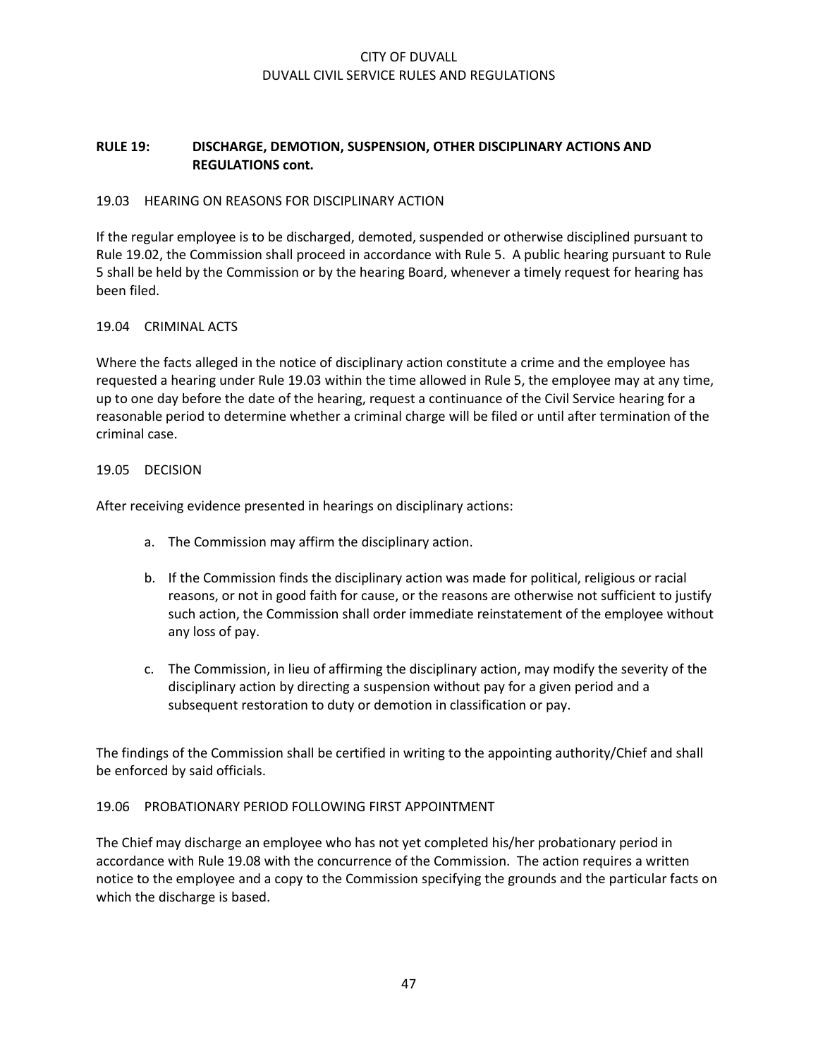## RULE 19: DISCHARGE, DEMOTION, SUSPENSION, OTHER DISCIPLINARY ACTIONS AND REGULATIONS cont.

### 19.03 HEARING ON REASONS FOR DISCIPLINARY ACTION

If the regular employee is to be discharged, demoted, suspended or otherwise disciplined pursuant to Rule 19.02, the Commission shall proceed in accordance with Rule 5. A public hearing pursuant to Rule 5 shall be held by the Commission or by the hearing Board, whenever a timely request for hearing has been filed.

### 19.04 CRIMINAL ACTS

Where the facts alleged in the notice of disciplinary action constitute a crime and the employee has requested a hearing under Rule 19.03 within the time allowed in Rule 5, the employee may at any time, up to one day before the date of the hearing, request a continuance of the Civil Service hearing for a reasonable period to determine whether a criminal charge will be filed or until after termination of the criminal case.

### 19.05 DECISION

After receiving evidence presented in hearings on disciplinary actions:

a. The Commission may affirm the disciplinary action.

b. If the Commission finds the disciplinary action was made for political, religious or racial reasons, or not in good faith for cause, or the reasons are otherwise not sufficient to justify such action, the Commission shall order immediate reinstatement of the employee without any loss of pay.

c. The Commission, in lieu of affirming the disciplinary action, may modify the severity of the disciplinary action by directing a suspension without pay for a given period and a subsequent restoration to duty or demotion in classification or pay.

The findings of the Commission shall be certified in writing to the appointing authority/Chief and shall be enforced by said officials.

### 19.06 PROBATIONARY PERIOD FOLLOWING FIRST APPOINTMENT

The Chief may discharge an employee who has not yet completed his/her probationary period in accordance with Rule 19.08 with the concurrence of the Commission. The action requires a written notice to the employee and a copy to the Commission specifying the grounds and the particular facts on which the discharge is based.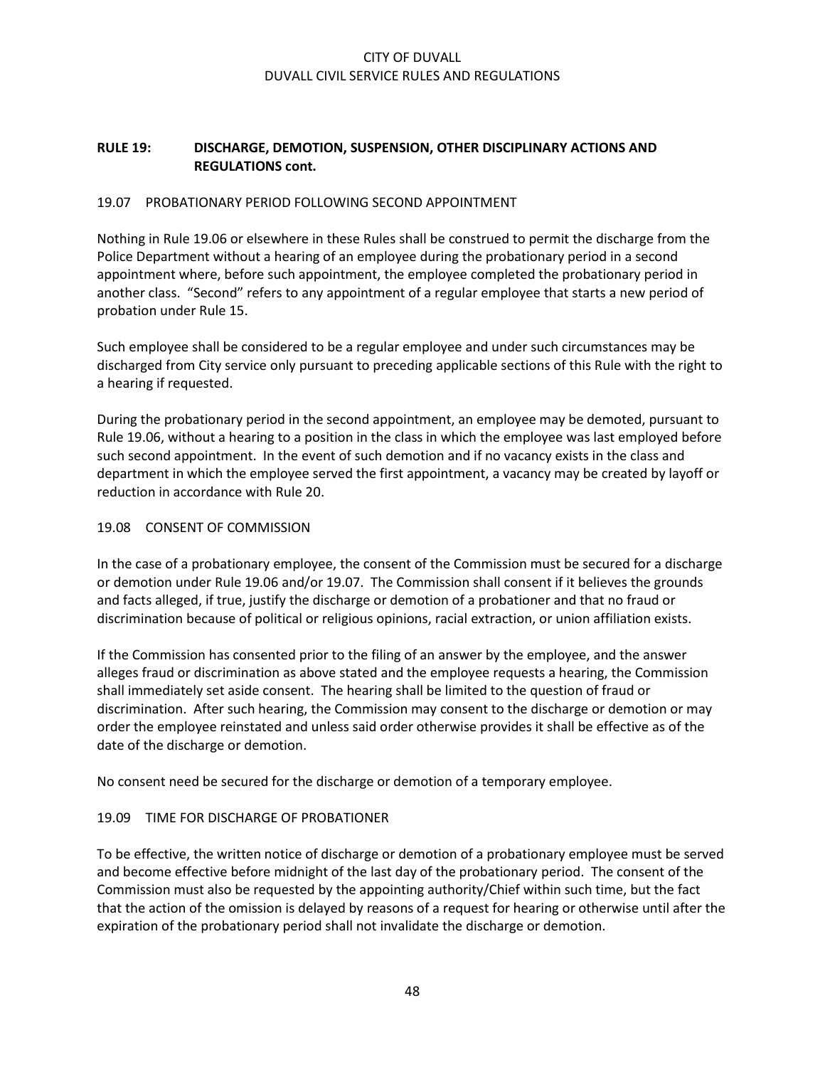## RULE 19: DISCHARGE, DEMOTION, SUSPENSION, OTHER DISCIPLINARY ACTIONS AND REGULATIONS cont.

### 19.07 PROBATIONARY PERIOD FOLLOWING SECOND APPOINTMENT

Nothing in Rule 19.06 or elsewhere in these Rules shall be construed to permit the discharge from the Police Department without a hearing of an employee during the probationary period in a second appointment where, before such appointment, the employee completed the probationary period in another class. "Second" refers to any appointment of a regular employee that starts a new period of probation under Rule 15.

Such employee shall be considered to be a regular employee and under such circumstances may be discharged from City service only pursuant to preceding applicable sections of this Rule with the right to a hearing if requested.

During the probationary period in the second appointment, an employee may be demoted, pursuant to Rule 19.06, without a hearing to a position in the class in which the employee was last employed before such second appointment. In the event of such demotion and if no vacancy exists in the class and department in which the employee served the first appointment, a vacancy may be created by layoff or reduction in accordance with Rule 20.

### 19.08 CONSENT OF COMMISSION

In the case of a probationary employee, the consent of the Commission must be secured for a discharge or demotion under Rule 19.06 and/or 19.07. The Commission shall consent if it believes the grounds and facts alleged, if true, justify the discharge or demotion of a probationer and that no fraud or discrimination because of political or religious opinions, racial extraction, or union affiliation exists.

If the Commission has consented prior to the filing of an answer by the employee, and the answer alleges fraud or discrimination as above stated and the employee requests a hearing, the Commission shall immediately set aside consent. The hearing shall be limited to the question of fraud or discrimination. After such hearing, the Commission may consent to the discharge or demotion or may order the employee reinstated and unless said order otherwise provides it shall be effective as of the date of the discharge or demotion.

No consent need be secured for the discharge or demotion of a temporary employee.

### 19.09 TIME FOR DISCHARGE OF PROBATIONER

To be effective, the written notice of discharge or demotion of a probationary employee must be served and become effective before midnight of the last day of the probationary period. The consent of the Commission must also be requested by the appointing authority/Chief within such time, but the fact that the action of the omission is delayed by reasons of a request for hearing or otherwise until after the expiration of the probationary period shall not invalidate the discharge or demotion.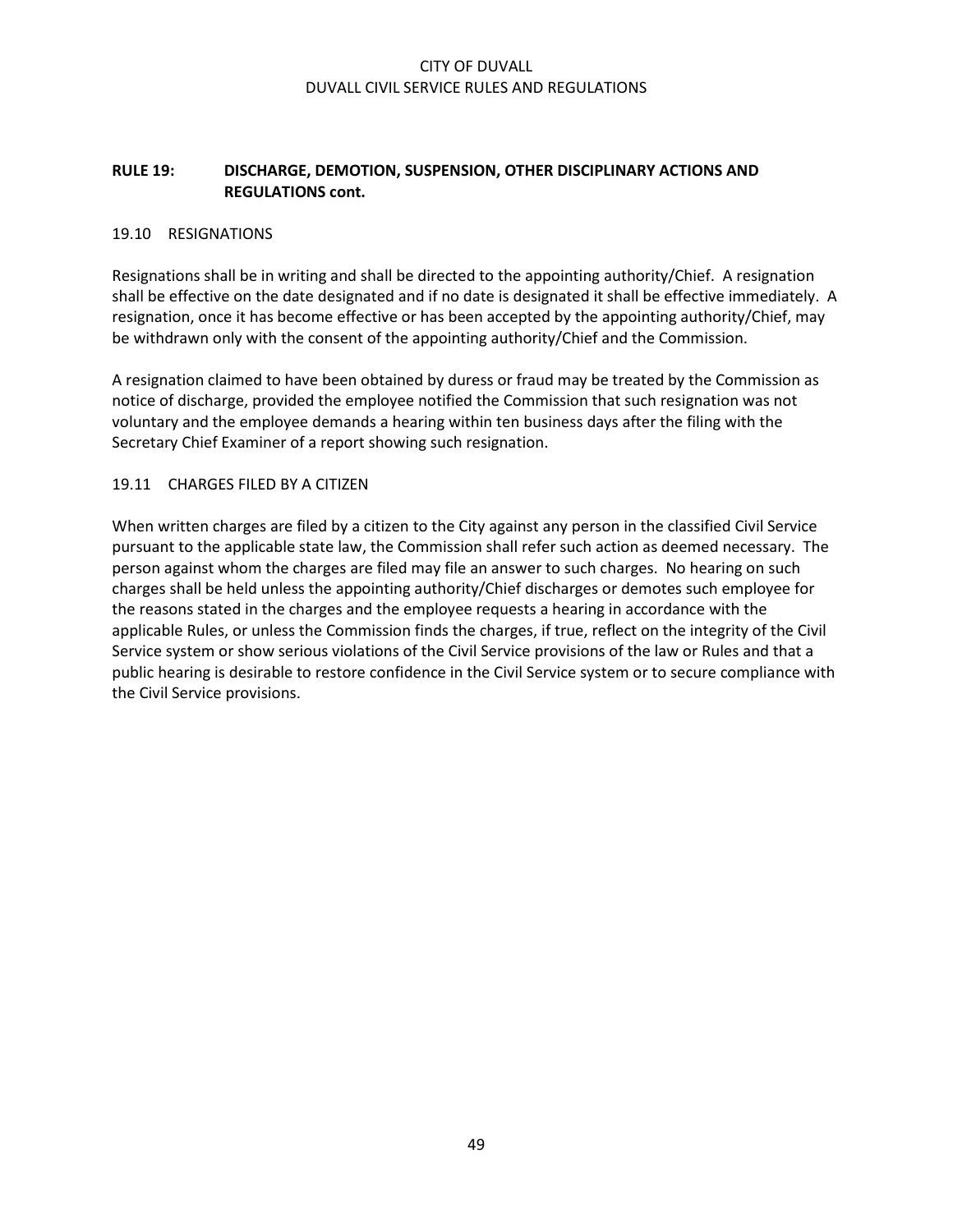## RULE 19: DISCHARGE, DEMOTION, SUSPENSION, OTHER DISCIPLINARY ACTIONS AND REGULATIONS cont.

### 19.10 RESIGNATIONS

Resignations shall be in writing and shall be directed to the appointing authority/Chief. A resignation shall be effective on the date designated and if no date is designated it shall be effective immediately. A resignation, once it has become effective or has been accepted by the appointing authority/Chief, may be withdrawn only with the consent of the appointing authority/Chief and the Commission.

A resignation claimed to have been obtained by duress or fraud may be treated by the Commission as notice of discharge, provided the employee notified the Commission that such resignation was not voluntary and the employee demands a hearing within ten business days after the filing with the Secretary Chief Examiner of a report showing such resignation.

### 19.11 CHARGES FILED BY A CITIZEN

When written charges are filed by a citizen to the City against any person in the classified Civil Service pursuant to the applicable state law, the Commission shall refer such action as deemed necessary. The person against whom the charges are filed may file an answer to such charges. No hearing on such charges shall be held unless the appointing authority/Chief discharges or demotes such employee for the reasons stated in the charges and the employee requests a hearing in accordance with the applicable Rules, or unless the Commission finds the charges, if true, reflect on the integrity of the Civil Service system or show serious violations of the Civil Service provisions of the law or Rules and that a public hearing is desirable to restore confidence in the Civil Service system or to secure compliance with the Civil Service provisions.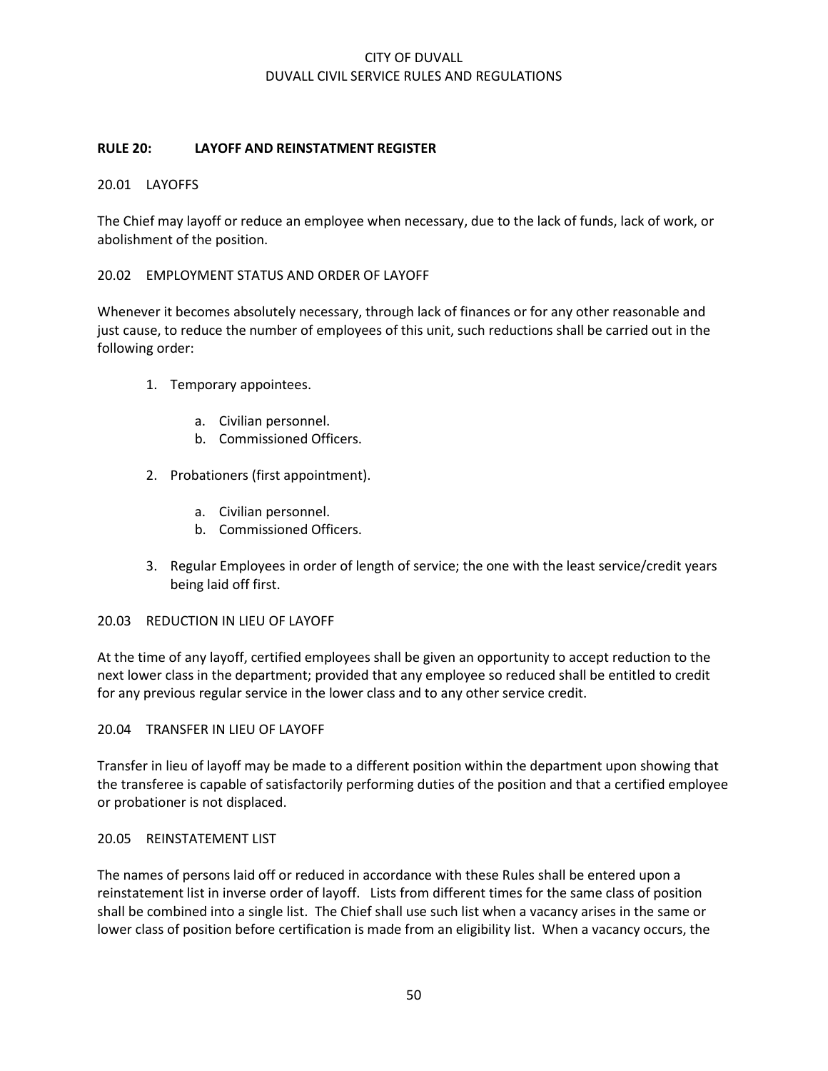## RULE 20: LAYOFF AND REINSTATMENT REGISTER

### 20.01 LAYOFFS

The Chief may layoff or reduce an employee when necessary, due to the lack of funds, lack of work, or abolishment of the position.

### 20.02 EMPLOYMENT STATUS AND ORDER OF LAYOFF

Whenever it becomes absolutely necessary, through lack of finances or for any other reasonable and just cause, to reduce the number of employees of this unit, such reductions shall be carried out in the following order:

1. Temporary appointees.
   a. Civilian personnel.
   b. Commissioned Officers.
2. Probationers (first appointment).
   a. Civilian personnel.
   b. Commissioned Officers.
3. Regular Employees in order of length of service; the one with the least service/credit years being laid off first.

### 20.03 REDUCTION IN LIEU OF LAYOFF

At the time of any layoff, certified employees shall be given an opportunity to accept reduction to the next lower class in the department; provided that any employee so reduced shall be entitled to credit for any previous regular service in the lower class and to any other service credit.

### 20.04 TRANSFER IN LIEU OF LAYOFF

Transfer in lieu of layoff may be made to a different position within the department upon showing that the transferee is capable of satisfactorily performing duties of the position and that a certified employee or probationer is not displaced.

### 20.05 REINSTATEMENT LIST

The names of persons laid off or reduced in accordance with these Rules shall be entered upon a reinstatement list in inverse order of layoff. Lists from different times for the same class of position shall be combined into a single list. The Chief shall use such list when a vacancy arises in the same or lower class of position before certification is made from an eligibility list. When a vacancy occurs, the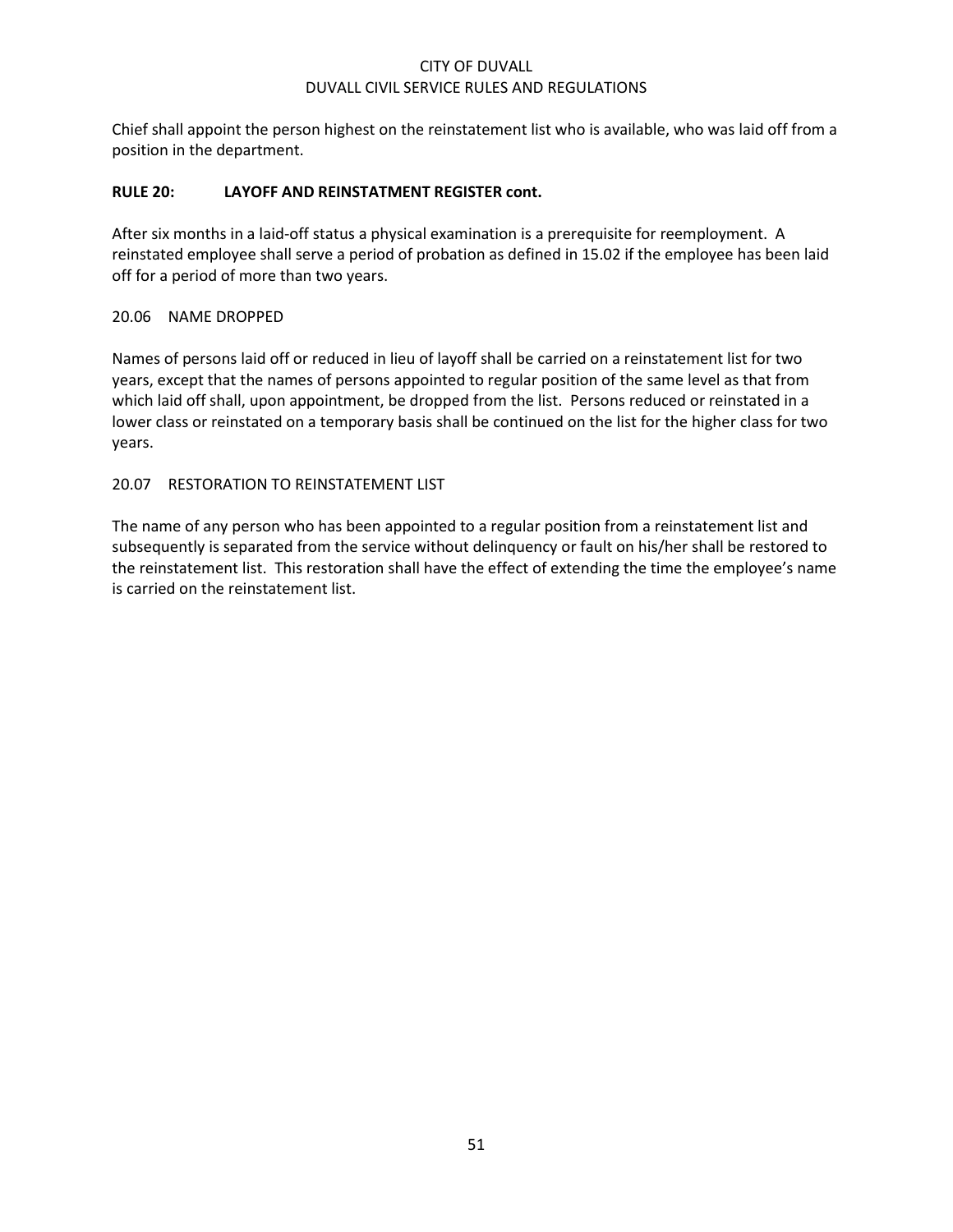Chief shall appoint the person highest on the reinstatement list who is available, who was laid off from a position in the department.

**RULE 20: LAYOFF AND REINSTATMENT REGISTER cont.**

After six months in a laid-off status a physical examination is a prerequisite for reemployment. A reinstated employee shall serve a period of probation as defined in 15.02 if the employee has been laid off for a period of more than two years.

20.06 NAME DROPPED

Names of persons laid off or reduced in lieu of layoff shall be carried on a reinstatement list for two years, except that the names of persons appointed to regular position of the same level as that from which laid off shall, upon appointment, be dropped from the list. Persons reduced or reinstated in a lower class or reinstated on a temporary basis shall be continued on the list for the higher class for two years.

20.07 RESTORATION TO REINSTATEMENT LIST

The name of any person who has been appointed to a regular position from a reinstatement list and subsequently is separated from the service without delinquency or fault on his/her shall be restored to the reinstatement list. This restoration shall have the effect of extending the time the employee's name is carried on the reinstatement list.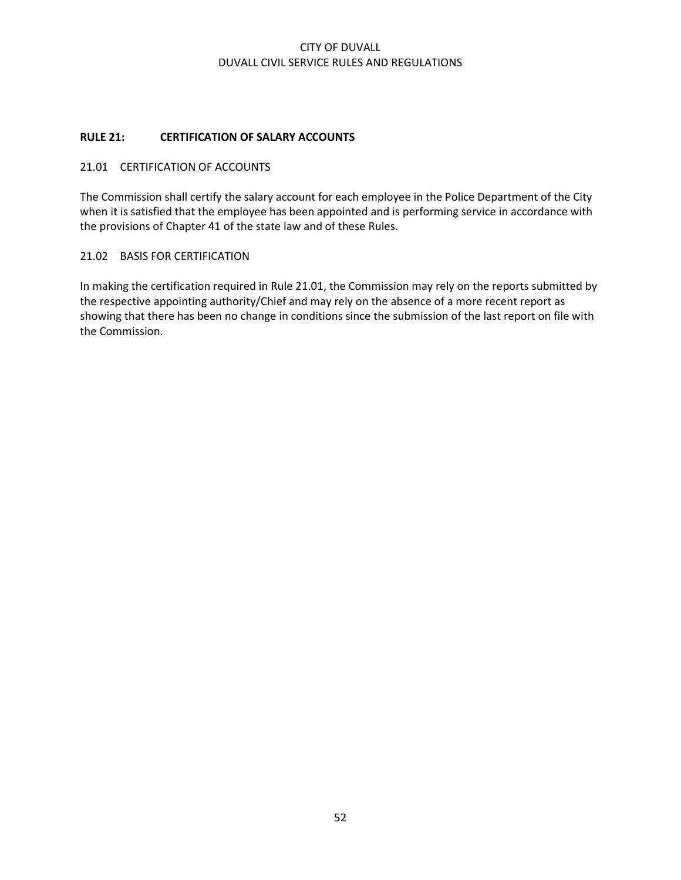## RULE 21: CERTIFICATION OF SALARY ACCOUNTS

### 21.01 CERTIFICATION OF ACCOUNTS

The Commission shall certify the salary account for each employee in the Police Department of the City when it is satisfied that the employee has been appointed and is performing service in accordance with the provisions of Chapter 41 of the state law and of these Rules.

### 21.02 BASIS FOR CERTIFICATION

In making the certification required in Rule 21.01, the Commission may rely on the reports submitted by the respective appointing authority/Chief and may rely on the absence of a more recent report as showing that there has been no change in conditions since the submission of the last report on file with the Commission.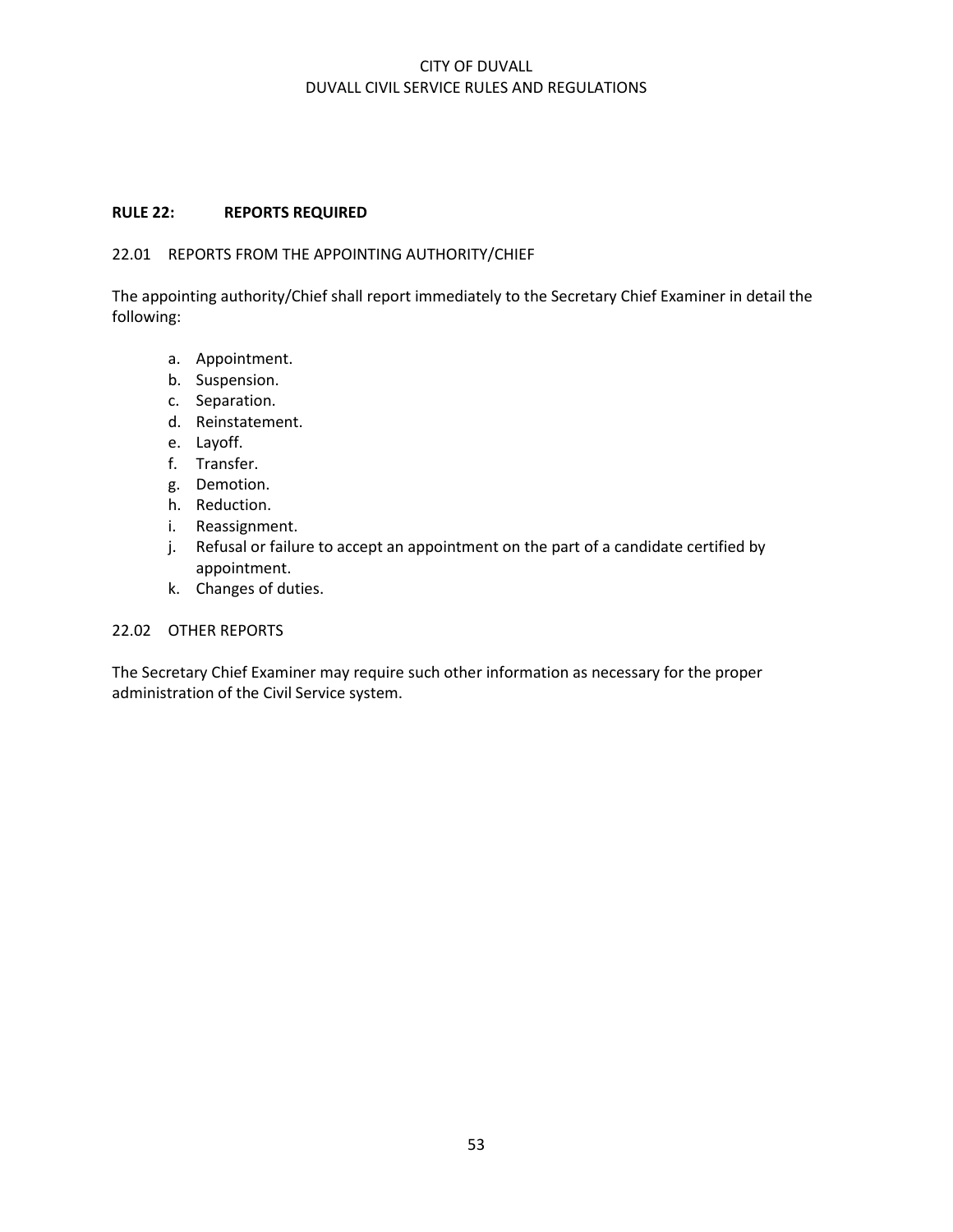## RULE 22: REPORTS REQUIRED

### 22.01 REPORTS FROM THE APPOINTING AUTHORITY/CHIEF

The appointing authority/Chief shall report immediately to the Secretary Chief Examiner in detail the following:

a. Appointment.
b. Suspension.
c. Separation.
d. Reinstatement.
e. Layoff.
f. Transfer.
g. Demotion.
h. Reduction.
i. Reassignment.
j. Refusal or failure to accept an appointment on the part of a candidate certified by appointment.
k. Changes of duties.

### 22.02 OTHER REPORTS

The Secretary Chief Examiner may require such other information as necessary for the proper administration of the Civil Service system.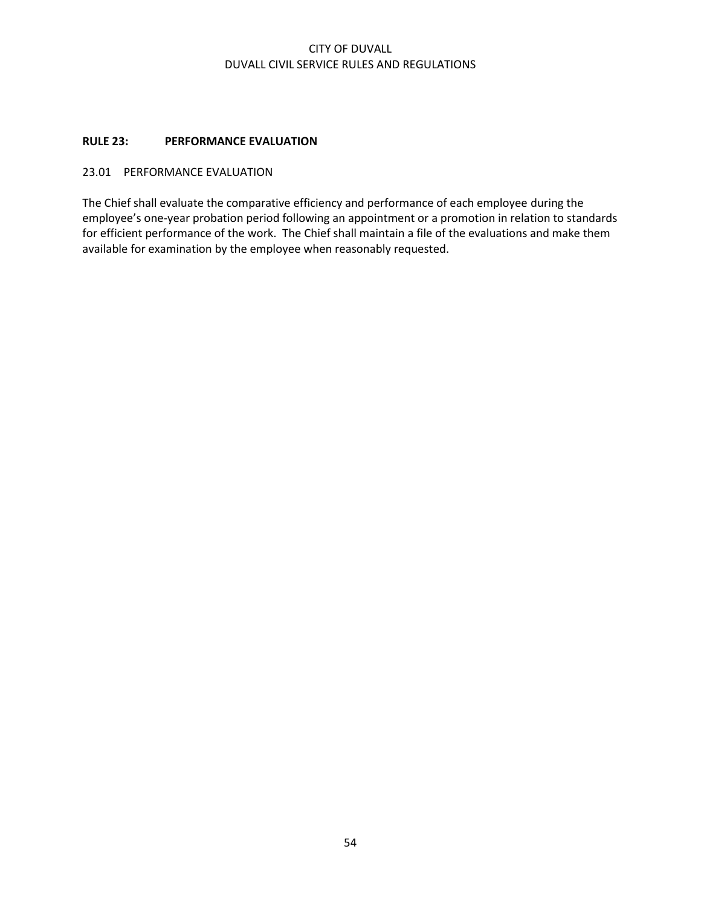## RULE 23: PERFORMANCE EVALUATION

### 23.01 PERFORMANCE EVALUATION

The Chief shall evaluate the comparative efficiency and performance of each employee during the employee's one-year probation period following an appointment or a promotion in relation to standards for efficient performance of the work. The Chief shall maintain a file of the evaluations and make them available for examination by the employee when reasonably requested.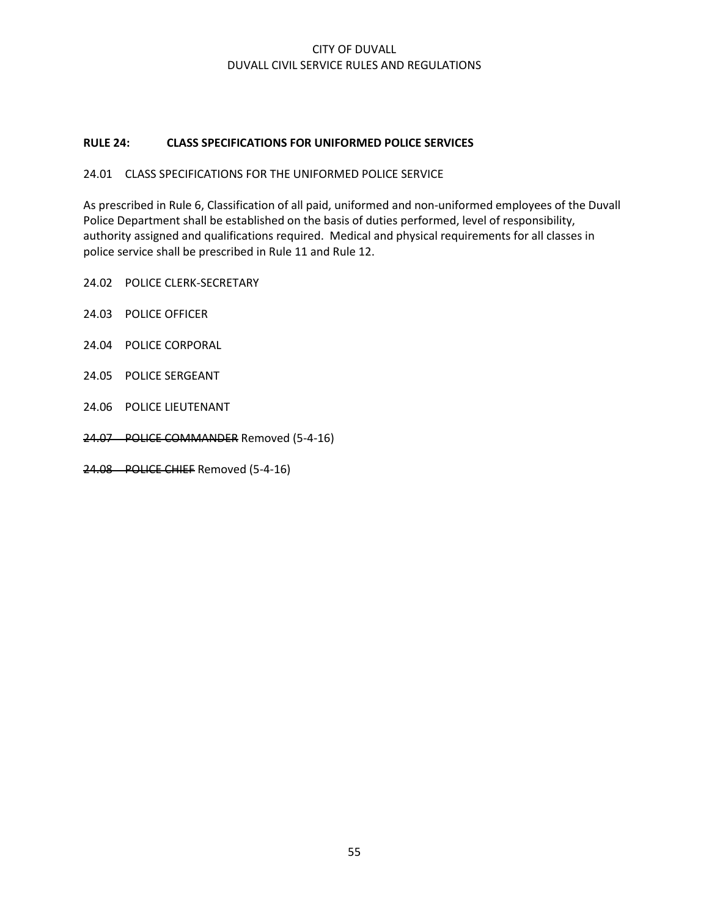## RULE 24: CLASS SPECIFICATIONS FOR UNIFORMED POLICE SERVICES

24.01 CLASS SPECIFICATIONS FOR THE UNIFORMED POLICE SERVICE

As prescribed in Rule 6, Classification of all paid, uniformed and non-uniformed employees of the Duvall Police Department shall be established on the basis of duties performed, level of responsibility, authority assigned and qualifications required. Medical and physical requirements for all classes in police service shall be prescribed in Rule 11 and Rule 12.

24.02 POLICE CLERK-SECRETARY

24.03 POLICE OFFICER

24.04 POLICE CORPORAL

24.05 POLICE SERGEANT

24.06 POLICE LIEUTENANT

~~24.07 POLICE COMMANDER~~ Removed (5-4-16)

~~24.08 POLICE CHIEF~~ Removed (5-4-16)